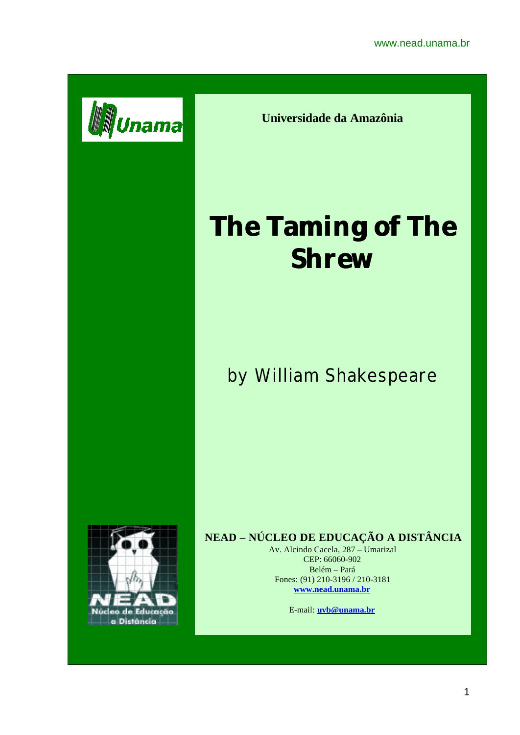Universidade da Amazônia

# The Taming of The Shrew

by William Shakespeare

**NEAD – NÚCLEO DE EDUCAÇÃO A DISTÂNCIA**

Av. Alcindo Cacela, 287 – Umarizal
CEP: 66060-902
Belém – Pará
Fones: (91) 210-3196 / 210-3181
www.nead.unama.br

E-mail: uvb@unama.br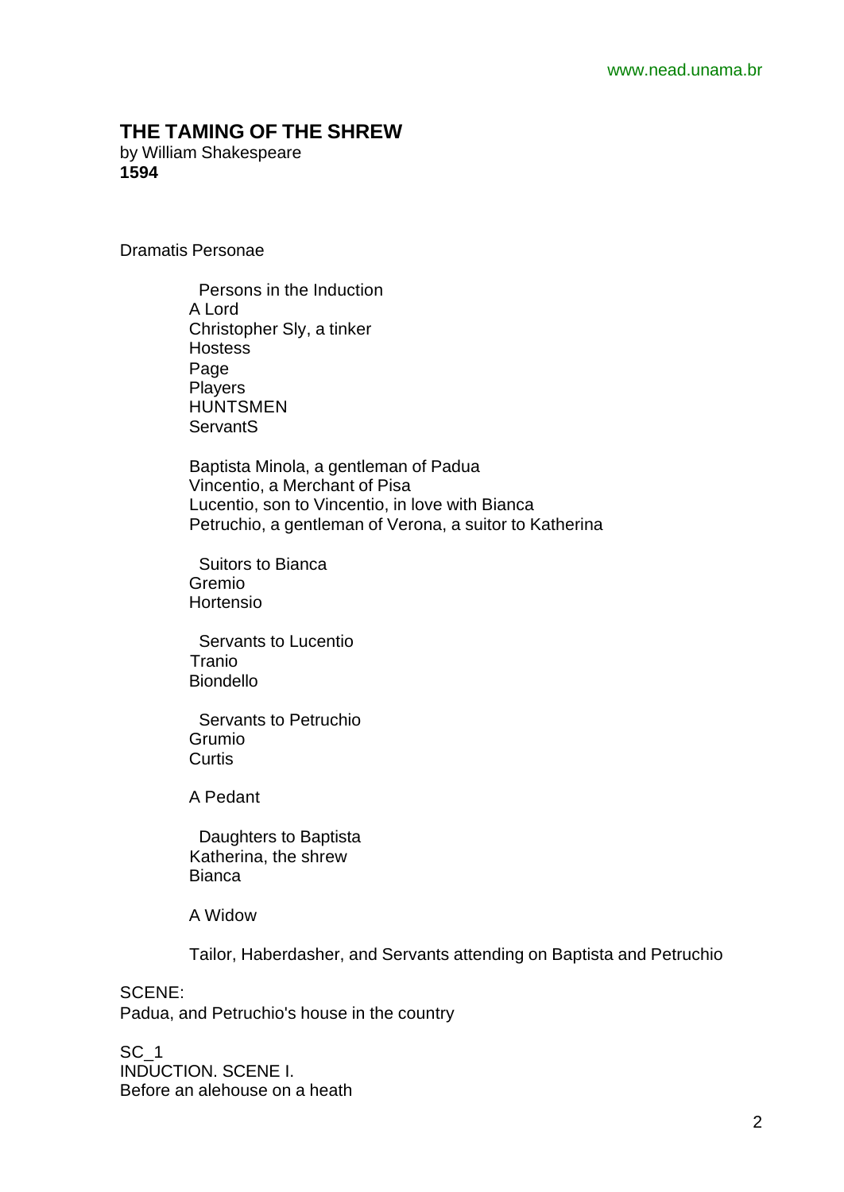# THE TAMING OF THE SHREW

by William Shakespeare
**1594**

Dramatis Personae

Persons in the Induction
A Lord
Christopher Sly, a tinker
Hostess
Page
Players
HUNTSMEN
ServantS

Baptista Minola, a gentleman of Padua
Vincentio, a Merchant of Pisa
Lucentio, son to Vincentio, in love with Bianca
Petruchio, a gentleman of Verona, a suitor to Katherina

Suitors to Bianca
Gremio
Hortensio

Servants to Lucentio
Tranio
Biondello

Servants to Petruchio
Grumio
Curtis

A Pedant

Daughters to Baptista
Katherina, the shrew
Bianca

A Widow

Tailor, Haberdasher, and Servants attending on Baptista and Petruchio

SCENE:
Padua, and Petruchio's house in the country

SC_1
INDUCTION. SCENE I.
Before an alehouse on a heath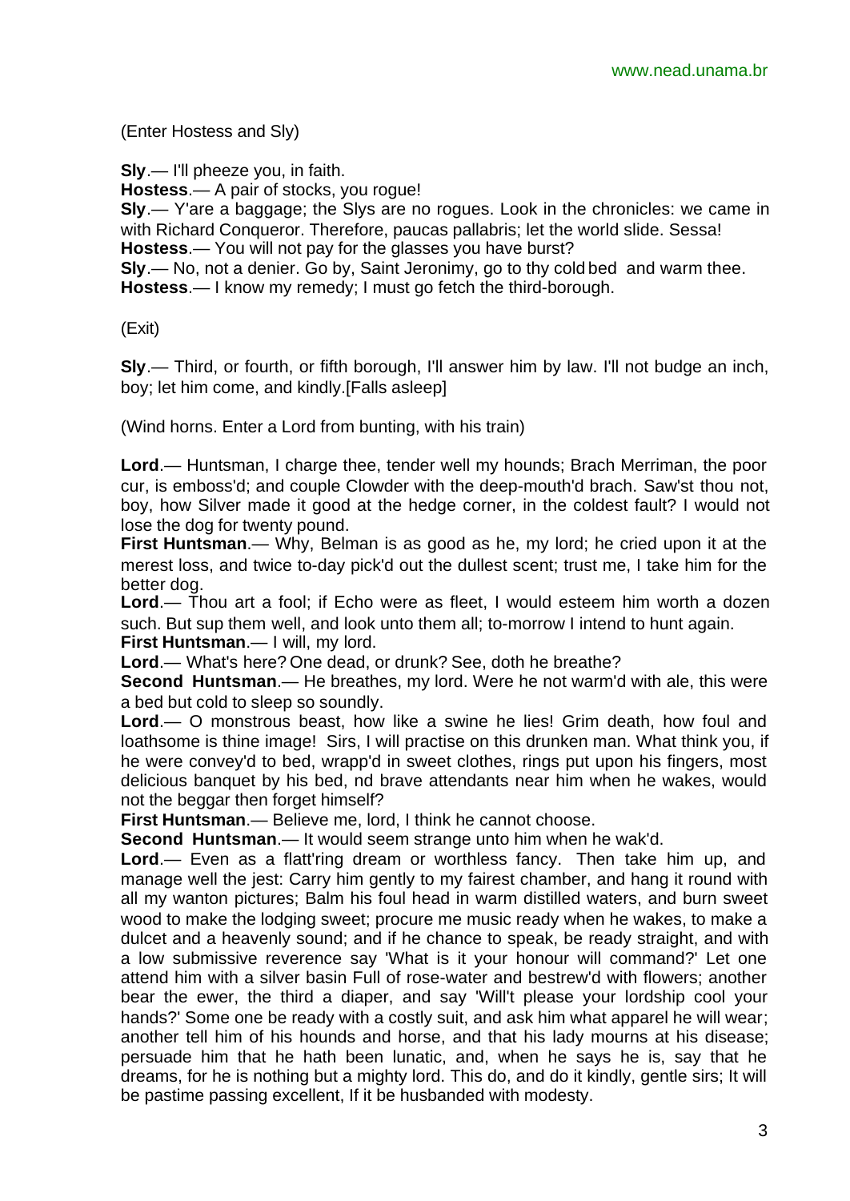(Enter Hostess and Sly)

**Sly**.— I'll pheeze you, in faith.

**Hostess**.— A pair of stocks, you rogue!

**Sly**.— Y'are a baggage; the Slys are no rogues. Look in the chronicles: we came in with Richard Conqueror. Therefore, paucas pallabris; let the world slide. Sessa!

**Hostess**.— You will not pay for the glasses you have burst?

**Sly**.— No, not a denier. Go by, Saint Jeronimy, go to thy cold bed and warm thee.

**Hostess**.— I know my remedy; I must go fetch the third-borough.

(Exit)

**Sly**.— Third, or fourth, or fifth borough, I'll answer him by law. I'll not budge an inch, boy; let him come, and kindly.[Falls asleep]

(Wind horns. Enter a Lord from bunting, with his train)

**Lord**.— Huntsman, I charge thee, tender well my hounds; Brach Merriman, the poor cur, is emboss'd; and couple Clowder with the deep-mouth'd brach. Saw'st thou not, boy, how Silver made it good at the hedge corner, in the coldest fault? I would not lose the dog for twenty pound.

**First Huntsman**.— Why, Belman is as good as he, my lord; he cried upon it at the merest loss, and twice to-day pick'd out the dullest scent; trust me, I take him for the better dog.

**Lord**.— Thou art a fool; if Echo were as fleet, I would esteem him worth a dozen such. But sup them well, and look unto them all; to-morrow I intend to hunt again.

**First Huntsman**.— I will, my lord.

**Lord**.— What's here? One dead, or drunk? See, doth he breathe?

**Second Huntsman**.— He breathes, my lord. Were he not warm'd with ale, this were a bed but cold to sleep so soundly.

**Lord**.— O monstrous beast, how like a swine he lies! Grim death, how foul and loathsome is thine image! Sirs, I will practise on this drunken man. What think you, if he were convey'd to bed, wrapp'd in sweet clothes, rings put upon his fingers, most delicious banquet by his bed, nd brave attendants near him when he wakes, would not the beggar then forget himself?

**First Huntsman**.— Believe me, lord, I think he cannot choose.

**Second Huntsman**.— It would seem strange unto him when he wak'd.

**Lord**.— Even as a flatt'ring dream or worthless fancy. Then take him up, and manage well the jest: Carry him gently to my fairest chamber, and hang it round with all my wanton pictures; Balm his foul head in warm distilled waters, and burn sweet wood to make the lodging sweet; procure me music ready when he wakes, to make a dulcet and a heavenly sound; and if he chance to speak, be ready straight, and with a low submissive reverence say 'What is it your honour will command?' Let one attend him with a silver basin Full of rose-water and bestrew'd with flowers; another bear the ewer, the third a diaper, and say 'Will't please your lordship cool your hands?' Some one be ready with a costly suit, and ask him what apparel he will wear; another tell him of his hounds and horse, and that his lady mourns at his disease; persuade him that he hath been lunatic, and, when he says he is, say that he dreams, for he is nothing but a mighty lord. This do, and do it kindly, gentle sirs; It will be pastime passing excellent, If it be husbanded with modesty.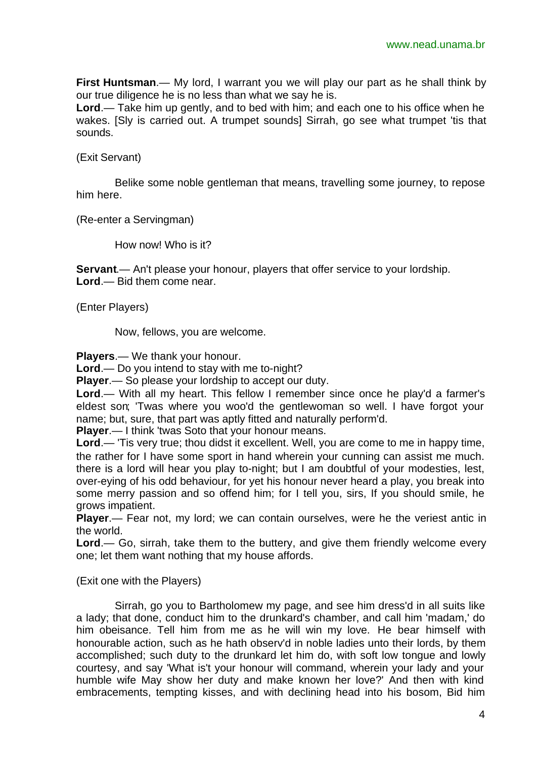**First Huntsman**.— My lord, I warrant you we will play our part as he shall think by our true diligence he is no less than what we say he is.
**Lord**.— Take him up gently, and to bed with him; and each one to his office when he wakes. [Sly is carried out. A trumpet sounds] Sirrah, go see what trumpet 'tis that sounds.

(Exit Servant)

Belike some noble gentleman that means, travelling some journey, to repose him here.

(Re-enter a Servingman)

How now! Who is it?

**Servant**.— An't please your honour, players that offer service to your lordship.
**Lord**.— Bid them come near.

(Enter Players)

Now, fellows, you are welcome.

**Players**.— We thank your honour.
**Lord**.— Do you intend to stay with me to-night?
**Player**.— So please your lordship to accept our duty.
**Lord**.— With all my heart. This fellow I remember since once he play'd a farmer's eldest son; 'Twas where you woo'd the gentlewoman so well. I have forgot your name; but, sure, that part was aptly fitted and naturally perform'd.
**Player**.— I think 'twas Soto that your honour means.
**Lord**.— 'Tis very true; thou didst it excellent. Well, you are come to me in happy time, the rather for I have some sport in hand wherein your cunning can assist me much. there is a lord will hear you play to-night; but I am doubtful of your modesties, lest, over-eying of his odd behaviour, for yet his honour never heard a play, you break into some merry passion and so offend him; for I tell you, sirs, If you should smile, he grows impatient.
**Player**.— Fear not, my lord; we can contain ourselves, were he the veriest antic in the world.
**Lord**.— Go, sirrah, take them to the buttery, and give them friendly welcome every one; let them want nothing that my house affords.

(Exit one with the Players)

Sirrah, go you to Bartholomew my page, and see him dress'd in all suits like a lady; that done, conduct him to the drunkard's chamber, and call him 'madam,' do him obeisance. Tell him from me as he will win my love. He bear himself with honourable action, such as he hath observ'd in noble ladies unto their lords, by them accomplished; such duty to the drunkard let him do, with soft low tongue and lowly courtesy, and say 'What is't your honour will command, wherein your lady and your humble wife May show her duty and make known her love?' And then with kind embracements, tempting kisses, and with declining head into his bosom, Bid him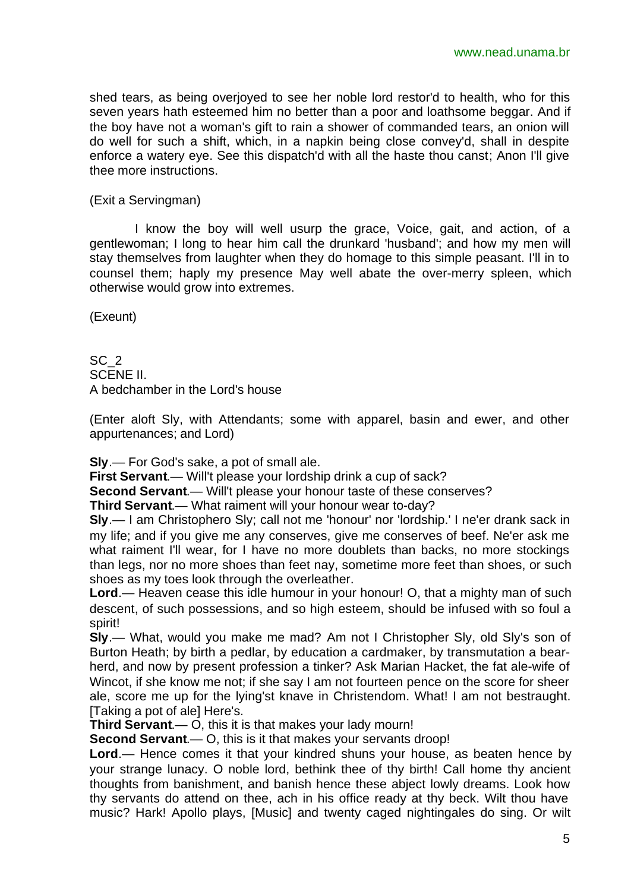shed tears, as being overjoyed to see her noble lord restor'd to health, who for this seven years hath esteemed him no better than a poor and loathsome beggar. And if the boy have not a woman's gift to rain a shower of commanded tears, an onion will do well for such a shift, which, in a napkin being close convey'd, shall in despite enforce a watery eye. See this dispatch'd with all the haste thou canst; Anon I'll give thee more instructions.

(Exit a Servingman)

I know the boy will well usurp the grace, Voice, gait, and action, of a gentlewoman; I long to hear him call the drunkard 'husband'; and how my men will stay themselves from laughter when they do homage to this simple peasant. I'll in to counsel them; haply my presence May well abate the over-merry spleen, which otherwise would grow into extremes.

(Exeunt)

SC_2
SCENE II.
A bedchamber in the Lord's house

(Enter aloft Sly, with Attendants; some with apparel, basin and ewer, and other appurtenances; and Lord)

**Sly**.— For God's sake, a pot of small ale.
**First Servant**.— Will't please your lordship drink a cup of sack?
**Second Servant**.— Will't please your honour taste of these conserves?
**Third Servant**.— What raiment will your honour wear to-day?
**Sly**.— I am Christophero Sly; call not me 'honour' nor 'lordship.' I ne'er drank sack in my life; and if you give me any conserves, give me conserves of beef. Ne'er ask me what raiment I'll wear, for I have no more doublets than backs, no more stockings than legs, nor no more shoes than feet nay, sometime more feet than shoes, or such shoes as my toes look through the overleather.
**Lord**.— Heaven cease this idle humour in your honour! O, that a mighty man of such descent, of such possessions, and so high esteem, should be infused with so foul a spirit!
**Sly**.— What, would you make me mad? Am not I Christopher Sly, old Sly's son of Burton Heath; by birth a pedlar, by education a cardmaker, by transmutation a bear-herd, and now by present profession a tinker? Ask Marian Hacket, the fat ale-wife of Wincot, if she know me not; if she say I am not fourteen pence on the score for sheer ale, score me up for the lying'st knave in Christendom. What! I am not bestraught. [Taking a pot of ale] Here's.
**Third Servant**.— O, this it is that makes your lady mourn!
**Second Servant**.— O, this is it that makes your servants droop!
**Lord**.— Hence comes it that your kindred shuns your house, as beaten hence by your strange lunacy. O noble lord, bethink thee of thy birth! Call home thy ancient thoughts from banishment, and banish hence these abject lowly dreams. Look how thy servants do attend on thee, ach in his office ready at thy beck. Wilt thou have music? Hark! Apollo plays, [Music] and twenty caged nightingales do sing. Or wilt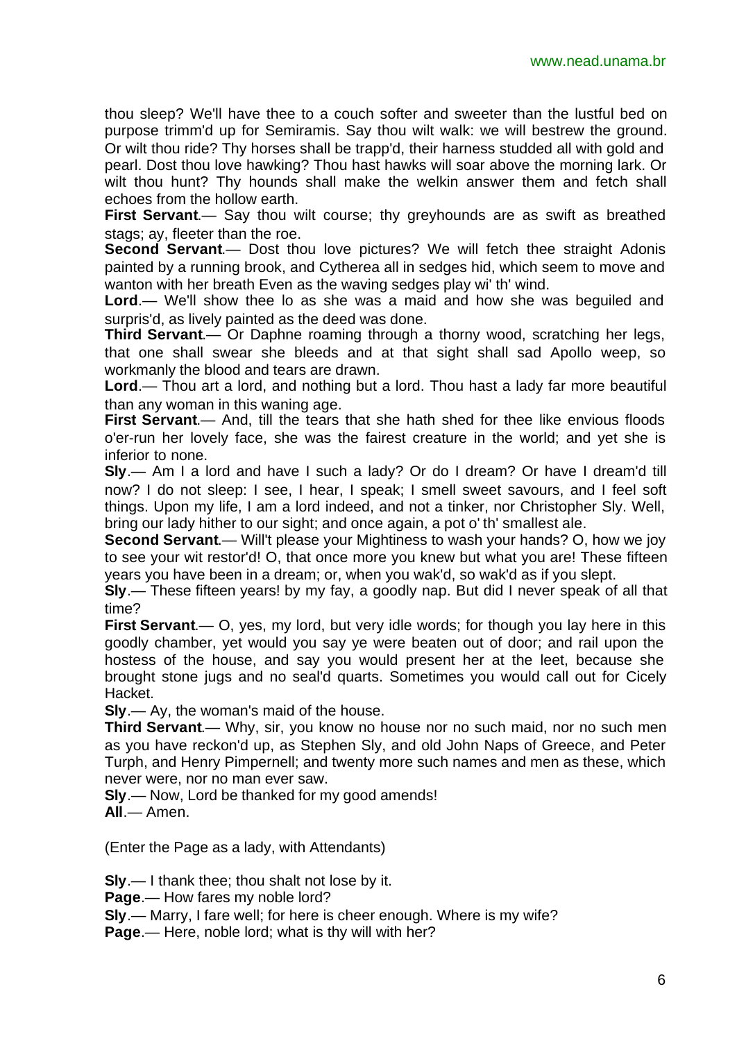thou sleep? We'll have thee to a couch softer and sweeter than the lustful bed on purpose trimm'd up for Semiramis. Say thou wilt walk: we will bestrew the ground. Or wilt thou ride? Thy horses shall be trapp'd, their harness studded all with gold and pearl. Dost thou love hawking? Thou hast hawks will soar above the morning lark. Or wilt thou hunt? Thy hounds shall make the welkin answer them and fetch shall echoes from the hollow earth.

**First Servant**.— Say thou wilt course; thy greyhounds are as swift as breathed stags; ay, fleeter than the roe.

**Second Servant**.— Dost thou love pictures? We will fetch thee straight Adonis painted by a running brook, and Cytherea all in sedges hid, which seem to move and wanton with her breath Even as the waving sedges play wi' th' wind.

**Lord**.— We'll show thee lo as she was a maid and how she was beguiled and surpris'd, as lively painted as the deed was done.

**Third Servant**.— Or Daphne roaming through a thorny wood, scratching her legs, that one shall swear she bleeds and at that sight shall sad Apollo weep, so workmanly the blood and tears are drawn.

**Lord**.— Thou art a lord, and nothing but a lord. Thou hast a lady far more beautiful than any woman in this waning age.

**First Servant**.— And, till the tears that she hath shed for thee like envious floods o'er-run her lovely face, she was the fairest creature in the world; and yet she is inferior to none.

**Sly**.— Am I a lord and have I such a lady? Or do I dream? Or have I dream'd till now? I do not sleep: I see, I hear, I speak; I smell sweet savours, and I feel soft things. Upon my life, I am a lord indeed, and not a tinker, nor Christopher Sly. Well, bring our lady hither to our sight; and once again, a pot o' th' smallest ale.

**Second Servant**.— Will't please your Mightiness to wash your hands? O, how we joy to see your wit restor'd! O, that once more you knew but what you are! These fifteen years you have been in a dream; or, when you wak'd, so wak'd as if you slept.

**Sly**.— These fifteen years! by my fay, a goodly nap. But did I never speak of all that time?

**First Servant**.— O, yes, my lord, but very idle words; for though you lay here in this goodly chamber, yet would you say ye were beaten out of door; and rail upon the hostess of the house, and say you would present her at the leet, because she brought stone jugs and no seal'd quarts. Sometimes you would call out for Cicely Hacket.

**Sly**.— Ay, the woman's maid of the house.

**Third Servant**.— Why, sir, you know no house nor no such maid, nor no such men as you have reckon'd up, as Stephen Sly, and old John Naps of Greece, and Peter Turph, and Henry Pimpernell; and twenty more such names and men as these, which never were, nor no man ever saw.

**Sly**.— Now, Lord be thanked for my good amends!

**All**.— Amen.

(Enter the Page as a lady, with Attendants)

**Sly**.— I thank thee; thou shalt not lose by it.

**Page**.— How fares my noble lord?

**Sly**.— Marry, I fare well; for here is cheer enough. Where is my wife?

**Page**.— Here, noble lord; what is thy will with her?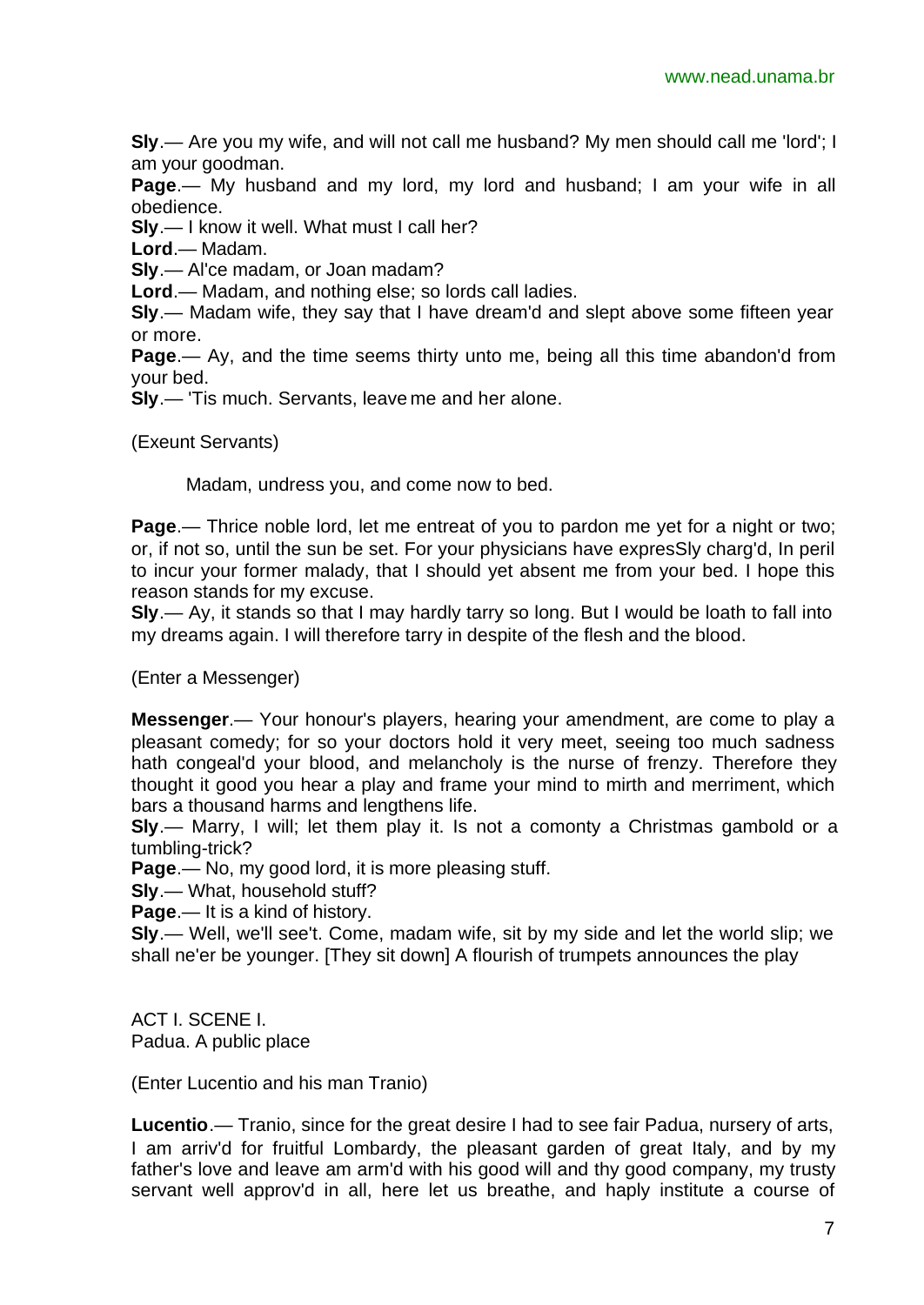**Sly**.— Are you my wife, and will not call me husband? My men should call me 'lord'; I am your goodman.

**Page**.— My husband and my lord, my lord and husband; I am your wife in all obedience.

**Sly**.— I know it well. What must I call her?

**Lord**.— Madam.

**Sly**.— Al'ce madam, or Joan madam?

**Lord**.— Madam, and nothing else; so lords call ladies.

**Sly**.— Madam wife, they say that I have dream'd and slept above some fifteen year or more.

**Page**.— Ay, and the time seems thirty unto me, being all this time abandon'd from your bed.

**Sly**.— 'Tis much. Servants, leave me and her alone.

(Exeunt Servants)

Madam, undress you, and come now to bed.

**Page**.— Thrice noble lord, let me entreat of you to pardon me yet for a night or two; or, if not so, until the sun be set. For your physicians have expresSly charg'd, In peril to incur your former malady, that I should yet absent me from your bed. I hope this reason stands for my excuse.

**Sly**.— Ay, it stands so that I may hardly tarry so long. But I would be loath to fall into my dreams again. I will therefore tarry in despite of the flesh and the blood.

(Enter a Messenger)

**Messenger**.— Your honour's players, hearing your amendment, are come to play a pleasant comedy; for so your doctors hold it very meet, seeing too much sadness hath congeal'd your blood, and melancholy is the nurse of frenzy. Therefore they thought it good you hear a play and frame your mind to mirth and merriment, which bars a thousand harms and lengthens life.

**Sly**.— Marry, I will; let them play it. Is not a comonty a Christmas gambold or a tumbling-trick?

**Page**.— No, my good lord, it is more pleasing stuff.

**Sly**.— What, household stuff?

**Page**.— It is a kind of history.

**Sly**.— Well, we'll see't. Come, madam wife, sit by my side and let the world slip; we shall ne'er be younger. [They sit down] A flourish of trumpets announces the play

ACT I. SCENE I.
Padua. A public place

(Enter Lucentio and his man Tranio)

**Lucentio**.— Tranio, since for the great desire I had to see fair Padua, nursery of arts, I am arriv'd for fruitful Lombardy, the pleasant garden of great Italy, and by my father's love and leave am arm'd with his good will and thy good company, my trusty servant well approv'd in all, here let us breathe, and haply institute a course of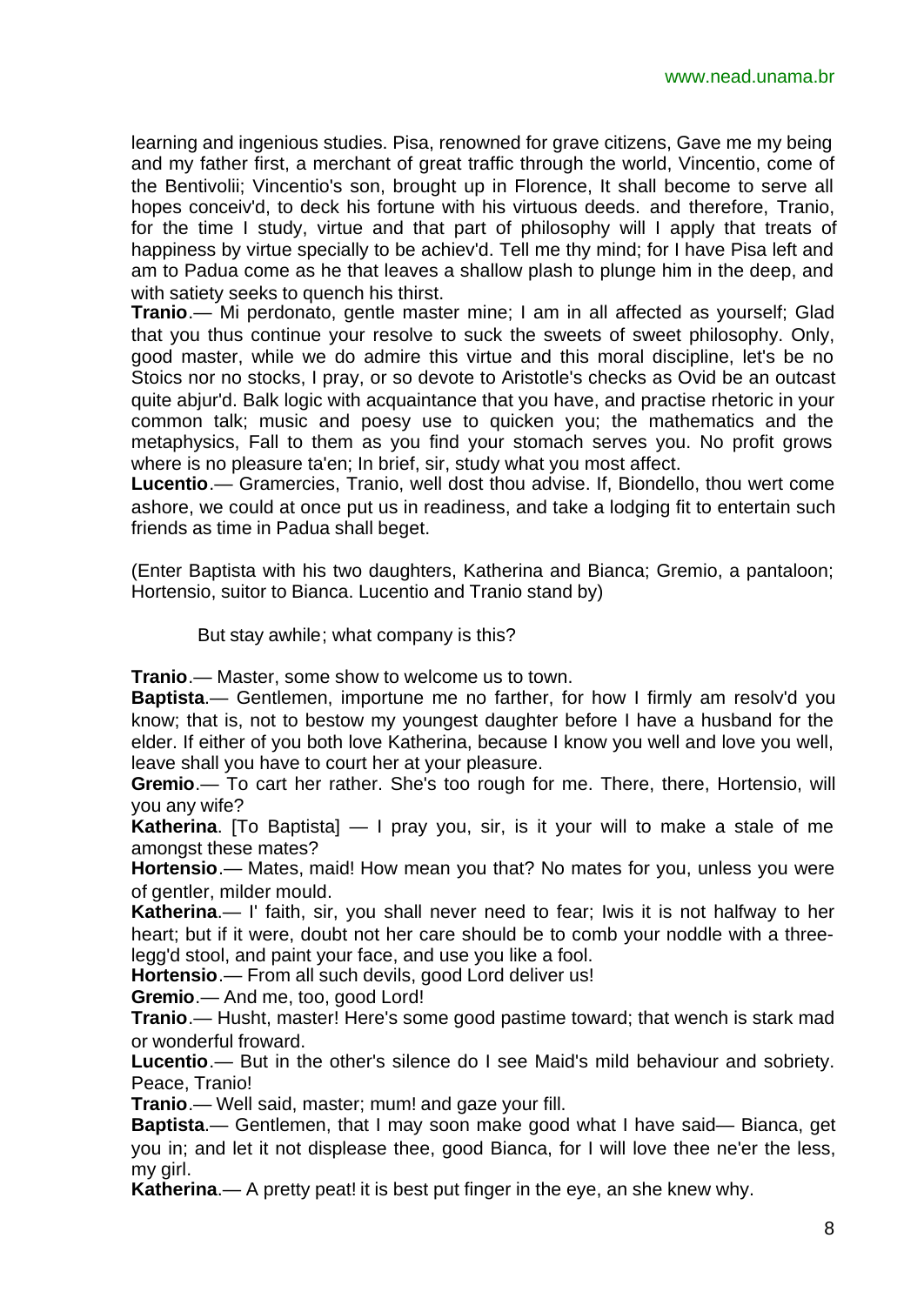learning and ingenious studies. Pisa, renowned for grave citizens, Gave me my being and my father first, a merchant of great traffic through the world, Vincentio, come of the Bentivolii; Vincentio's son, brought up in Florence, It shall become to serve all hopes conceiv'd, to deck his fortune with his virtuous deeds. and therefore, Tranio, for the time I study, virtue and that part of philosophy will I apply that treats of happiness by virtue specially to be achiev'd. Tell me thy mind; for I have Pisa left and am to Padua come as he that leaves a shallow plash to plunge him in the deep, and with satiety seeks to quench his thirst.

**Tranio**.— Mi perdonato, gentle master mine; I am in all affected as yourself; Glad that you thus continue your resolve to suck the sweets of sweet philosophy. Only, good master, while we do admire this virtue and this moral discipline, let's be no Stoics nor no stocks, I pray, or so devote to Aristotle's checks as Ovid be an outcast quite abjur'd. Balk logic with acquaintance that you have, and practise rhetoric in your common talk; music and poesy use to quicken you; the mathematics and the metaphysics, Fall to them as you find your stomach serves you. No profit grows where is no pleasure ta'en; In brief, sir, study what you most affect.

**Lucentio**.— Gramercies, Tranio, well dost thou advise. If, Biondello, thou wert come ashore, we could at once put us in readiness, and take a lodging fit to entertain such friends as time in Padua shall beget.

(Enter Baptista with his two daughters, Katherina and Bianca; Gremio, a pantaloon; Hortensio, suitor to Bianca. Lucentio and Tranio stand by)

But stay awhile; what company is this?

**Tranio**.— Master, some show to welcome us to town.

**Baptista**.— Gentlemen, importune me no farther, for how I firmly am resolv'd you know; that is, not to bestow my youngest daughter before I have a husband for the elder. If either of you both love Katherina, because I know you well and love you well, leave shall you have to court her at your pleasure.

**Gremio**.— To cart her rather. She's too rough for me. There, there, Hortensio, will you any wife?

**Katherina**. [To Baptista] — I pray you, sir, is it your will to make a stale of me amongst these mates?

**Hortensio**.— Mates, maid! How mean you that? No mates for you, unless you were of gentler, milder mould.

**Katherina**.— I' faith, sir, you shall never need to fear; Iwis it is not halfway to her heart; but if it were, doubt not her care should be to comb your noddle with a three-legg'd stool, and paint your face, and use you like a fool.

**Hortensio**.— From all such devils, good Lord deliver us!

**Gremio**.— And me, too, good Lord!

**Tranio**.— Husht, master! Here's some good pastime toward; that wench is stark mad or wonderful froward.

**Lucentio**.— But in the other's silence do I see Maid's mild behaviour and sobriety. Peace, Tranio!

**Tranio**.— Well said, master; mum! and gaze your fill.

**Baptista**.— Gentlemen, that I may soon make good what I have said— Bianca, get you in; and let it not displease thee, good Bianca, for I will love thee ne'er the less, my girl.

**Katherina**.— A pretty peat! it is best put finger in the eye, an she knew why.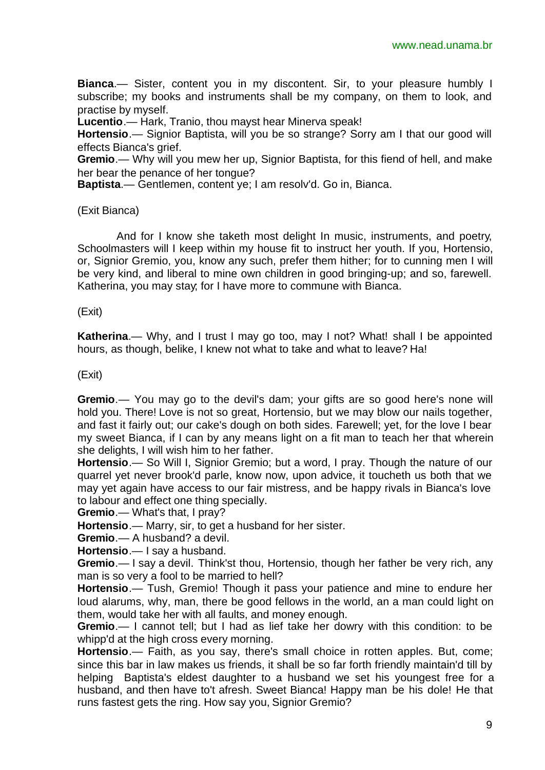**Bianca**.— Sister, content you in my discontent. Sir, to your pleasure humbly I subscribe; my books and instruments shall be my company, on them to look, and practise by myself.

**Lucentio**.— Hark, Tranio, thou mayst hear Minerva speak!

**Hortensio**.— Signior Baptista, will you be so strange? Sorry am I that our good will effects Bianca's grief.

**Gremio**.— Why will you mew her up, Signior Baptista, for this fiend of hell, and make her bear the penance of her tongue?

**Baptista**.— Gentlemen, content ye; I am resolv'd. Go in, Bianca.

(Exit Bianca)

And for I know she taketh most delight In music, instruments, and poetry, Schoolmasters will I keep within my house fit to instruct her youth. If you, Hortensio, or, Signior Gremio, you, know any such, prefer them hither; for to cunning men I will be very kind, and liberal to mine own children in good bringing-up; and so, farewell. Katherina, you may stay; for I have more to commune with Bianca.

(Exit)

**Katherina**.— Why, and I trust I may go too, may I not? What! shall I be appointed hours, as though, belike, I knew not what to take and what to leave? Ha!

(Exit)

**Gremio**.— You may go to the devil's dam; your gifts are so good here's none will hold you. There! Love is not so great, Hortensio, but we may blow our nails together, and fast it fairly out; our cake's dough on both sides. Farewell; yet, for the love I bear my sweet Bianca, if I can by any means light on a fit man to teach her that wherein she delights, I will wish him to her father.

**Hortensio**.— So Will I, Signior Gremio; but a word, I pray. Though the nature of our quarrel yet never brook'd parle, know now, upon advice, it toucheth us both that we may yet again have access to our fair mistress, and be happy rivals in Bianca's love to labour and effect one thing specially.

**Gremio**.— What's that, I pray?

**Hortensio**.— Marry, sir, to get a husband for her sister.

**Gremio**.— A husband? a devil.

**Hortensio**.— I say a husband.

**Gremio**.— I say a devil. Think'st thou, Hortensio, though her father be very rich, any man is so very a fool to be married to hell?

**Hortensio**.— Tush, Gremio! Though it pass your patience and mine to endure her loud alarums, why, man, there be good fellows in the world, an a man could light on them, would take her with all faults, and money enough.

**Gremio**.— I cannot tell; but I had as lief take her dowry with this condition: to be whipp'd at the high cross every morning.

**Hortensio**.— Faith, as you say, there's small choice in rotten apples. But, come; since this bar in law makes us friends, it shall be so far forth friendly maintain'd till by helping Baptista's eldest daughter to a husband we set his youngest free for a husband, and then have to't afresh. Sweet Bianca! Happy man be his dole! He that runs fastest gets the ring. How say you, Signior Gremio?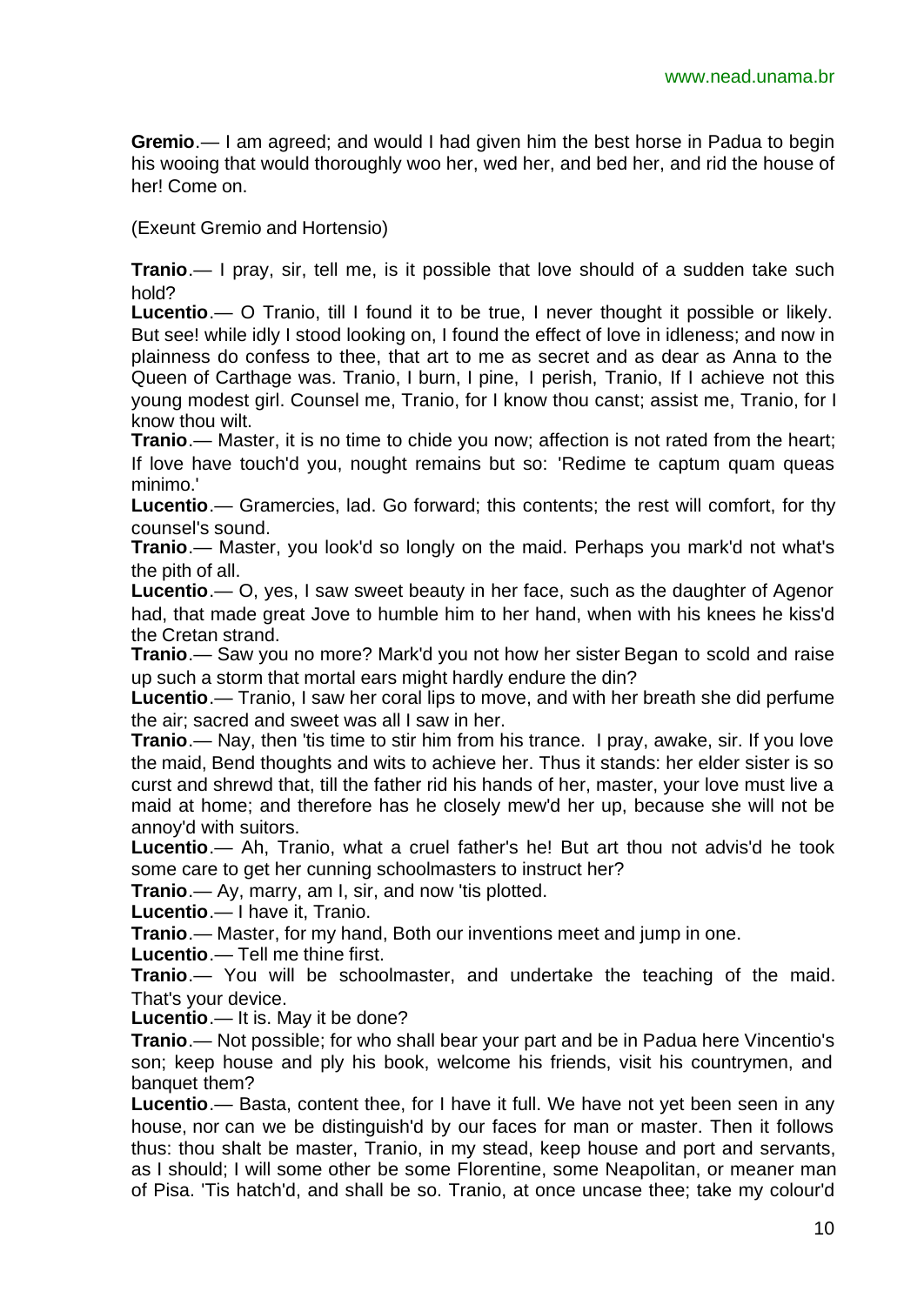**Gremio**.— I am agreed; and would I had given him the best horse in Padua to begin his wooing that would thoroughly woo her, wed her, and bed her, and rid the house of her! Come on.

(Exeunt Gremio and Hortensio)

**Tranio**.— I pray, sir, tell me, is it possible that love should of a sudden take such hold?

**Lucentio**.— O Tranio, till I found it to be true, I never thought it possible or likely. But see! while idly I stood looking on, I found the effect of love in idleness; and now in plainness do confess to thee, that art to me as secret and as dear as Anna to the Queen of Carthage was. Tranio, I burn, I pine, I perish, Tranio, If I achieve not this young modest girl. Counsel me, Tranio, for I know thou canst; assist me, Tranio, for I know thou wilt.

**Tranio**.— Master, it is no time to chide you now; affection is not rated from the heart; If love have touch'd you, nought remains but so: 'Redime te captum quam queas minimo.'

**Lucentio**.— Gramercies, lad. Go forward; this contents; the rest will comfort, for thy counsel's sound.

**Tranio**.— Master, you look'd so longly on the maid. Perhaps you mark'd not what's the pith of all.

**Lucentio**.— O, yes, I saw sweet beauty in her face, such as the daughter of Agenor had, that made great Jove to humble him to her hand, when with his knees he kiss'd the Cretan strand.

**Tranio**.— Saw you no more? Mark'd you not how her sister Began to scold and raise up such a storm that mortal ears might hardly endure the din?

**Lucentio**.— Tranio, I saw her coral lips to move, and with her breath she did perfume the air; sacred and sweet was all I saw in her.

**Tranio**.— Nay, then 'tis time to stir him from his trance. I pray, awake, sir. If you love the maid, Bend thoughts and wits to achieve her. Thus it stands: her elder sister is so curst and shrewd that, till the father rid his hands of her, master, your love must live a maid at home; and therefore has he closely mew'd her up, because she will not be annoy'd with suitors.

**Lucentio**.— Ah, Tranio, what a cruel father's he! But art thou not advis'd he took some care to get her cunning schoolmasters to instruct her?

**Tranio**.— Ay, marry, am I, sir, and now 'tis plotted.

**Lucentio**.— I have it, Tranio.

**Tranio**.— Master, for my hand, Both our inventions meet and jump in one.

**Lucentio**.— Tell me thine first.

**Tranio**.— You will be schoolmaster, and undertake the teaching of the maid. That's your device.

**Lucentio**.— It is. May it be done?

**Tranio**.— Not possible; for who shall bear your part and be in Padua here Vincentio's son; keep house and ply his book, welcome his friends, visit his countrymen, and banquet them?

**Lucentio**.— Basta, content thee, for I have it full. We have not yet been seen in any house, nor can we be distinguish'd by our faces for man or master. Then it follows thus: thou shalt be master, Tranio, in my stead, keep house and port and servants, as I should; I will some other be some Florentine, some Neapolitan, or meaner man of Pisa. 'Tis hatch'd, and shall be so. Tranio, at once uncase thee; take my colour'd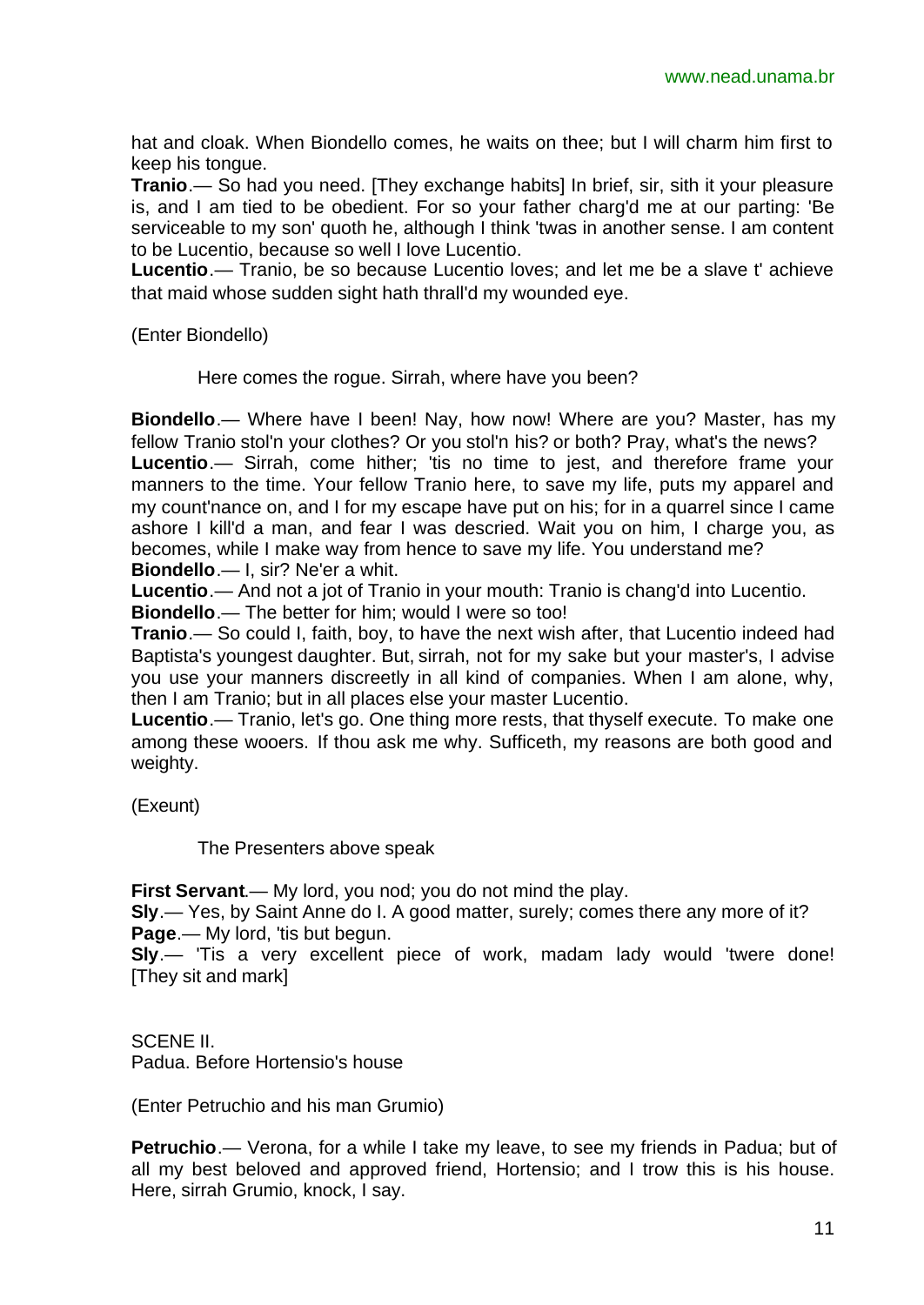hat and cloak. When Biondello comes, he waits on thee; but I will charm him first to keep his tongue.

**Tranio**.— So had you need. [They exchange habits] In brief, sir, sith it your pleasure is, and I am tied to be obedient. For so your father charg'd me at our parting: 'Be serviceable to my son' quoth he, although I think 'twas in another sense. I am content to be Lucentio, because so well I love Lucentio.

**Lucentio**.— Tranio, be so because Lucentio loves; and let me be a slave t' achieve that maid whose sudden sight hath thrall'd my wounded eye.

(Enter Biondello)

Here comes the rogue. Sirrah, where have you been?

**Biondello**.— Where have I been! Nay, how now! Where are you? Master, has my fellow Tranio stol'n your clothes? Or you stol'n his? or both? Pray, what's the news?

**Lucentio**.— Sirrah, come hither; 'tis no time to jest, and therefore frame your manners to the time. Your fellow Tranio here, to save my life, puts my apparel and my count'nance on, and I for my escape have put on his; for in a quarrel since I came ashore I kill'd a man, and fear I was descried. Wait you on him, I charge you, as becomes, while I make way from hence to save my life. You understand me?

**Biondello**.— I, sir? Ne'er a whit.

**Lucentio**.— And not a jot of Tranio in your mouth: Tranio is chang'd into Lucentio.

**Biondello**.— The better for him; would I were so too!

**Tranio**.— So could I, faith, boy, to have the next wish after, that Lucentio indeed had Baptista's youngest daughter. But, sirrah, not for my sake but your master's, I advise you use your manners discreetly in all kind of companies. When I am alone, why, then I am Tranio; but in all places else your master Lucentio.

**Lucentio**.— Tranio, let's go. One thing more rests, that thyself execute. To make one among these wooers. If thou ask me why. Sufficeth, my reasons are both good and weighty.

(Exeunt)

The Presenters above speak

**First Servant**.— My lord, you nod; you do not mind the play.

**Sly**.— Yes, by Saint Anne do I. A good matter, surely; comes there any more of it?

**Page**.— My lord, 'tis but begun.

**Sly**.— 'Tis a very excellent piece of work, madam lady would 'twere done! [They sit and mark]

SCENE II.
Padua. Before Hortensio's house

(Enter Petruchio and his man Grumio)

**Petruchio**.— Verona, for a while I take my leave, to see my friends in Padua; but of all my best beloved and approved friend, Hortensio; and I trow this is his house. Here, sirrah Grumio, knock, I say.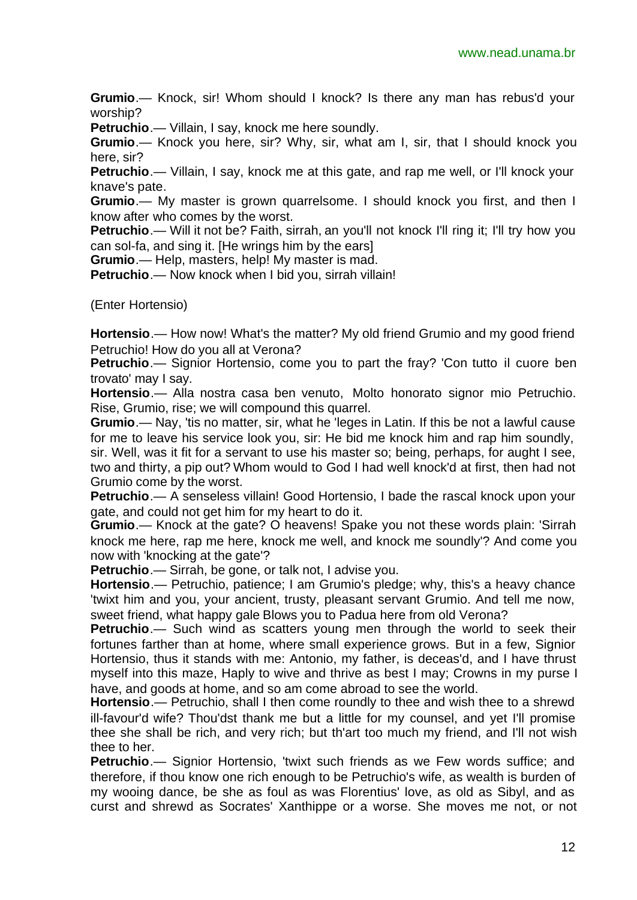**Grumio**.— Knock, sir! Whom should I knock? Is there any man has rebus'd your worship?

**Petruchio**.— Villain, I say, knock me here soundly.

**Grumio**.— Knock you here, sir? Why, sir, what am I, sir, that I should knock you here, sir?

**Petruchio**.— Villain, I say, knock me at this gate, and rap me well, or I'll knock your knave's pate.

**Grumio**.— My master is grown quarrelsome. I should knock you first, and then I know after who comes by the worst.

**Petruchio**.— Will it not be? Faith, sirrah, an you'll not knock I'll ring it; I'll try how you can sol-fa, and sing it. [He wrings him by the ears]

**Grumio**.— Help, masters, help! My master is mad.

**Petruchio**.— Now knock when I bid you, sirrah villain!

(Enter Hortensio)

**Hortensio**.— How now! What's the matter? My old friend Grumio and my good friend Petruchio! How do you all at Verona?

**Petruchio**.— Signior Hortensio, come you to part the fray? 'Con tutto il cuore ben trovato' may I say.

**Hortensio**.— Alla nostra casa ben venuto, Molto honorato signor mio Petruchio. Rise, Grumio, rise; we will compound this quarrel.

**Grumio**.— Nay, 'tis no matter, sir, what he 'leges in Latin. If this be not a lawful cause for me to leave his service look you, sir: He bid me knock him and rap him soundly, sir. Well, was it fit for a servant to use his master so; being, perhaps, for aught I see, two and thirty, a pip out? Whom would to God I had well knock'd at first, then had not Grumio come by the worst.

**Petruchio**.— A senseless villain! Good Hortensio, I bade the rascal knock upon your gate, and could not get him for my heart to do it.

**Grumio**.— Knock at the gate? O heavens! Spake you not these words plain: 'Sirrah knock me here, rap me here, knock me well, and knock me soundly'? And come you now with 'knocking at the gate'?

**Petruchio**.— Sirrah, be gone, or talk not, I advise you.

**Hortensio**.— Petruchio, patience; I am Grumio's pledge; why, this's a heavy chance 'twixt him and you, your ancient, trusty, pleasant servant Grumio. And tell me now, sweet friend, what happy gale Blows you to Padua here from old Verona?

**Petruchio**.— Such wind as scatters young men through the world to seek their fortunes farther than at home, where small experience grows. But in a few, Signior Hortensio, thus it stands with me: Antonio, my father, is deceas'd, and I have thrust myself into this maze, Haply to wive and thrive as best I may; Crowns in my purse I have, and goods at home, and so am come abroad to see the world.

**Hortensio**.— Petruchio, shall I then come roundly to thee and wish thee to a shrewd ill-favour'd wife? Thou'dst thank me but a little for my counsel, and yet I'll promise thee she shall be rich, and very rich; but th'art too much my friend, and I'll not wish thee to her.

**Petruchio**.— Signior Hortensio, 'twixt such friends as we Few words suffice; and therefore, if thou know one rich enough to be Petruchio's wife, as wealth is burden of my wooing dance, be she as foul as was Florentius' love, as old as Sibyl, and as curst and shrewd as Socrates' Xanthippe or a worse. She moves me not, or not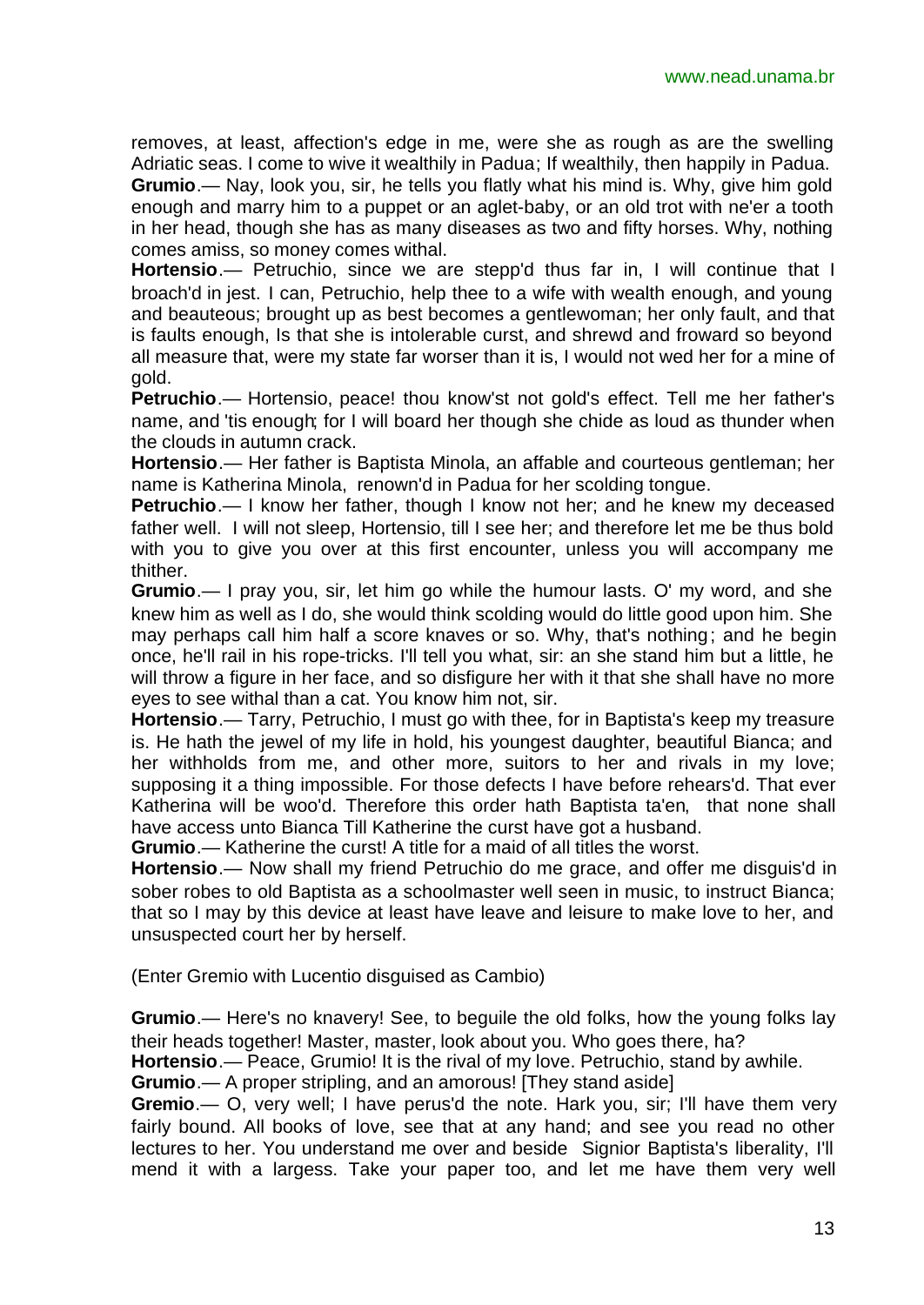removes, at least, affection's edge in me, were she as rough as are the swelling Adriatic seas. I come to wive it wealthily in Padua; If wealthily, then happily in Padua.

**Grumio**.— Nay, look you, sir, he tells you flatly what his mind is. Why, give him gold enough and marry him to a puppet or an aglet-baby, or an old trot with ne'er a tooth in her head, though she has as many diseases as two and fifty horses. Why, nothing comes amiss, so money comes withal.

**Hortensio**.— Petruchio, since we are stepp'd thus far in, I will continue that I broach'd in jest. I can, Petruchio, help thee to a wife with wealth enough, and young and beauteous; brought up as best becomes a gentlewoman; her only fault, and that is faults enough, Is that she is intolerable curst, and shrewd and froward so beyond all measure that, were my state far worser than it is, I would not wed her for a mine of gold.

**Petruchio**.— Hortensio, peace! thou know'st not gold's effect. Tell me her father's name, and 'tis enough; for I will board her though she chide as loud as thunder when the clouds in autumn crack.

**Hortensio**.— Her father is Baptista Minola, an affable and courteous gentleman; her name is Katherina Minola, renown'd in Padua for her scolding tongue.

**Petruchio**.— I know her father, though I know not her; and he knew my deceased father well. I will not sleep, Hortensio, till I see her; and therefore let me be thus bold with you to give you over at this first encounter, unless you will accompany me thither.

**Grumio**.— I pray you, sir, let him go while the humour lasts. O' my word, and she knew him as well as I do, she would think scolding would do little good upon him. She may perhaps call him half a score knaves or so. Why, that's nothing; and he begin once, he'll rail in his rope-tricks. I'll tell you what, sir: an she stand him but a little, he will throw a figure in her face, and so disfigure her with it that she shall have no more eyes to see withal than a cat. You know him not, sir.

**Hortensio**.— Tarry, Petruchio, I must go with thee, for in Baptista's keep my treasure is. He hath the jewel of my life in hold, his youngest daughter, beautiful Bianca; and her withholds from me, and other more, suitors to her and rivals in my love; supposing it a thing impossible. For those defects I have before rehears'd. That ever Katherina will be woo'd. Therefore this order hath Baptista ta'en, that none shall have access unto Bianca Till Katherine the curst have got a husband.

**Grumio**.— Katherine the curst! A title for a maid of all titles the worst.

**Hortensio**.— Now shall my friend Petruchio do me grace, and offer me disguis'd in sober robes to old Baptista as a schoolmaster well seen in music, to instruct Bianca; that so I may by this device at least have leave and leisure to make love to her, and unsuspected court her by herself.

(Enter Gremio with Lucentio disguised as Cambio)

**Grumio**.— Here's no knavery! See, to beguile the old folks, how the young folks lay their heads together! Master, master, look about you. Who goes there, ha?

**Hortensio**.— Peace, Grumio! It is the rival of my love. Petruchio, stand by awhile.

**Grumio**.— A proper stripling, and an amorous! [They stand aside]

**Gremio**.— O, very well; I have perus'd the note. Hark you, sir; I'll have them very fairly bound. All books of love, see that at any hand; and see you read no other lectures to her. You understand me over and beside Signior Baptista's liberality, I'll mend it with a largess. Take your paper too, and let me have them very well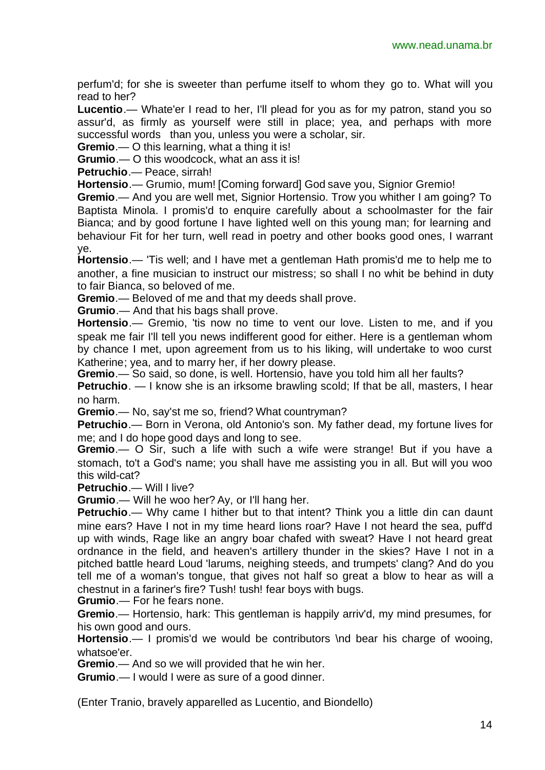perfum'd; for she is sweeter than perfume itself to whom they go to. What will you read to her?

**Lucentio**.— Whate'er I read to her, I'll plead for you as for my patron, stand you so assur'd, as firmly as yourself were still in place; yea, and perhaps with more successful words than you, unless you were a scholar, sir.

**Gremio**.— O this learning, what a thing it is!

**Grumio**.— O this woodcock, what an ass it is!

**Petruchio**.— Peace, sirrah!

**Hortensio**.— Grumio, mum! [Coming forward] God save you, Signior Gremio!

**Gremio**.— And you are well met, Signior Hortensio. Trow you whither I am going? To Baptista Minola. I promis'd to enquire carefully about a schoolmaster for the fair Bianca; and by good fortune I have lighted well on this young man; for learning and behaviour Fit for her turn, well read in poetry and other books good ones, I warrant ye.

**Hortensio**.— 'Tis well; and I have met a gentleman Hath promis'd me to help me to another, a fine musician to instruct our mistress; so shall I no whit be behind in duty to fair Bianca, so beloved of me.

**Gremio**.— Beloved of me and that my deeds shall prove.

**Grumio**.— And that his bags shall prove.

**Hortensio**.— Gremio, 'tis now no time to vent our love. Listen to me, and if you speak me fair I'll tell you news indifferent good for either. Here is a gentleman whom by chance I met, upon agreement from us to his liking, will undertake to woo curst Katherine; yea, and to marry her, if her dowry please.

**Gremio**.— So said, so done, is well. Hortensio, have you told him all her faults?

**Petruchio**. — I know she is an irksome brawling scold; If that be all, masters, I hear no harm.

**Gremio**.— No, say'st me so, friend? What countryman?

**Petruchio**.— Born in Verona, old Antonio's son. My father dead, my fortune lives for me; and I do hope good days and long to see.

**Gremio**.— O Sir, such a life with such a wife were strange! But if you have a stomach, to't a God's name; you shall have me assisting you in all. But will you woo this wild-cat?

**Petruchio**.— Will I live?

**Grumio**.— Will he woo her? Ay, or I'll hang her.

**Petruchio**.— Why came I hither but to that intent? Think you a little din can daunt mine ears? Have I not in my time heard lions roar? Have I not heard the sea, puff'd up with winds, Rage like an angry boar chafed with sweat? Have I not heard great ordnance in the field, and heaven's artillery thunder in the skies? Have I not in a pitched battle heard Loud 'larums, neighing steeds, and trumpets' clang? And do you tell me of a woman's tongue, that gives not half so great a blow to hear as will a chestnut in a fariner's fire? Tush! tush! fear boys with bugs.

**Grumio**.— For he fears none.

**Gremio**.— Hortensio, hark: This gentleman is happily arriv'd, my mind presumes, for his own good and ours.

**Hortensio**.— I promis'd we would be contributors \nd bear his charge of wooing, whatsoe'er.

**Gremio**.— And so we will provided that he win her.

**Grumio**.— I would I were as sure of a good dinner.

(Enter Tranio, bravely apparelled as Lucentio, and Biondello)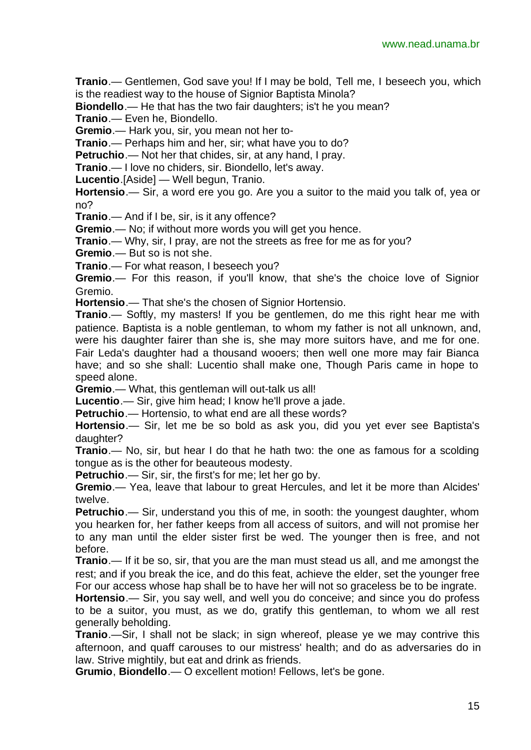**Tranio**.— Gentlemen, God save you! If I may be bold, Tell me, I beseech you, which is the readiest way to the house of Signior Baptista Minola?

**Biondello**.— He that has the two fair daughters; is't he you mean?

**Tranio**.— Even he, Biondello.

**Gremio**.— Hark you, sir, you mean not her to-

**Tranio**.— Perhaps him and her, sir; what have you to do?

**Petruchio**.— Not her that chides, sir, at any hand, I pray.

**Tranio**.— I love no chiders, sir. Biondello, let's away.

**Lucentio**.[Aside] — Well begun, Tranio.

**Hortensio**.— Sir, a word ere you go. Are you a suitor to the maid you talk of, yea or no?

**Tranio**.— And if I be, sir, is it any offence?

**Gremio**.— No; if without more words you will get you hence.

**Tranio**.— Why, sir, I pray, are not the streets as free for me as for you?

**Gremio**.— But so is not she.

**Tranio**.— For what reason, I beseech you?

**Gremio**.— For this reason, if you'll know, that she's the choice love of Signior Gremio.

**Hortensio**.— That she's the chosen of Signior Hortensio.

**Tranio**.— Softly, my masters! If you be gentlemen, do me this right hear me with patience. Baptista is a noble gentleman, to whom my father is not all unknown, and, were his daughter fairer than she is, she may more suitors have, and me for one. Fair Leda's daughter had a thousand wooers; then well one more may fair Bianca have; and so she shall: Lucentio shall make one, Though Paris came in hope to speed alone.

**Gremio**.— What, this gentleman will out-talk us all!

**Lucentio**.— Sir, give him head; I know he'll prove a jade.

**Petruchio**.— Hortensio, to what end are all these words?

**Hortensio**.— Sir, let me be so bold as ask you, did you yet ever see Baptista's daughter?

**Tranio**.— No, sir, but hear I do that he hath two: the one as famous for a scolding tongue as is the other for beauteous modesty.

**Petruchio**.— Sir, sir, the first's for me; let her go by.

**Gremio**.— Yea, leave that labour to great Hercules, and let it be more than Alcides' twelve.

**Petruchio**.— Sir, understand you this of me, in sooth: the youngest daughter, whom you hearken for, her father keeps from all access of suitors, and will not promise her to any man until the elder sister first be wed. The younger then is free, and not before.

**Tranio**.— If it be so, sir, that you are the man must stead us all, and me amongst the rest; and if you break the ice, and do this feat, achieve the elder, set the younger free For our access whose hap shall be to have her will not so graceless be to be ingrate.

**Hortensio**.— Sir, you say well, and well you do conceive; and since you do profess to be a suitor, you must, as we do, gratify this gentleman, to whom we all rest generally beholding.

**Tranio**.—Sir, I shall not be slack; in sign whereof, please ye we may contrive this afternoon, and quaff carouses to our mistress' health; and do as adversaries do in law. Strive mightily, but eat and drink as friends.

**Grumio**, **Biondello**.— O excellent motion! Fellows, let's be gone.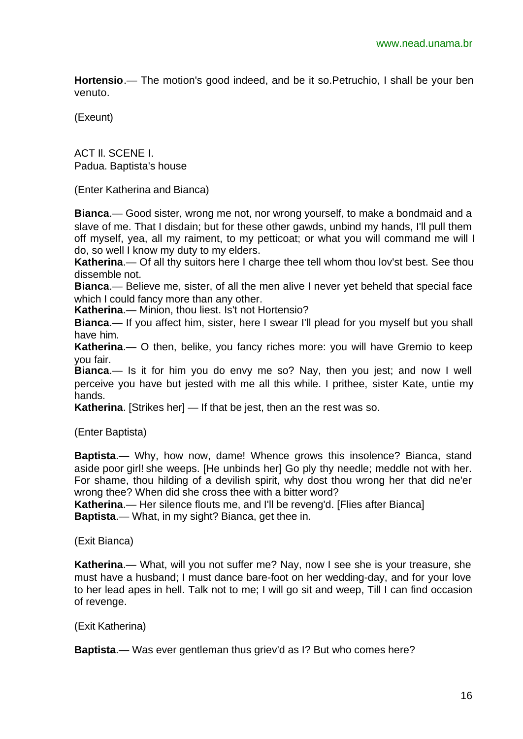**Hortensio**.— The motion's good indeed, and be it so.Petruchio, I shall be your ben venuto.

(Exeunt)

ACT Il. SCENE I.
Padua. Baptista's house

(Enter Katherina and Bianca)

**Bianca**.— Good sister, wrong me not, nor wrong yourself, to make a bondmaid and a slave of me. That I disdain; but for these other gawds, unbind my hands, I'll pull them off myself, yea, all my raiment, to my petticoat; or what you will command me will I do, so well I know my duty to my elders.

**Katherina**.— Of all thy suitors here I charge thee tell whom thou lov'st best. See thou dissemble not.

**Bianca**.— Believe me, sister, of all the men alive I never yet beheld that special face which I could fancy more than any other.

**Katherina**.— Minion, thou liest. Is't not Hortensio?

**Bianca**.— If you affect him, sister, here I swear I'll plead for you myself but you shall have him.

**Katherina**.— O then, belike, you fancy riches more: you will have Gremio to keep you fair.

**Bianca**.— Is it for him you do envy me so? Nay, then you jest; and now I well perceive you have but jested with me all this while. I prithee, sister Kate, untie my hands.

**Katherina**. [Strikes her] — If that be jest, then an the rest was so.

(Enter Baptista)

**Baptista**.— Why, how now, dame! Whence grows this insolence? Bianca, stand aside poor girl! she weeps. [He unbinds her] Go ply thy needle; meddle not with her. For shame, thou hilding of a devilish spirit, why dost thou wrong her that did ne'er wrong thee? When did she cross thee with a bitter word?

**Katherina**.— Her silence flouts me, and I'll be reveng'd. [Flies after Bianca]

**Baptista**.— What, in my sight? Bianca, get thee in.

(Exit Bianca)

**Katherina**.— What, will you not suffer me? Nay, now I see she is your treasure, she must have a husband; I must dance bare-foot on her wedding-day, and for your love to her lead apes in hell. Talk not to me; I will go sit and weep, Till I can find occasion of revenge.

(Exit Katherina)

**Baptista**.— Was ever gentleman thus griev'd as I? But who comes here?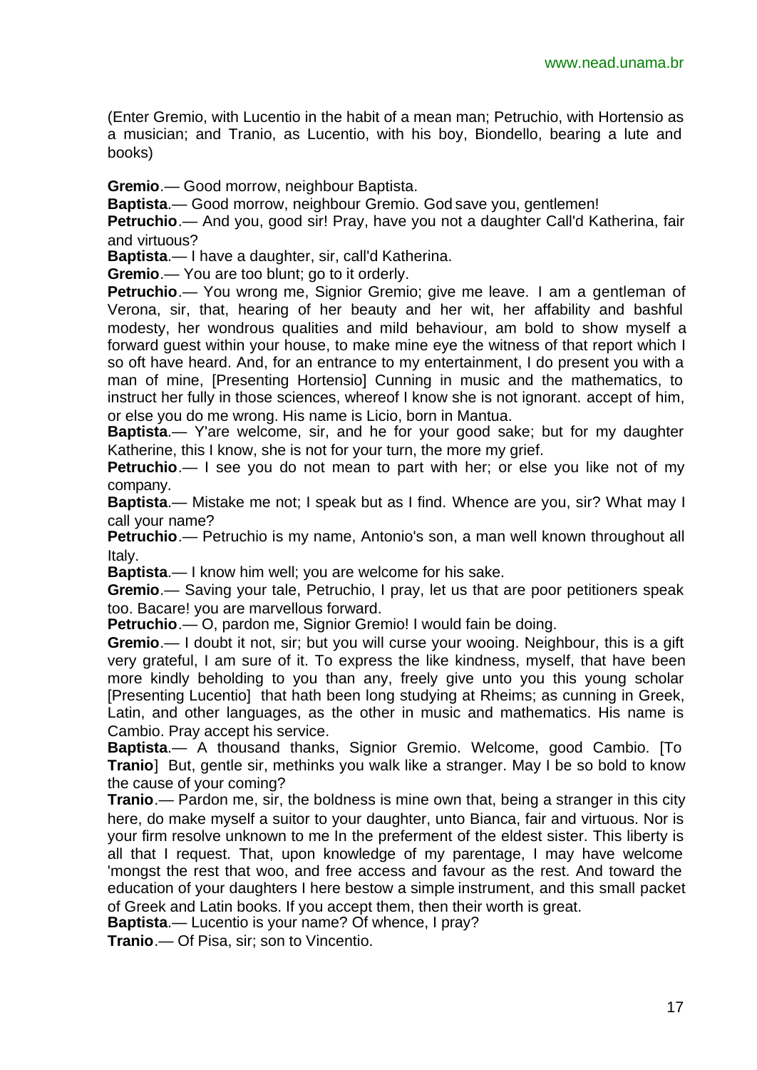(Enter Gremio, with Lucentio in the habit of a mean man; Petruchio, with Hortensio as a musician; and Tranio, as Lucentio, with his boy, Biondello, bearing a lute and books)

**Gremio**.— Good morrow, neighbour Baptista.

**Baptista**.— Good morrow, neighbour Gremio. God save you, gentlemen!

**Petruchio**.— And you, good sir! Pray, have you not a daughter Call'd Katherina, fair and virtuous?

**Baptista**.— I have a daughter, sir, call'd Katherina.

**Gremio**.— You are too blunt; go to it orderly.

**Petruchio**.— You wrong me, Signior Gremio; give me leave. I am a gentleman of Verona, sir, that, hearing of her beauty and her wit, her affability and bashful modesty, her wondrous qualities and mild behaviour, am bold to show myself a forward guest within your house, to make mine eye the witness of that report which I so oft have heard. And, for an entrance to my entertainment, I do present you with a man of mine, [Presenting Hortensio] Cunning in music and the mathematics, to instruct her fully in those sciences, whereof I know she is not ignorant. accept of him, or else you do me wrong. His name is Licio, born in Mantua.

**Baptista**.— Y'are welcome, sir, and he for your good sake; but for my daughter Katherine, this I know, she is not for your turn, the more my grief.

**Petruchio**.— I see you do not mean to part with her; or else you like not of my company.

**Baptista**.— Mistake me not; I speak but as I find. Whence are you, sir? What may I call your name?

**Petruchio**.— Petruchio is my name, Antonio's son, a man well known throughout all Italy.

**Baptista**.— I know him well; you are welcome for his sake.

**Gremio**.— Saving your tale, Petruchio, I pray, let us that are poor petitioners speak too. Bacare! you are marvellous forward.

**Petruchio**.— O, pardon me, Signior Gremio! I would fain be doing.

**Gremio**.— I doubt it not, sir; but you will curse your wooing. Neighbour, this is a gift very grateful, I am sure of it. To express the like kindness, myself, that have been more kindly beholding to you than any, freely give unto you this young scholar [Presenting Lucentio] that hath been long studying at Rheims; as cunning in Greek, Latin, and other languages, as the other in music and mathematics. His name is Cambio. Pray accept his service.

**Baptista**.— A thousand thanks, Signior Gremio. Welcome, good Cambio. [To **Tranio**] But, gentle sir, methinks you walk like a stranger. May I be so bold to know the cause of your coming?

**Tranio**.— Pardon me, sir, the boldness is mine own that, being a stranger in this city here, do make myself a suitor to your daughter, unto Bianca, fair and virtuous. Nor is your firm resolve unknown to me In the preferment of the eldest sister. This liberty is all that I request. That, upon knowledge of my parentage, I may have welcome 'mongst the rest that woo, and free access and favour as the rest. And toward the education of your daughters I here bestow a simple instrument, and this small packet of Greek and Latin books. If you accept them, then their worth is great.

**Baptista**.— Lucentio is your name? Of whence, I pray?

**Tranio**.— Of Pisa, sir; son to Vincentio.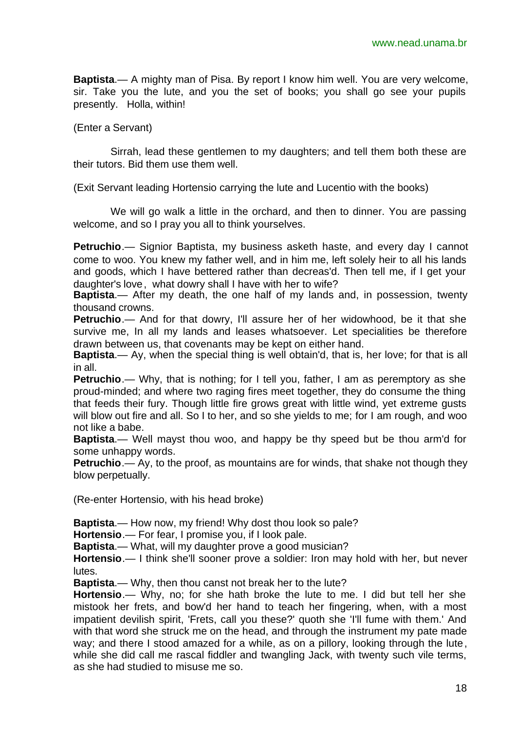**Baptista**.— A mighty man of Pisa. By report I know him well. You are very welcome, sir. Take you the lute, and you the set of books; you shall go see your pupils presently. Holla, within!

(Enter a Servant)

Sirrah, lead these gentlemen to my daughters; and tell them both these are their tutors. Bid them use them well.

(Exit Servant leading Hortensio carrying the lute and Lucentio with the books)

We will go walk a little in the orchard, and then to dinner. You are passing welcome, and so I pray you all to think yourselves.

**Petruchio**.— Signior Baptista, my business asketh haste, and every day I cannot come to woo. You knew my father well, and in him me, left solely heir to all his lands and goods, which I have bettered rather than decreas'd. Then tell me, if I get your daughter's love, what dowry shall I have with her to wife?

**Baptista**.— After my death, the one half of my lands and, in possession, twenty thousand crowns.

**Petruchio**.— And for that dowry, I'll assure her of her widowhood, be it that she survive me, In all my lands and leases whatsoever. Let specialities be therefore drawn between us, that covenants may be kept on either hand.

**Baptista**.— Ay, when the special thing is well obtain'd, that is, her love; for that is all in all.

**Petruchio**.— Why, that is nothing; for I tell you, father, I am as peremptory as she proud-minded; and where two raging fires meet together, they do consume the thing that feeds their fury. Though little fire grows great with little wind, yet extreme gusts will blow out fire and all. So I to her, and so she yields to me; for I am rough, and woo not like a babe.

**Baptista**.— Well mayst thou woo, and happy be thy speed but be thou arm'd for some unhappy words.

**Petruchio**.— Ay, to the proof, as mountains are for winds, that shake not though they blow perpetually.

(Re-enter Hortensio, with his head broke)

**Baptista**.— How now, my friend! Why dost thou look so pale?

**Hortensio**.— For fear, I promise you, if I look pale.

**Baptista**.— What, will my daughter prove a good musician?

**Hortensio**.— I think she'll sooner prove a soldier: Iron may hold with her, but never lutes.

**Baptista**.— Why, then thou canst not break her to the lute?

**Hortensio**.— Why, no; for she hath broke the lute to me. I did but tell her she mistook her frets, and bow'd her hand to teach her fingering, when, with a most impatient devilish spirit, 'Frets, call you these?' quoth she 'I'll fume with them.' And with that word she struck me on the head, and through the instrument my pate made way; and there I stood amazed for a while, as on a pillory, looking through the lute, while she did call me rascal fiddler and twangling Jack, with twenty such vile terms, as she had studied to misuse me so.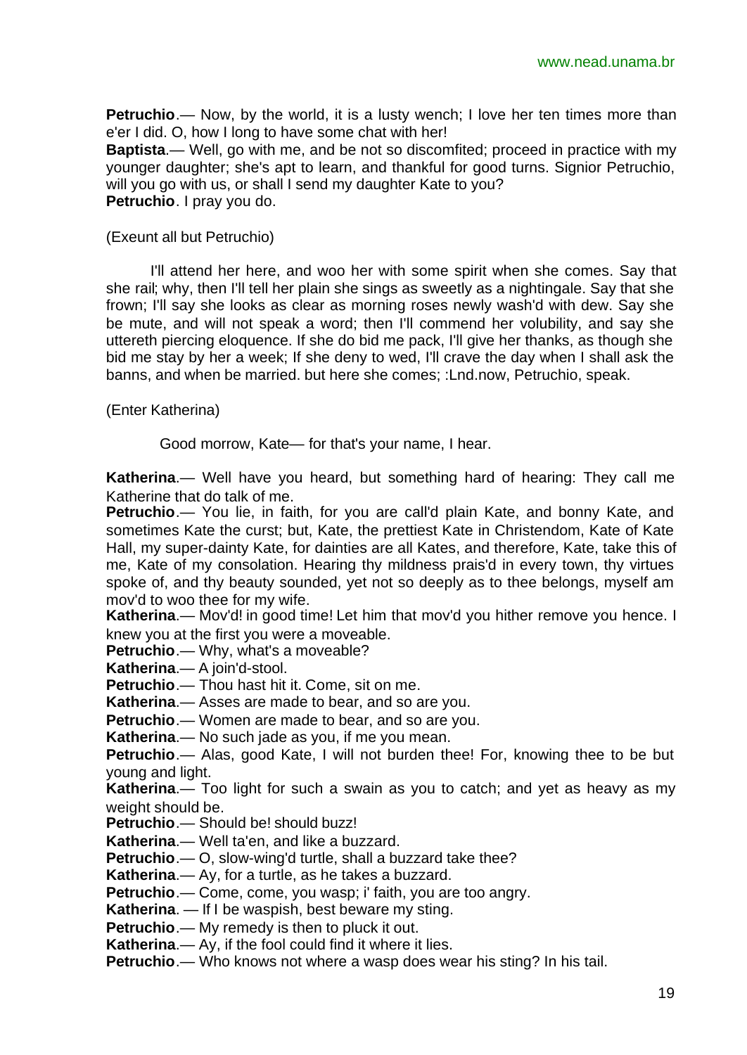**Petruchio**.— Now, by the world, it is a lusty wench; I love her ten times more than e'er I did. O, how I long to have some chat with her!

**Baptista**.— Well, go with me, and be not so discomfited; proceed in practice with my younger daughter; she's apt to learn, and thankful for good turns. Signior Petruchio, will you go with us, or shall I send my daughter Kate to you?

**Petruchio**. I pray you do.

(Exeunt all but Petruchio)

I'll attend her here, and woo her with some spirit when she comes. Say that she rail; why, then I'll tell her plain she sings as sweetly as a nightingale. Say that she frown; I'll say she looks as clear as morning roses newly wash'd with dew. Say she be mute, and will not speak a word; then I'll commend her volubility, and say she uttereth piercing eloquence. If she do bid me pack, I'll give her thanks, as though she bid me stay by her a week; If she deny to wed, I'll crave the day when I shall ask the banns, and when be married. but here she comes; :Lnd.now, Petruchio, speak.

(Enter Katherina)

Good morrow, Kate— for that's your name, I hear.

**Katherina**.— Well have you heard, but something hard of hearing: They call me Katherine that do talk of me.

**Petruchio**.— You lie, in faith, for you are call'd plain Kate, and bonny Kate, and sometimes Kate the curst; but, Kate, the prettiest Kate in Christendom, Kate of Kate Hall, my super-dainty Kate, for dainties are all Kates, and therefore, Kate, take this of me, Kate of my consolation. Hearing thy mildness prais'd in every town, thy virtues spoke of, and thy beauty sounded, yet not so deeply as to thee belongs, myself am mov'd to woo thee for my wife.

**Katherina**.— Mov'd! in good time! Let him that mov'd you hither remove you hence. I knew you at the first you were a moveable.

**Petruchio**.— Why, what's a moveable?

**Katherina**.— A join'd-stool.

**Petruchio**.— Thou hast hit it. Come, sit on me.

**Katherina**.— Asses are made to bear, and so are you.

**Petruchio**.— Women are made to bear, and so are you.

**Katherina**.— No such jade as you, if me you mean.

**Petruchio**.— Alas, good Kate, I will not burden thee! For, knowing thee to be but young and light.

**Katherina**.— Too light for such a swain as you to catch; and yet as heavy as my weight should be.

**Petruchio**.— Should be! should buzz!

**Katherina**.— Well ta'en, and like a buzzard.

**Petruchio**.— O, slow-wing'd turtle, shall a buzzard take thee?

**Katherina**.— Ay, for a turtle, as he takes a buzzard.

**Petruchio**.— Come, come, you wasp; i' faith, you are too angry.

**Katherina**. — If I be waspish, best beware my sting.

**Petruchio**.— My remedy is then to pluck it out.

**Katherina**.— Ay, if the fool could find it where it lies.

**Petruchio**.— Who knows not where a wasp does wear his sting? In his tail.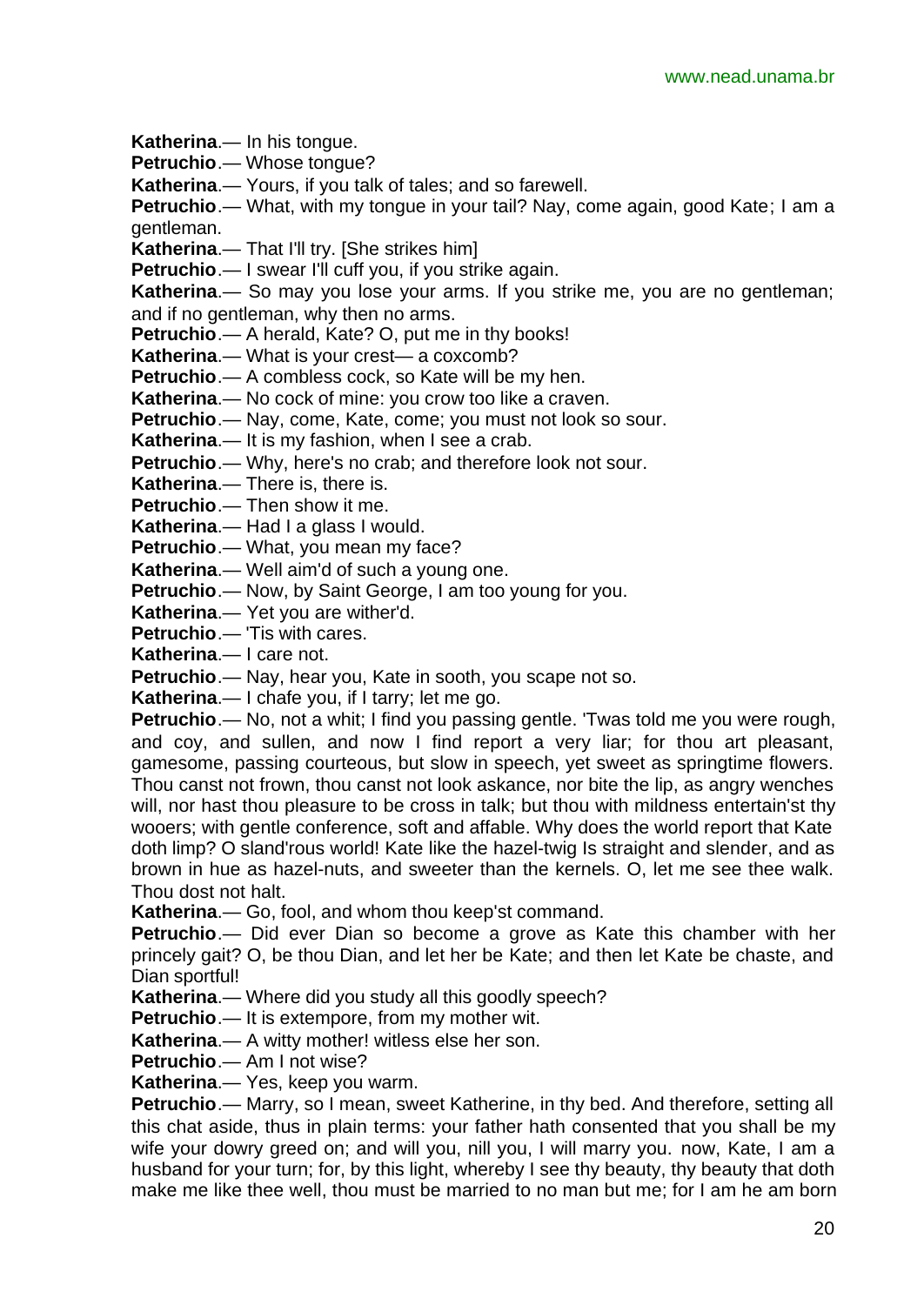**Katherina**.— In his tongue.

**Petruchio**.— Whose tongue?

**Katherina**.— Yours, if you talk of tales; and so farewell.

**Petruchio**.— What, with my tongue in your tail? Nay, come again, good Kate; I am a gentleman.

**Katherina**.— That I'll try. [She strikes him]

**Petruchio**.— I swear I'll cuff you, if you strike again.

**Katherina**.— So may you lose your arms. If you strike me, you are no gentleman; and if no gentleman, why then no arms.

**Petruchio**.— A herald, Kate? O, put me in thy books!

**Katherina**.— What is your crest— a coxcomb?

**Petruchio**.— A combless cock, so Kate will be my hen.

**Katherina**.— No cock of mine: you crow too like a craven.

**Petruchio**.— Nay, come, Kate, come; you must not look so sour.

**Katherina**.— It is my fashion, when I see a crab.

**Petruchio**.— Why, here's no crab; and therefore look not sour.

**Katherina**.— There is, there is.

**Petruchio**.— Then show it me.

**Katherina**.— Had I a glass I would.

**Petruchio**.— What, you mean my face?

**Katherina**.— Well aim'd of such a young one.

**Petruchio**.— Now, by Saint George, I am too young for you.

**Katherina**.— Yet you are wither'd.

**Petruchio**.— 'Tis with cares.

**Katherina**.— I care not.

**Petruchio**.— Nay, hear you, Kate in sooth, you scape not so.

**Katherina**.— I chafe you, if I tarry; let me go.

**Petruchio**.— No, not a whit; I find you passing gentle. 'Twas told me you were rough, and coy, and sullen, and now I find report a very liar; for thou art pleasant, gamesome, passing courteous, but slow in speech, yet sweet as springtime flowers. Thou canst not frown, thou canst not look askance, nor bite the lip, as angry wenches will, nor hast thou pleasure to be cross in talk; but thou with mildness entertain'st thy wooers; with gentle conference, soft and affable. Why does the world report that Kate doth limp? O sland'rous world! Kate like the hazel-twig Is straight and slender, and as brown in hue as hazel-nuts, and sweeter than the kernels. O, let me see thee walk. Thou dost not halt.

**Katherina**.— Go, fool, and whom thou keep'st command.

**Petruchio**.— Did ever Dian so become a grove as Kate this chamber with her princely gait? O, be thou Dian, and let her be Kate; and then let Kate be chaste, and Dian sportful!

**Katherina**.— Where did you study all this goodly speech?

**Petruchio**.— It is extempore, from my mother wit.

**Katherina**.— A witty mother! witless else her son.

**Petruchio**.— Am I not wise?

**Katherina**.— Yes, keep you warm.

**Petruchio**.— Marry, so I mean, sweet Katherine, in thy bed. And therefore, setting all this chat aside, thus in plain terms: your father hath consented that you shall be my wife your dowry greed on; and will you, nill you, I will marry you. now, Kate, I am a husband for your turn; for, by this light, whereby I see thy beauty, thy beauty that doth make me like thee well, thou must be married to no man but me; for I am he am born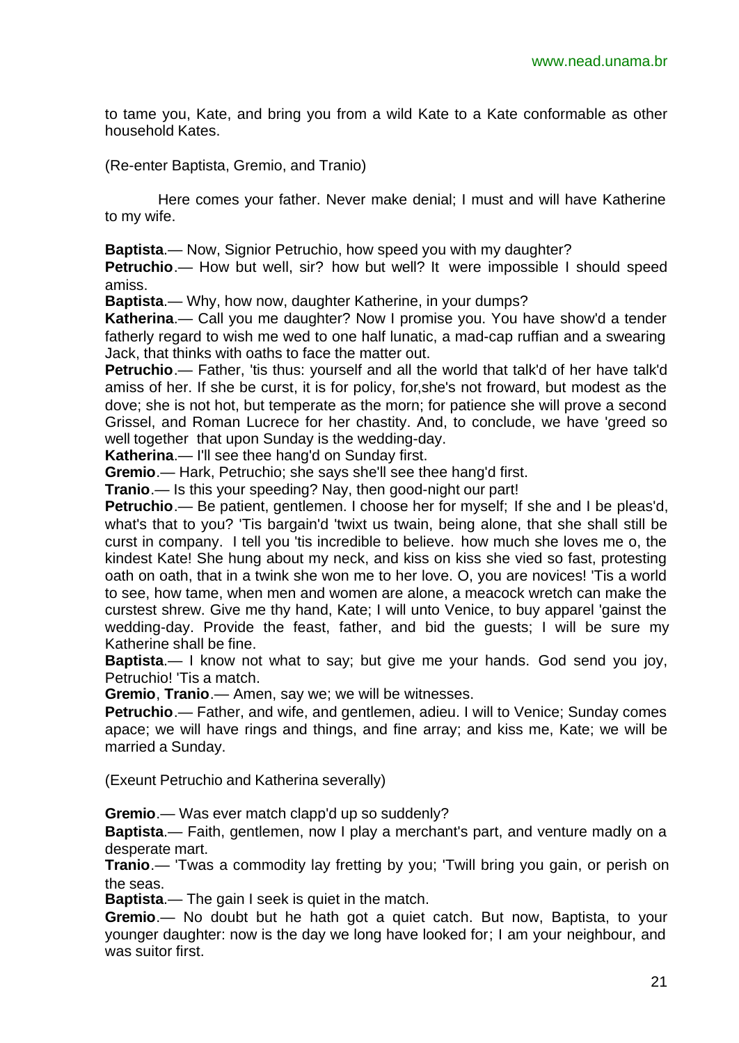to tame you, Kate, and bring you from a wild Kate to a Kate conformable as other household Kates.

(Re-enter Baptista, Gremio, and Tranio)

Here comes your father. Never make denial; I must and will have Katherine to my wife.

**Baptista**.— Now, Signior Petruchio, how speed you with my daughter?
**Petruchio**.— How but well, sir? how but well? It were impossible I should speed amiss.
**Baptista**.— Why, how now, daughter Katherine, in your dumps?
**Katherina**.— Call you me daughter? Now I promise you. You have show'd a tender fatherly regard to wish me wed to one half lunatic, a mad-cap ruffian and a swearing Jack, that thinks with oaths to face the matter out.
**Petruchio**.— Father, 'tis thus: yourself and all the world that talk'd of her have talk'd amiss of her. If she be curst, it is for policy, for,she's not froward, but modest as the dove; she is not hot, but temperate as the morn; for patience she will prove a second Grissel, and Roman Lucrece for her chastity. And, to conclude, we have 'greed so well together that upon Sunday is the wedding-day.
**Katherina**.— I'll see thee hang'd on Sunday first.
**Gremio**.— Hark, Petruchio; she says she'll see thee hang'd first.
**Tranio**.— Is this your speeding? Nay, then good-night our part!
**Petruchio**.— Be patient, gentlemen. I choose her for myself; If she and I be pleas'd, what's that to you? 'Tis bargain'd 'twixt us twain, being alone, that she shall still be curst in company. I tell you 'tis incredible to believe. how much she loves me o, the kindest Kate! She hung about my neck, and kiss on kiss she vied so fast, protesting oath on oath, that in a twink she won me to her love. O, you are novices! 'Tis a world to see, how tame, when men and women are alone, a meacock wretch can make the curstest shrew. Give me thy hand, Kate; I will unto Venice, to buy apparel 'gainst the wedding-day. Provide the feast, father, and bid the guests; I will be sure my Katherine shall be fine.
**Baptista**.— I know not what to say; but give me your hands. God send you joy, Petruchio! 'Tis a match.
**Gremio**, **Tranio**.— Amen, say we; we will be witnesses.
**Petruchio**.— Father, and wife, and gentlemen, adieu. I will to Venice; Sunday comes apace; we will have rings and things, and fine array; and kiss me, Kate; we will be married a Sunday.

(Exeunt Petruchio and Katherina severally)

**Gremio**.— Was ever match clapp'd up so suddenly?
**Baptista**.— Faith, gentlemen, now I play a merchant's part, and venture madly on a desperate mart.
**Tranio**.— 'Twas a commodity lay fretting by you; 'Twill bring you gain, or perish on the seas.
**Baptista**.— The gain I seek is quiet in the match.
**Gremio**.— No doubt but he hath got a quiet catch. But now, Baptista, to your younger daughter: now is the day we long have looked for; I am your neighbour, and was suitor first.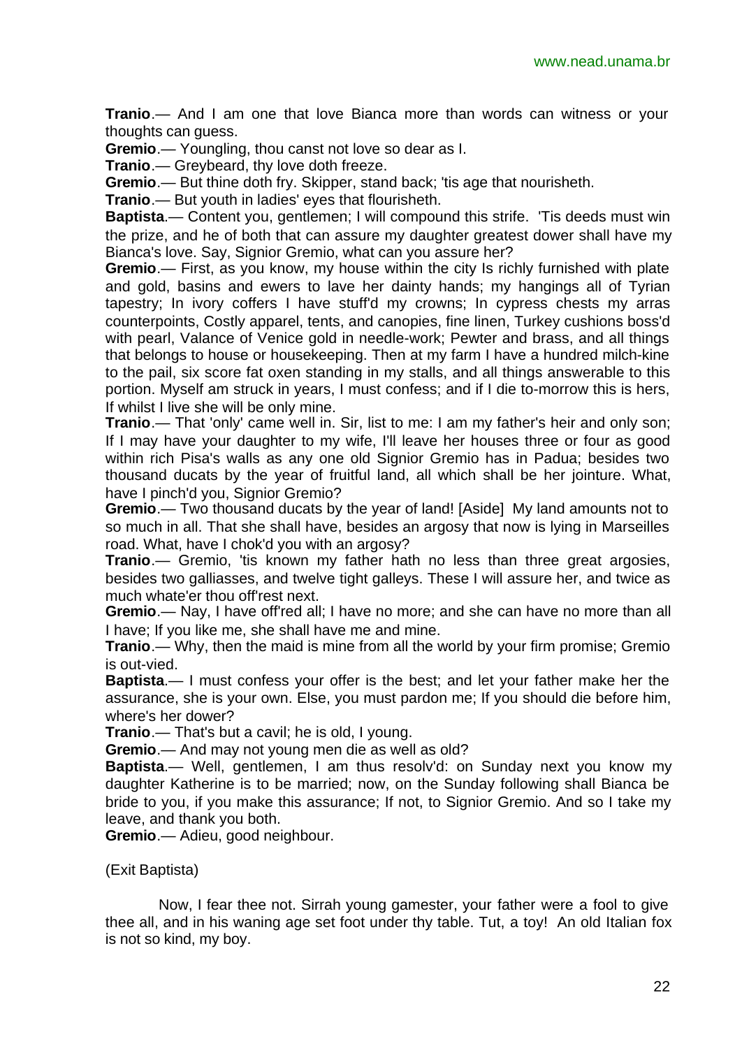**Tranio**.— And I am one that love Bianca more than words can witness or your thoughts can guess.

**Gremio**.— Youngling, thou canst not love so dear as I.

**Tranio**.— Greybeard, thy love doth freeze.

**Gremio**.— But thine doth fry. Skipper, stand back; 'tis age that nourisheth.

**Tranio**.— But youth in ladies' eyes that flourisheth.

**Baptista**.— Content you, gentlemen; I will compound this strife. 'Tis deeds must win the prize, and he of both that can assure my daughter greatest dower shall have my Bianca's love. Say, Signior Gremio, what can you assure her?

**Gremio**.— First, as you know, my house within the city Is richly furnished with plate and gold, basins and ewers to lave her dainty hands; my hangings all of Tyrian tapestry; In ivory coffers I have stuff'd my crowns; In cypress chests my arras counterpoints, Costly apparel, tents, and canopies, fine linen, Turkey cushions boss'd with pearl, Valance of Venice gold in needle-work; Pewter and brass, and all things that belongs to house or housekeeping. Then at my farm I have a hundred milch-kine to the pail, six score fat oxen standing in my stalls, and all things answerable to this portion. Myself am struck in years, I must confess; and if I die to-morrow this is hers, If whilst I live she will be only mine.

**Tranio**.— That 'only' came well in. Sir, list to me: I am my father's heir and only son; If I may have your daughter to my wife, I'll leave her houses three or four as good within rich Pisa's walls as any one old Signior Gremio has in Padua; besides two thousand ducats by the year of fruitful land, all which shall be her jointure. What, have I pinch'd you, Signior Gremio?

**Gremio**.— Two thousand ducats by the year of land! [Aside] My land amounts not to so much in all. That she shall have, besides an argosy that now is lying in Marseilles road. What, have I chok'd you with an argosy?

**Tranio**.— Gremio, 'tis known my father hath no less than three great argosies, besides two galliasses, and twelve tight galleys. These I will assure her, and twice as much whate'er thou off'rest next.

**Gremio**.— Nay, I have off'red all; I have no more; and she can have no more than all I have; If you like me, she shall have me and mine.

**Tranio**.— Why, then the maid is mine from all the world by your firm promise; Gremio is out-vied.

**Baptista**.— I must confess your offer is the best; and let your father make her the assurance, she is your own. Else, you must pardon me; If you should die before him, where's her dower?

**Tranio**.— That's but a cavil; he is old, I young.

**Gremio**.— And may not young men die as well as old?

**Baptista**.— Well, gentlemen, I am thus resolv'd: on Sunday next you know my daughter Katherine is to be married; now, on the Sunday following shall Bianca be bride to you, if you make this assurance; If not, to Signior Gremio. And so I take my leave, and thank you both.

**Gremio**.— Adieu, good neighbour.

(Exit Baptista)

Now, I fear thee not. Sirrah young gamester, your father were a fool to give thee all, and in his waning age set foot under thy table. Tut, a toy! An old Italian fox is not so kind, my boy.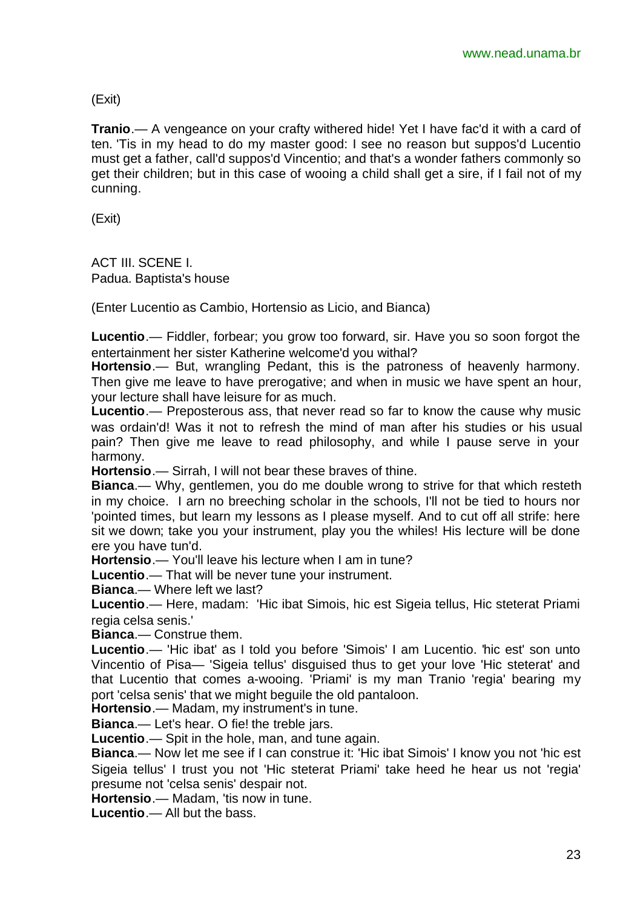(Exit)

**Tranio**.— A vengeance on your crafty withered hide! Yet I have fac'd it with a card of ten. 'Tis in my head to do my master good: I see no reason but suppos'd Lucentio must get a father, call'd suppos'd Vincentio; and that's a wonder fathers commonly so get their children; but in this case of wooing a child shall get a sire, if I fail not of my cunning.

(Exit)

ACT III. SCENE I.
Padua. Baptista's house

(Enter Lucentio as Cambio, Hortensio as Licio, and Bianca)

**Lucentio**.— Fiddler, forbear; you grow too forward, sir. Have you so soon forgot the entertainment her sister Katherine welcome'd you withal?
**Hortensio**.— But, wrangling Pedant, this is the patroness of heavenly harmony. Then give me leave to have prerogative; and when in music we have spent an hour, your lecture shall have leisure for as much.
**Lucentio**.— Preposterous ass, that never read so far to know the cause why music was ordain'd! Was it not to refresh the mind of man after his studies or his usual pain? Then give me leave to read philosophy, and while I pause serve in your harmony.
**Hortensio**.— Sirrah, I will not bear these braves of thine.
**Bianca**.— Why, gentlemen, you do me double wrong to strive for that which resteth in my choice. I arn no breeching scholar in the schools, I'll not be tied to hours nor 'pointed times, but learn my lessons as I please myself. And to cut off all strife: here sit we down; take you your instrument, play you the whiles! His lecture will be done ere you have tun'd.
**Hortensio**.— You'll leave his lecture when I am in tune?
**Lucentio**.— That will be never tune your instrument.
**Bianca**.— Where left we last?
**Lucentio**.— Here, madam: 'Hic ibat Simois, hic est Sigeia tellus, Hic steterat Priami regia celsa senis.'
**Bianca**.— Construe them.
**Lucentio**.— 'Hic ibat' as I told you before 'Simois' I am Lucentio. 'hic est' son unto Vincentio of Pisa— 'Sigeia tellus' disguised thus to get your love 'Hic steterat' and that Lucentio that comes a-wooing. 'Priami' is my man Tranio 'regia' bearing my port 'celsa senis' that we might beguile the old pantaloon.
**Hortensio**.— Madam, my instrument's in tune.
**Bianca**.— Let's hear. O fie! the treble jars.
**Lucentio**.— Spit in the hole, man, and tune again.
**Bianca**.— Now let me see if I can construe it: 'Hic ibat Simois' I know you not 'hic est Sigeia tellus' I trust you not 'Hic steterat Priami' take heed he hear us not 'regia' presume not 'celsa senis' despair not.
**Hortensio**.— Madam, 'tis now in tune.
**Lucentio**.— All but the bass.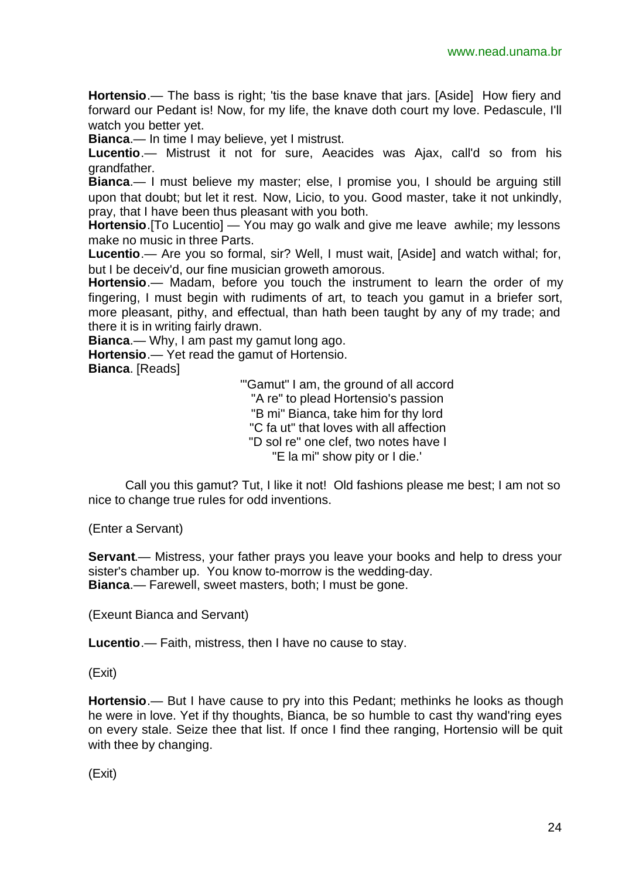**Hortensio**.— The bass is right; 'tis the base knave that jars. [Aside] How fiery and forward our Pedant is! Now, for my life, the knave doth court my love. Pedascule, I'll watch you better yet.

**Bianca**.— In time I may believe, yet I mistrust.

**Lucentio**.— Mistrust it not for sure, Aeacides was Ajax, call'd so from his grandfather.

**Bianca**.— I must believe my master; else, I promise you, I should be arguing still upon that doubt; but let it rest. Now, Licio, to you. Good master, take it not unkindly, pray, that I have been thus pleasant with you both.

**Hortensio**.[To Lucentio] — You may go walk and give me leave awhile; my lessons make no music in three Parts.

**Lucentio**.— Are you so formal, sir? Well, I must wait, [Aside] and watch withal; for, but I be deceiv'd, our fine musician groweth amorous.

**Hortensio**.— Madam, before you touch the instrument to learn the order of my fingering, I must begin with rudiments of art, to teach you gamut in a briefer sort, more pleasant, pithy, and effectual, than hath been taught by any of my trade; and there it is in writing fairly drawn.

**Bianca**.— Why, I am past my gamut long ago.

**Hortensio**.— Yet read the gamut of Hortensio.

**Bianca**. [Reads]

'"Gamut" I am, the ground of all accord
"A re" to plead Hortensio's passion
"B mi" Bianca, take him for thy lord
"C fa ut" that loves with all affection
"D sol re" one clef, two notes have I
"E la mi" show pity or I die.'

Call you this gamut? Tut, I like it not! Old fashions please me best; I am not so nice to change true rules for odd inventions.

(Enter a Servant)

**Servant**.— Mistress, your father prays you leave your books and help to dress your sister's chamber up. You know to-morrow is the wedding-day.

**Bianca**.— Farewell, sweet masters, both; I must be gone.

(Exeunt Bianca and Servant)

**Lucentio**.— Faith, mistress, then I have no cause to stay.

(Exit)

**Hortensio**.— But I have cause to pry into this Pedant; methinks he looks as though he were in love. Yet if thy thoughts, Bianca, be so humble to cast thy wand'ring eyes on every stale. Seize thee that list. If once I find thee ranging, Hortensio will be quit with thee by changing.

(Exit)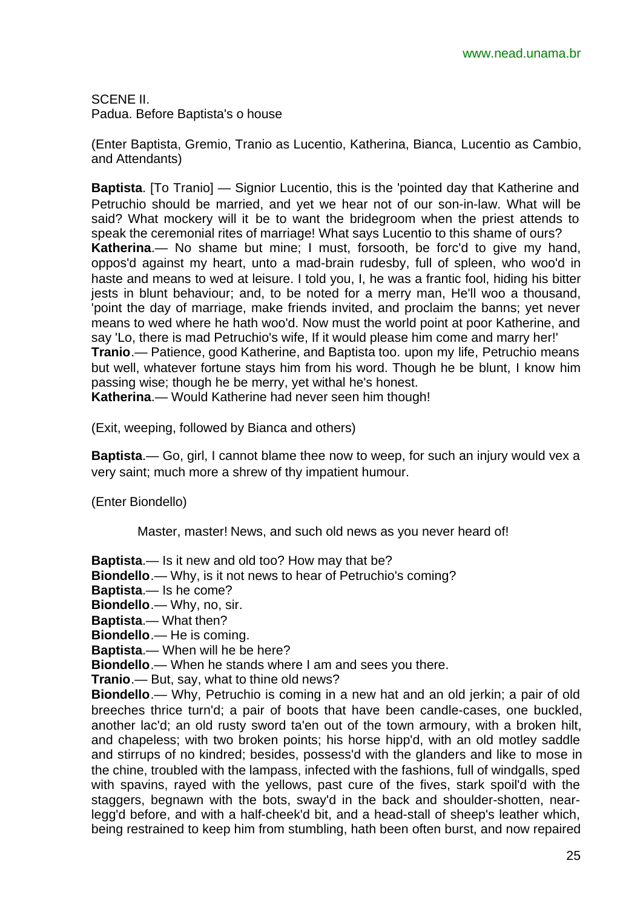SCENE II.
Padua. Before Baptista's o house

(Enter Baptista, Gremio, Tranio as Lucentio, Katherina, Bianca, Lucentio as Cambio, and Attendants)

**Baptista**. [To Tranio] — Signior Lucentio, this is the 'pointed day that Katherine and Petruchio should be married, and yet we hear not of our son-in-law. What will be said? What mockery will it be to want the bridegroom when the priest attends to speak the ceremonial rites of marriage! What says Lucentio to this shame of ours?
**Katherina**.— No shame but mine; I must, forsooth, be forc'd to give my hand, oppos'd against my heart, unto a mad-brain rudesby, full of spleen, who woo'd in haste and means to wed at leisure. I told you, I, he was a frantic fool, hiding his bitter jests in blunt behaviour; and, to be noted for a merry man, He'll woo a thousand, 'point the day of marriage, make friends invited, and proclaim the banns; yet never means to wed where he hath woo'd. Now must the world point at poor Katherine, and say 'Lo, there is mad Petruchio's wife, If it would please him come and marry her!'
**Tranio**.— Patience, good Katherine, and Baptista too. upon my life, Petruchio means but well, whatever fortune stays him from his word. Though he be blunt, I know him passing wise; though he be merry, yet withal he's honest.
**Katherina**.— Would Katherine had never seen him though!

(Exit, weeping, followed by Bianca and others)

**Baptista**.— Go, girl, I cannot blame thee now to weep, for such an injury would vex a very saint; much more a shrew of thy impatient humour.

(Enter Biondello)

Master, master! News, and such old news as you never heard of!

**Baptista**.— Is it new and old too? How may that be?
**Biondello**.— Why, is it not news to hear of Petruchio's coming?
**Baptista**.— Is he come?
**Biondello**.— Why, no, sir.
**Baptista**.— What then?
**Biondello**.— He is coming.
**Baptista**.— When will he be here?
**Biondello**.— When he stands where I am and sees you there.
**Tranio**.— But, say, what to thine old news?
**Biondello**.— Why, Petruchio is coming in a new hat and an old jerkin; a pair of old breeches thrice turn'd; a pair of boots that have been candle-cases, one buckled, another lac'd; an old rusty sword ta'en out of the town armoury, with a broken hilt, and chapeless; with two broken points; his horse hipp'd, with an old motley saddle and stirrups of no kindred; besides, possess'd with the glanders and like to mose in the chine, troubled with the lampass, infected with the fashions, full of windgalls, sped with spavins, rayed with the yellows, past cure of the fives, stark spoil'd with the staggers, begnawn with the bots, sway'd in the back and shoulder-shotten, near-legg'd before, and with a half-cheek'd bit, and a head-stall of sheep's leather which, being restrained to keep him from stumbling, hath been often burst, and now repaired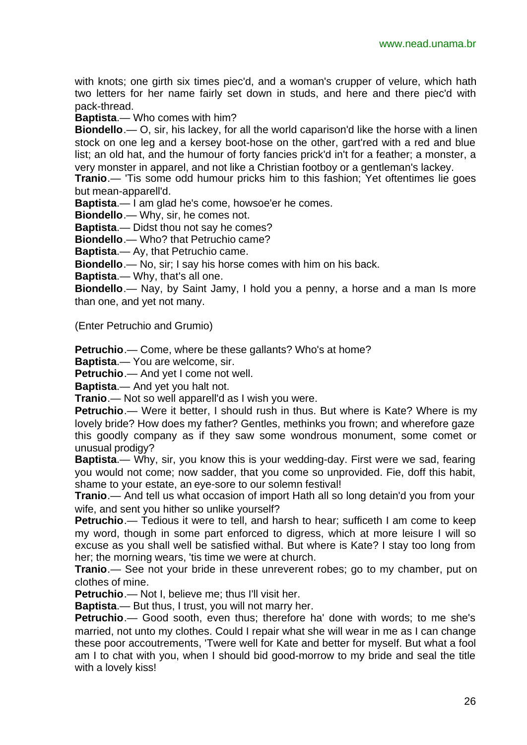with knots; one girth six times piec'd, and a woman's crupper of velure, which hath two letters for her name fairly set down in studs, and here and there piec'd with pack-thread.

**Baptista**.— Who comes with him?

**Biondello**.— O, sir, his lackey, for all the world caparison'd like the horse with a linen stock on one leg and a kersey boot-hose on the other, gart'red with a red and blue list; an old hat, and the humour of forty fancies prick'd in't for a feather; a monster, a very monster in apparel, and not like a Christian footboy or a gentleman's lackey.

**Tranio**.— 'Tis some odd humour pricks him to this fashion; Yet oftentimes lie goes but mean-apparell'd.

**Baptista**.— I am glad he's come, howsoe'er he comes.

**Biondello**.— Why, sir, he comes not.

**Baptista**.— Didst thou not say he comes?

**Biondello**.— Who? that Petruchio came?

**Baptista**.— Ay, that Petruchio came.

**Biondello**.— No, sir; I say his horse comes with him on his back.

**Baptista**.— Why, that's all one.

**Biondello**.— Nay, by Saint Jamy, I hold you a penny, a horse and a man Is more than one, and yet not many.

(Enter Petruchio and Grumio)

**Petruchio**.— Come, where be these gallants? Who's at home?

**Baptista**.— You are welcome, sir.

**Petruchio**.— And yet I come not well.

**Baptista**.— And yet you halt not.

**Tranio**.— Not so well apparell'd as I wish you were.

**Petruchio**.— Were it better, I should rush in thus. But where is Kate? Where is my lovely bride? How does my father? Gentles, methinks you frown; and wherefore gaze this goodly company as if they saw some wondrous monument, some comet or unusual prodigy?

**Baptista**.— Why, sir, you know this is your wedding-day. First were we sad, fearing you would not come; now sadder, that you come so unprovided. Fie, doff this habit, shame to your estate, an eye-sore to our solemn festival!

**Tranio**.— And tell us what occasion of import Hath all so long detain'd you from your wife, and sent you hither so unlike yourself?

**Petruchio**.— Tedious it were to tell, and harsh to hear; sufficeth I am come to keep my word, though in some part enforced to digress, which at more leisure I will so excuse as you shall well be satisfied withal. But where is Kate? I stay too long from her; the morning wears, 'tis time we were at church.

**Tranio**.— See not your bride in these unreverent robes; go to my chamber, put on clothes of mine.

**Petruchio**.— Not I, believe me; thus I'll visit her.

**Baptista**.— But thus, I trust, you will not marry her.

**Petruchio**.— Good sooth, even thus; therefore ha' done with words; to me she's married, not unto my clothes. Could I repair what she will wear in me as I can change these poor accoutrements, 'Twere well for Kate and better for myself. But what a fool am I to chat with you, when I should bid good-morrow to my bride and seal the title with a lovely kiss!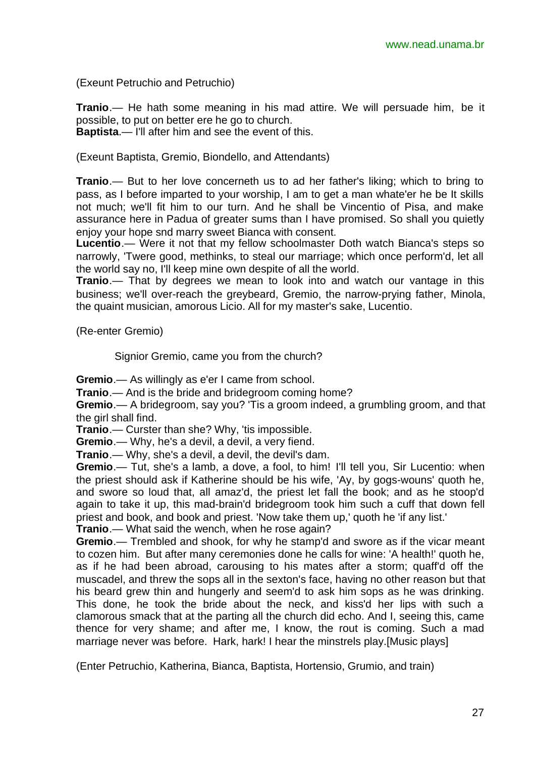(Exeunt Petruchio and Petruchio)

**Tranio**.— He hath some meaning in his mad attire. We will persuade him, be it possible, to put on better ere he go to church.
**Baptista**.— I'll after him and see the event of this.

(Exeunt Baptista, Gremio, Biondello, and Attendants)

**Tranio**.— But to her love concerneth us to ad her father's liking; which to bring to pass, as I before imparted to your worship, I am to get a man whate'er he be It skills not much; we'll fit him to our turn. And he shall be Vincentio of Pisa, and make assurance here in Padua of greater sums than I have promised. So shall you quietly enjoy your hope snd marry sweet Bianca with consent.
**Lucentio**.— Were it not that my fellow schoolmaster Doth watch Bianca's steps so narrowly, 'Twere good, methinks, to steal our marriage; which once perform'd, let all the world say no, I'll keep mine own despite of all the world.
**Tranio**.— That by degrees we mean to look into and watch our vantage in this business; we'll over-reach the greybeard, Gremio, the narrow-prying father, Minola, the quaint musician, amorous Licio. All for my master's sake, Lucentio.

(Re-enter Gremio)

Signior Gremio, came you from the church?

**Gremio**.— As willingly as e'er I came from school.
**Tranio**.— And is the bride and bridegroom coming home?
**Gremio**.— A bridegroom, say you? 'Tis a groom indeed, a grumbling groom, and that the girl shall find.
**Tranio**.— Curster than she? Why, 'tis impossible.
**Gremio**.— Why, he's a devil, a devil, a very fiend.
**Tranio**.— Why, she's a devil, a devil, the devil's dam.
**Gremio**.— Tut, she's a lamb, a dove, a fool, to him! I'll tell you, Sir Lucentio: when the priest should ask if Katherine should be his wife, 'Ay, by gogs-wouns' quoth he, and swore so loud that, all amaz'd, the priest let fall the book; and as he stoop'd again to take it up, this mad-brain'd bridegroom took him such a cuff that down fell priest and book, and book and priest. 'Now take them up,' quoth he 'if any list.'
**Tranio**.— What said the wench, when he rose again?
**Gremio**.— Trembled and shook, for why he stamp'd and swore as if the vicar meant to cozen him. But after many ceremonies done he calls for wine: 'A health!' quoth he, as if he had been abroad, carousing to his mates after a storm; quaff'd off the muscadel, and threw the sops all in the sexton's face, having no other reason but that his beard grew thin and hungerly and seem'd to ask him sops as he was drinking. This done, he took the bride about the neck, and kiss'd her lips with such a clamorous smack that at the parting all the church did echo. And I, seeing this, came thence for very shame; and after me, I know, the rout is coming. Such a mad marriage never was before. Hark, hark! I hear the minstrels play.[Music plays]

(Enter Petruchio, Katherina, Bianca, Baptista, Hortensio, Grumio, and train)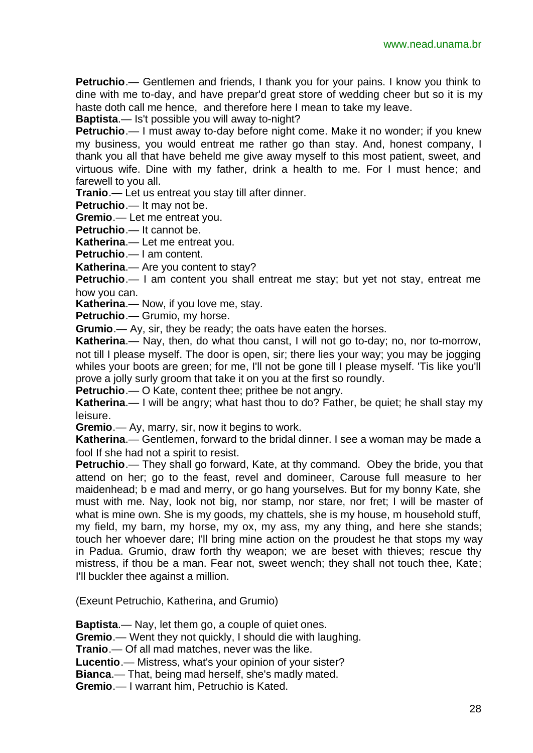**Petruchio**.— Gentlemen and friends, I thank you for your pains. I know you think to dine with me to-day, and have prepar'd great store of wedding cheer but so it is my haste doth call me hence, and therefore here I mean to take my leave.

**Baptista**.— Is't possible you will away to-night?

**Petruchio**.— I must away to-day before night come. Make it no wonder; if you knew my business, you would entreat me rather go than stay. And, honest company, I thank you all that have beheld me give away myself to this most patient, sweet, and virtuous wife. Dine with my father, drink a health to me. For I must hence; and farewell to you all.

**Tranio**.— Let us entreat you stay till after dinner.

**Petruchio**.— It may not be.

**Gremio**.— Let me entreat you.

**Petruchio**.— It cannot be.

**Katherina**.— Let me entreat you.

**Petruchio**.— I am content.

**Katherina**.— Are you content to stay?

**Petruchio**.— I am content you shall entreat me stay; but yet not stay, entreat me how you can.

**Katherina**.— Now, if you love me, stay.

**Petruchio**.— Grumio, my horse.

**Grumio**.— Ay, sir, they be ready; the oats have eaten the horses.

**Katherina**.— Nay, then, do what thou canst, I will not go to-day; no, nor to-morrow, not till I please myself. The door is open, sir; there lies your way; you may be jogging whiles your boots are green; for me, I'll not be gone till I please myself. 'Tis like you'll prove a jolly surly groom that take it on you at the first so roundly.

**Petruchio**.— O Kate, content thee; prithee be not angry.

**Katherina**.— I will be angry; what hast thou to do? Father, be quiet; he shall stay my leisure.

**Gremio**.— Ay, marry, sir, now it begins to work.

**Katherina**.— Gentlemen, forward to the bridal dinner. I see a woman may be made a fool If she had not a spirit to resist.

**Petruchio**.— They shall go forward, Kate, at thy command. Obey the bride, you that attend on her; go to the feast, revel and domineer, Carouse full measure to her maidenhead; b e mad and merry, or go hang yourselves. But for my bonny Kate, she must with me. Nay, look not big, nor stamp, nor stare, nor fret; I will be master of what is mine own. She is my goods, my chattels, she is my house, m household stuff, my field, my barn, my horse, my ox, my ass, my any thing, and here she stands; touch her whoever dare; I'll bring mine action on the proudest he that stops my way in Padua. Grumio, draw forth thy weapon; we are beset with thieves; rescue thy mistress, if thou be a man. Fear not, sweet wench; they shall not touch thee, Kate; I'll buckler thee against a million.

(Exeunt Petruchio, Katherina, and Grumio)

**Baptista**.— Nay, let them go, a couple of quiet ones.

**Gremio**.— Went they not quickly, I should die with laughing.

**Tranio**.— Of all mad matches, never was the like.

**Lucentio**.— Mistress, what's your opinion of your sister?

**Bianca**.— That, being mad herself, she's madly mated.

**Gremio**.— I warrant him, Petruchio is Kated.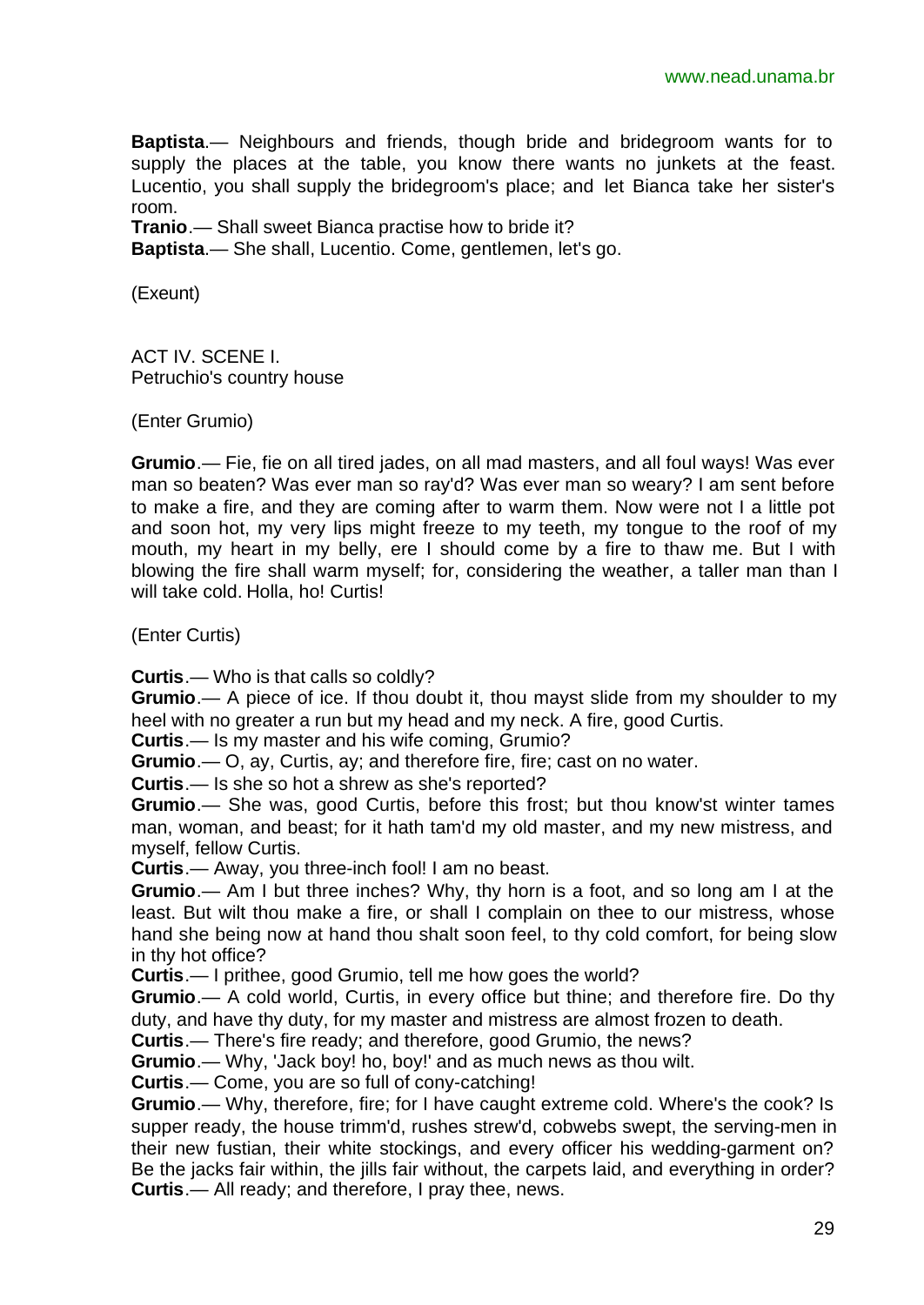**Baptista**.— Neighbours and friends, though bride and bridegroom wants for to supply the places at the table, you know there wants no junkets at the feast. Lucentio, you shall supply the bridegroom's place; and let Bianca take her sister's room.

**Tranio**.— Shall sweet Bianca practise how to bride it?

**Baptista**.— She shall, Lucentio. Come, gentlemen, let's go.

(Exeunt)

ACT IV. SCENE I.
Petruchio's country house

(Enter Grumio)

**Grumio**.— Fie, fie on all tired jades, on all mad masters, and all foul ways! Was ever man so beaten? Was ever man so ray'd? Was ever man so weary? I am sent before to make a fire, and they are coming after to warm them. Now were not I a little pot and soon hot, my very lips might freeze to my teeth, my tongue to the roof of my mouth, my heart in my belly, ere I should come by a fire to thaw me. But I with blowing the fire shall warm myself; for, considering the weather, a taller man than I will take cold. Holla, ho! Curtis!

(Enter Curtis)

**Curtis**.— Who is that calls so coldly?

**Grumio**.— A piece of ice. If thou doubt it, thou mayst slide from my shoulder to my heel with no greater a run but my head and my neck. A fire, good Curtis.

**Curtis**.— Is my master and his wife coming, Grumio?

**Grumio**.— O, ay, Curtis, ay; and therefore fire, fire; cast on no water.

**Curtis**.— Is she so hot a shrew as she's reported?

**Grumio**.— She was, good Curtis, before this frost; but thou know'st winter tames man, woman, and beast; for it hath tam'd my old master, and my new mistress, and myself, fellow Curtis.

**Curtis**.— Away, you three-inch fool! I am no beast.

**Grumio**.— Am I but three inches? Why, thy horn is a foot, and so long am I at the least. But wilt thou make a fire, or shall I complain on thee to our mistress, whose hand she being now at hand thou shalt soon feel, to thy cold comfort, for being slow in thy hot office?

**Curtis**.— I prithee, good Grumio, tell me how goes the world?

**Grumio**.— A cold world, Curtis, in every office but thine; and therefore fire. Do thy duty, and have thy duty, for my master and mistress are almost frozen to death.

**Curtis**.— There's fire ready; and therefore, good Grumio, the news?

**Grumio**.— Why, 'Jack boy! ho, boy!' and as much news as thou wilt.

**Curtis**.— Come, you are so full of cony-catching!

**Grumio**.— Why, therefore, fire; for I have caught extreme cold. Where's the cook? Is supper ready, the house trimm'd, rushes strew'd, cobwebs swept, the serving-men in their new fustian, their white stockings, and every officer his wedding-garment on? Be the jacks fair within, the jills fair without, the carpets laid, and everything in order?

**Curtis**.— All ready; and therefore, I pray thee, news.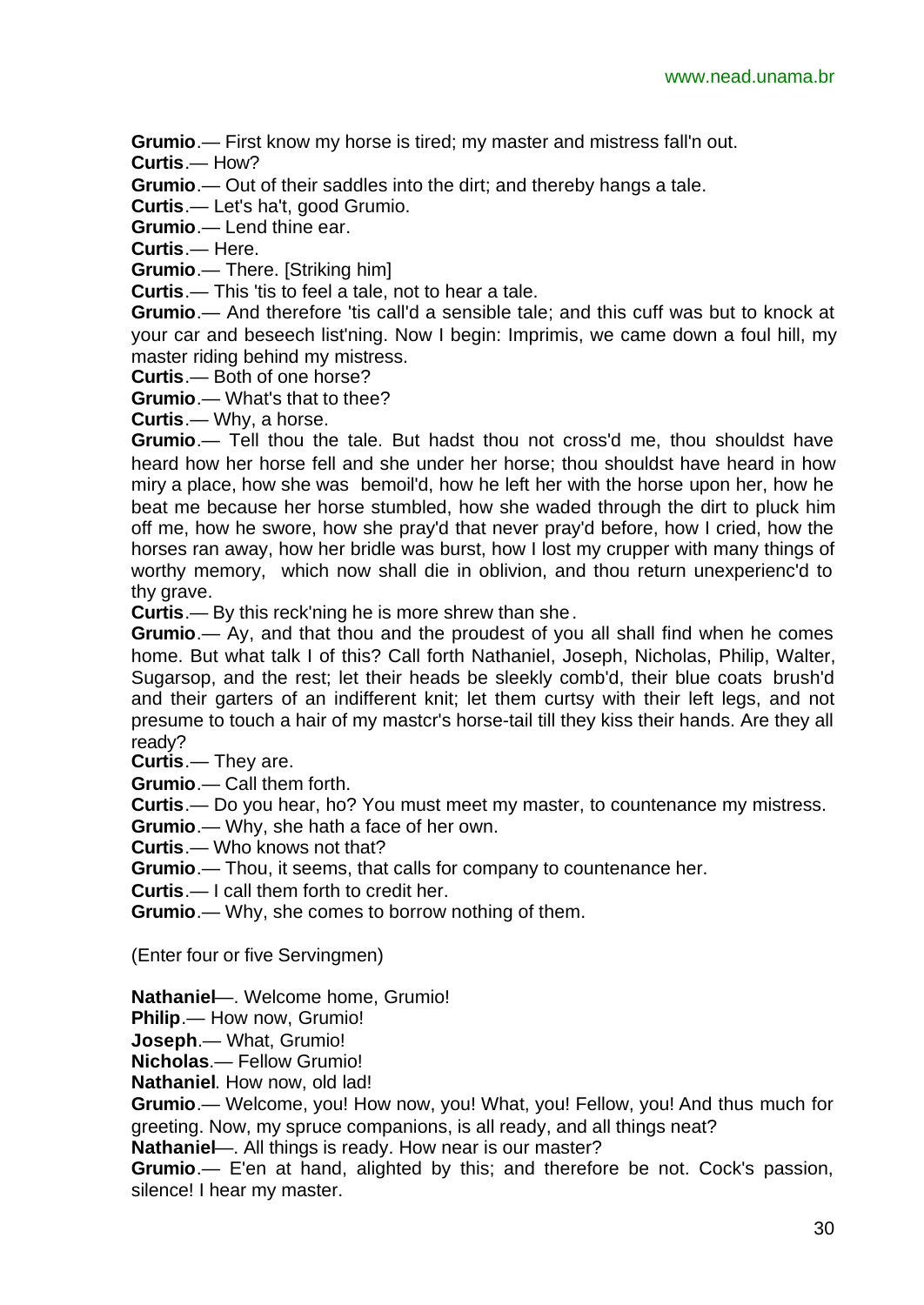**Grumio**.— First know my horse is tired; my master and mistress fall'n out.

**Curtis**.— How?

**Grumio**.— Out of their saddles into the dirt; and thereby hangs a tale.

**Curtis**.— Let's ha't, good Grumio.

**Grumio**.— Lend thine ear.

**Curtis**.— Here.

**Grumio**.— There. [Striking him]

**Curtis**.— This 'tis to feel a tale, not to hear a tale.

**Grumio**.— And therefore 'tis call'd a sensible tale; and this cuff was but to knock at your car and beseech list'ning. Now I begin: Imprimis, we came down a foul hill, my master riding behind my mistress.

**Curtis**.— Both of one horse?

**Grumio**.— What's that to thee?

**Curtis**.— Why, a horse.

**Grumio**.— Tell thou the tale. But hadst thou not cross'd me, thou shouldst have heard how her horse fell and she under her horse; thou shouldst have heard in how miry a place, how she was bemoil'd, how he left her with the horse upon her, how he beat me because her horse stumbled, how she waded through the dirt to pluck him off me, how he swore, how she pray'd that never pray'd before, how I cried, how the horses ran away, how her bridle was burst, how I lost my crupper with many things of worthy memory, which now shall die in oblivion, and thou return unexperienc'd to thy grave.

**Curtis**.— By this reck'ning he is more shrew than she.

**Grumio**.— Ay, and that thou and the proudest of you all shall find when he comes home. But what talk I of this? Call forth Nathaniel, Joseph, Nicholas, Philip, Walter, Sugarsop, and the rest; let their heads be sleekly comb'd, their blue coats brush'd and their garters of an indifferent knit; let them curtsy with their left legs, and not presume to touch a hair of my mastcr's horse-tail till they kiss their hands. Are they all ready?

**Curtis**.— They are.

**Grumio**.— Call them forth.

**Curtis**.— Do you hear, ho? You must meet my master, to countenance my mistress.

**Grumio**.— Why, she hath a face of her own.

**Curtis**.— Who knows not that?

**Grumio**.— Thou, it seems, that calls for company to countenance her.

**Curtis**.— I call them forth to credit her.

**Grumio**.— Why, she comes to borrow nothing of them.

(Enter four or five Servingmen)

**Nathaniel**—. Welcome home, Grumio!

**Philip**.— How now, Grumio!

**Joseph**.— What, Grumio!

**Nicholas**.— Fellow Grumio!

**Nathaniel**. How now, old lad!

**Grumio**.— Welcome, you! How now, you! What, you! Fellow, you! And thus much for greeting. Now, my spruce companions, is all ready, and all things neat?

**Nathaniel**—. All things is ready. How near is our master?

**Grumio**.— E'en at hand, alighted by this; and therefore be not. Cock's passion, silence! I hear my master.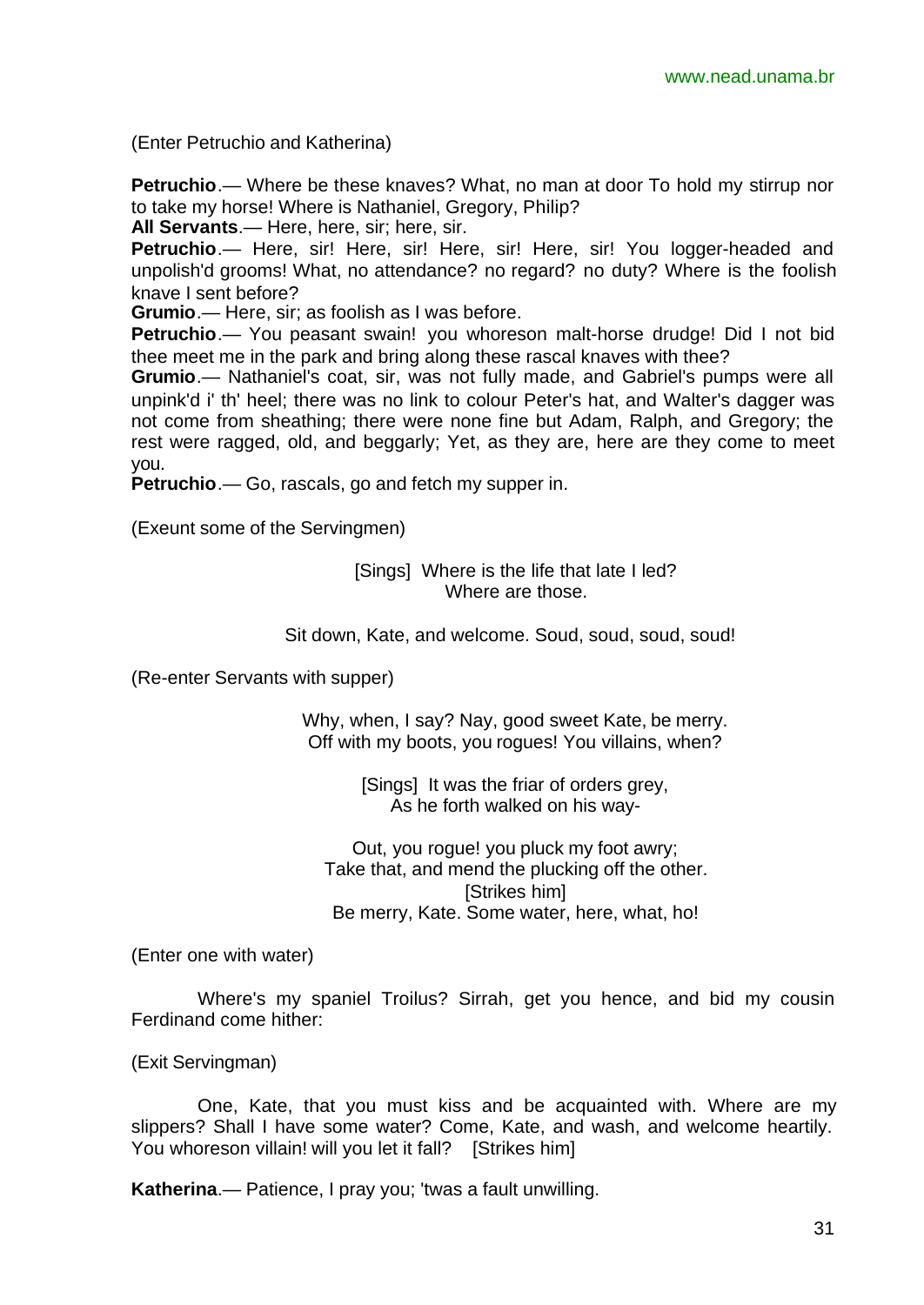(Enter Petruchio and Katherina)

**Petruchio**.— Where be these knaves? What, no man at door To hold my stirrup nor to take my horse! Where is Nathaniel, Gregory, Philip?

**All Servants**.— Here, here, sir; here, sir.

**Petruchio**.— Here, sir! Here, sir! Here, sir! Here, sir! You logger-headed and unpolish'd grooms! What, no attendance? no regard? no duty? Where is the foolish knave I sent before?

**Grumio**.— Here, sir; as foolish as I was before.

**Petruchio**.— You peasant swain! you whoreson malt-horse drudge! Did I not bid thee meet me in the park and bring along these rascal knaves with thee?

**Grumio**.— Nathaniel's coat, sir, was not fully made, and Gabriel's pumps were all unpink'd i' th' heel; there was no link to colour Peter's hat, and Walter's dagger was not come from sheathing; there were none fine but Adam, Ralph, and Gregory; the rest were ragged, old, and beggarly; Yet, as they are, here are they come to meet you.

**Petruchio**.— Go, rascals, go and fetch my supper in.

(Exeunt some of the Servingmen)

[Sings] Where is the life that late I led?
Where are those.

Sit down, Kate, and welcome. Soud, soud, soud, soud!

(Re-enter Servants with supper)

Why, when, I say? Nay, good sweet Kate, be merry.
Off with my boots, you rogues! You villains, when?

[Sings] It was the friar of orders grey,
As he forth walked on his way-

Out, you rogue! you pluck my foot awry;
Take that, and mend the plucking off the other.
[Strikes him]
Be merry, Kate. Some water, here, what, ho!

(Enter one with water)

Where's my spaniel Troilus? Sirrah, get you hence, and bid my cousin Ferdinand come hither:

(Exit Servingman)

One, Kate, that you must kiss and be acquainted with. Where are my slippers? Shall I have some water? Come, Kate, and wash, and welcome heartily. You whoreson villain! will you let it fall? [Strikes him]

**Katherina**.— Patience, I pray you; 'twas a fault unwilling.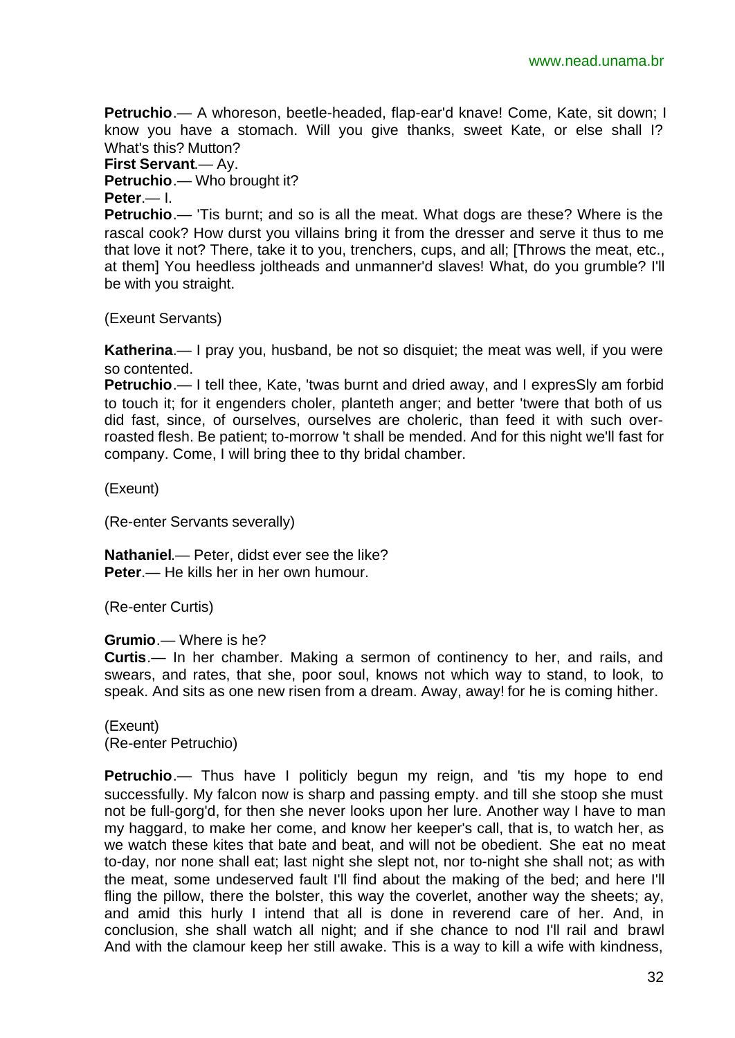**Petruchio**.— A whoreson, beetle-headed, flap-ear'd knave! Come, Kate, sit down; I know you have a stomach. Will you give thanks, sweet Kate, or else shall I? What's this? Mutton?

**First Servant**.— Ay.

**Petruchio**.— Who brought it?

**Peter**.— I.

**Petruchio**.— 'Tis burnt; and so is all the meat. What dogs are these? Where is the rascal cook? How durst you villains bring it from the dresser and serve it thus to me that love it not? There, take it to you, trenchers, cups, and all; [Throws the meat, etc., at them] You heedless joltheads and unmanner'd slaves! What, do you grumble? I'll be with you straight.

(Exeunt Servants)

**Katherina**.— I pray you, husband, be not so disquiet; the meat was well, if you were so contented.

**Petruchio**.— I tell thee, Kate, 'twas burnt and dried away, and I expresSly am forbid to touch it; for it engenders choler, planteth anger; and better 'twere that both of us did fast, since, of ourselves, ourselves are choleric, than feed it with such over-roasted flesh. Be patient; to-morrow 't shall be mended. And for this night we'll fast for company. Come, I will bring thee to thy bridal chamber.

(Exeunt)

(Re-enter Servants severally)

**Nathaniel**.— Peter, didst ever see the like?

**Peter**.— He kills her in her own humour.

(Re-enter Curtis)

**Grumio**.— Where is he?

**Curtis**.— In her chamber. Making a sermon of continency to her, and rails, and swears, and rates, that she, poor soul, knows not which way to stand, to look, to speak. And sits as one new risen from a dream. Away, away! for he is coming hither.

(Exeunt)

(Re-enter Petruchio)

**Petruchio**.— Thus have I politicly begun my reign, and 'tis my hope to end successfully. My falcon now is sharp and passing empty. and till she stoop she must not be full-gorg'd, for then she never looks upon her lure. Another way I have to man my haggard, to make her come, and know her keeper's call, that is, to watch her, as we watch these kites that bate and beat, and will not be obedient. She eat no meat to-day, nor none shall eat; last night she slept not, nor to-night she shall not; as with the meat, some undeserved fault I'll find about the making of the bed; and here I'll fling the pillow, there the bolster, this way the coverlet, another way the sheets; ay, and amid this hurly I intend that all is done in reverend care of her. And, in conclusion, she shall watch all night; and if she chance to nod I'll rail and brawl And with the clamour keep her still awake. This is a way to kill a wife with kindness,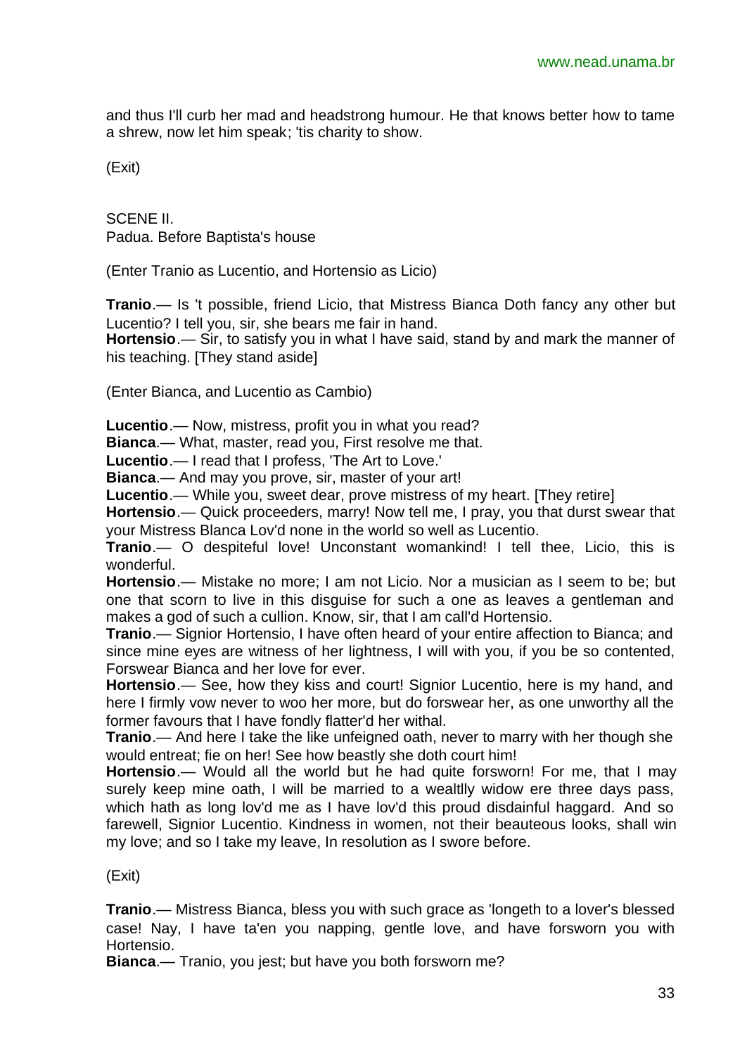and thus I'll curb her mad and headstrong humour. He that knows better how to tame a shrew, now let him speak; 'tis charity to show.

(Exit)

SCENE II.
Padua. Before Baptista's house

(Enter Tranio as Lucentio, and Hortensio as Licio)

**Tranio**.— Is 't possible, friend Licio, that Mistress Bianca Doth fancy any other but Lucentio? I tell you, sir, she bears me fair in hand.
**Hortensio**.— Sir, to satisfy you in what I have said, stand by and mark the manner of his teaching. [They stand aside]

(Enter Bianca, and Lucentio as Cambio)

**Lucentio**.— Now, mistress, profit you in what you read?
**Bianca**.— What, master, read you, First resolve me that.
**Lucentio**.— I read that I profess, 'The Art to Love.'
**Bianca**.— And may you prove, sir, master of your art!
**Lucentio**.— While you, sweet dear, prove mistress of my heart. [They retire]
**Hortensio**.— Quick proceeders, marry! Now tell me, I pray, you that durst swear that your Mistress Blanca Lov'd none in the world so well as Lucentio.
**Tranio**.— O despiteful love! Unconstant womankind! I tell thee, Licio, this is wonderful.
**Hortensio**.— Mistake no more; I am not Licio. Nor a musician as I seem to be; but one that scorn to live in this disguise for such a one as leaves a gentleman and makes a god of such a cullion. Know, sir, that I am call'd Hortensio.
**Tranio**.— Signior Hortensio, I have often heard of your entire affection to Bianca; and since mine eyes are witness of her lightness, I will with you, if you be so contented, Forswear Bianca and her love for ever.
**Hortensio**.— See, how they kiss and court! Signior Lucentio, here is my hand, and here I firmly vow never to woo her more, but do forswear her, as one unworthy all the former favours that I have fondly flatter'd her withal.
**Tranio**.— And here I take the like unfeigned oath, never to marry with her though she would entreat; fie on her! See how beastly she doth court him!
**Hortensio**.— Would all the world but he had quite forsworn! For me, that I may surely keep mine oath, I will be married to a wealtlly widow ere three days pass, which hath as long lov'd me as I have lov'd this proud disdainful haggard. And so farewell, Signior Lucentio. Kindness in women, not their beauteous looks, shall win my love; and so I take my leave, In resolution as I swore before.

(Exit)

**Tranio**.— Mistress Bianca, bless you with such grace as 'longeth to a lover's blessed case! Nay, I have ta'en you napping, gentle love, and have forsworn you with Hortensio.
**Bianca**.— Tranio, you jest; but have you both forsworn me?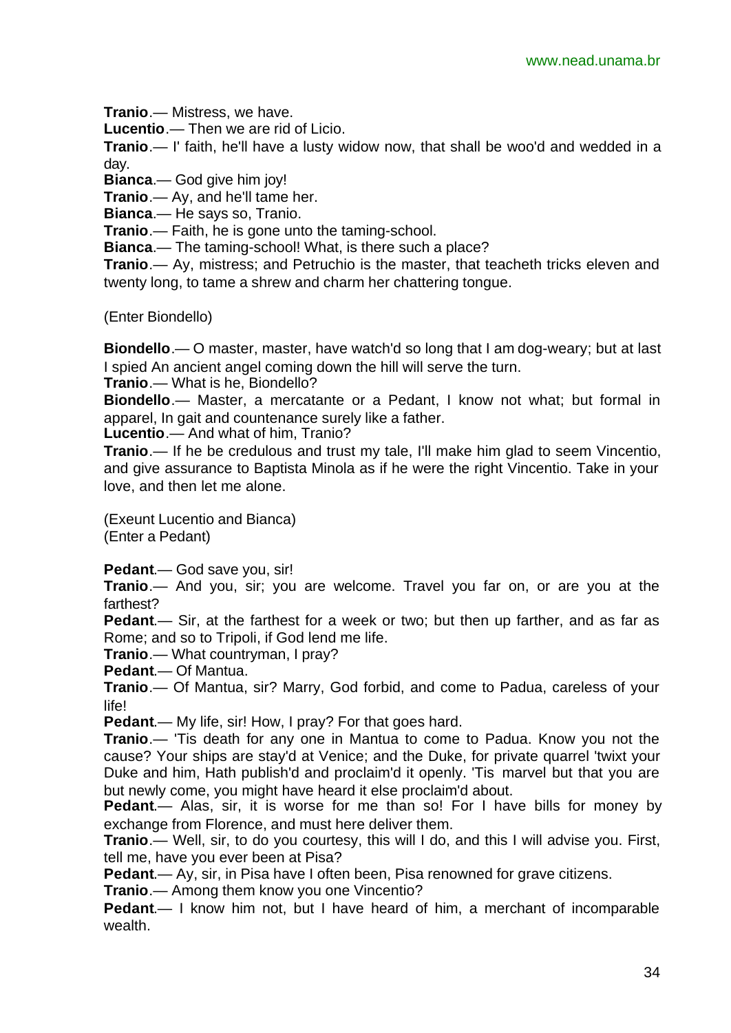**Tranio**.— Mistress, we have.

**Lucentio**.— Then we are rid of Licio.

**Tranio**.— I' faith, he'll have a lusty widow now, that shall be woo'd and wedded in a day.

**Bianca**.— God give him joy!

**Tranio**.— Ay, and he'll tame her.

**Bianca**.— He says so, Tranio.

**Tranio**.— Faith, he is gone unto the taming-school.

**Bianca**.— The taming-school! What, is there such a place?

**Tranio**.— Ay, mistress; and Petruchio is the master, that teacheth tricks eleven and twenty long, to tame a shrew and charm her chattering tongue.

(Enter Biondello)

**Biondello**.— O master, master, have watch'd so long that I am dog-weary; but at last I spied An ancient angel coming down the hill will serve the turn.

**Tranio**.— What is he, Biondello?

**Biondello**.— Master, a mercatante or a Pedant, I know not what; but formal in apparel, In gait and countenance surely like a father.

**Lucentio**.— And what of him, Tranio?

**Tranio**.— If he be credulous and trust my tale, I'll make him glad to seem Vincentio, and give assurance to Baptista Minola as if he were the right Vincentio. Take in your love, and then let me alone.

(Exeunt Lucentio and Bianca)
(Enter a Pedant)

**Pedant**.— God save you, sir!

**Tranio**.— And you, sir; you are welcome. Travel you far on, or are you at the farthest?

**Pedant**.— Sir, at the farthest for a week or two; but then up farther, and as far as Rome; and so to Tripoli, if God lend me life.

**Tranio**.— What countryman, I pray?

**Pedant**.— Of Mantua.

**Tranio**.— Of Mantua, sir? Marry, God forbid, and come to Padua, careless of your life!

**Pedant**.— My life, sir! How, I pray? For that goes hard.

**Tranio**.— 'Tis death for any one in Mantua to come to Padua. Know you not the cause? Your ships are stay'd at Venice; and the Duke, for private quarrel 'twixt your Duke and him, Hath publish'd and proclaim'd it openly. 'Tis marvel but that you are but newly come, you might have heard it else proclaim'd about.

**Pedant**.— Alas, sir, it is worse for me than so! For I have bills for money by exchange from Florence, and must here deliver them.

**Tranio**.— Well, sir, to do you courtesy, this will I do, and this I will advise you. First, tell me, have you ever been at Pisa?

**Pedant**.— Ay, sir, in Pisa have I often been, Pisa renowned for grave citizens.

**Tranio**.— Among them know you one Vincentio?

**Pedant**.— I know him not, but I have heard of him, a merchant of incomparable wealth.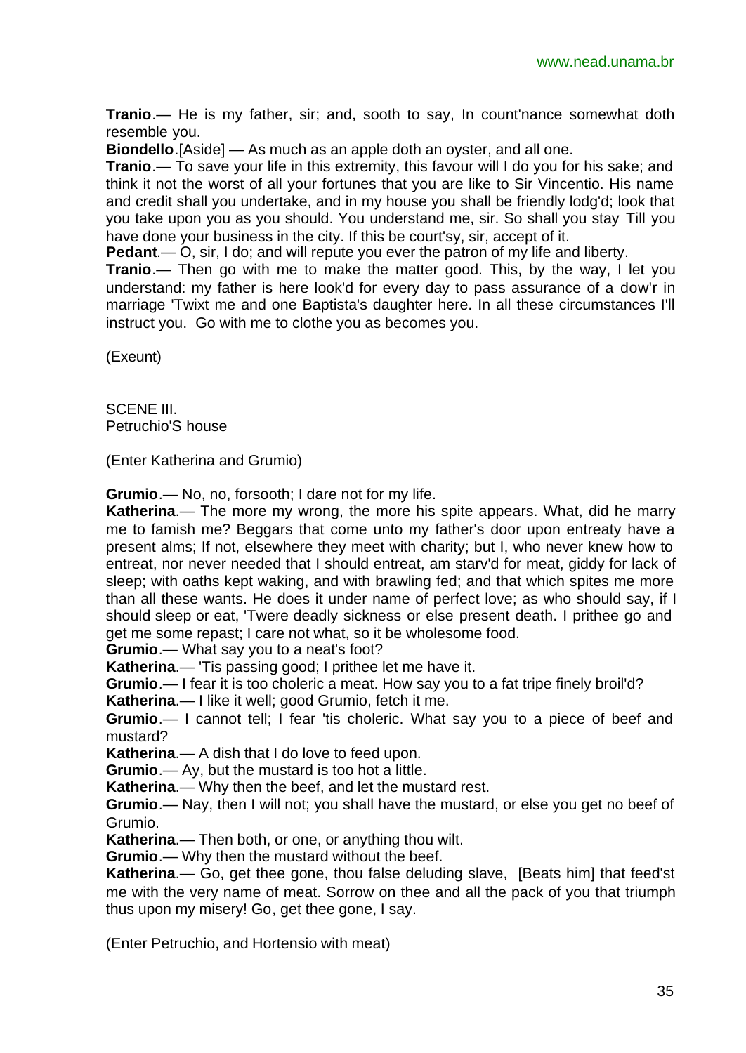**Tranio**.— He is my father, sir; and, sooth to say, In count'nance somewhat doth resemble you.

**Biondello**.[Aside] — As much as an apple doth an oyster, and all one.

**Tranio**.— To save your life in this extremity, this favour will I do you for his sake; and think it not the worst of all your fortunes that you are like to Sir Vincentio. His name and credit shall you undertake, and in my house you shall be friendly lodg'd; look that you take upon you as you should. You understand me, sir. So shall you stay Till you have done your business in the city. If this be court'sy, sir, accept of it.

**Pedant**.— O, sir, I do; and will repute you ever the patron of my life and liberty.

**Tranio**.— Then go with me to make the matter good. This, by the way, I let you understand: my father is here look'd for every day to pass assurance of a dow'r in marriage 'Twixt me and one Baptista's daughter here. In all these circumstances I'll instruct you. Go with me to clothe you as becomes you.

(Exeunt)

SCENE III.
Petruchio'S house

(Enter Katherina and Grumio)

**Grumio**.— No, no, forsooth; I dare not for my life.

**Katherina**.— The more my wrong, the more his spite appears. What, did he marry me to famish me? Beggars that come unto my father's door upon entreaty have a present alms; If not, elsewhere they meet with charity; but I, who never knew how to entreat, nor never needed that I should entreat, am starv'd for meat, giddy for lack of sleep; with oaths kept waking, and with brawling fed; and that which spites me more than all these wants. He does it under name of perfect love; as who should say, if I should sleep or eat, 'Twere deadly sickness or else present death. I prithee go and get me some repast; I care not what, so it be wholesome food.

**Grumio**.— What say you to a neat's foot?

**Katherina**.— 'Tis passing good; I prithee let me have it.

**Grumio**.— I fear it is too choleric a meat. How say you to a fat tripe finely broil'd?

**Katherina**.— I like it well; good Grumio, fetch it me.

**Grumio**.— I cannot tell; I fear 'tis choleric. What say you to a piece of beef and mustard?

**Katherina**.— A dish that I do love to feed upon.

**Grumio**.— Ay, but the mustard is too hot a little.

**Katherina**.— Why then the beef, and let the mustard rest.

**Grumio**.— Nay, then I will not; you shall have the mustard, or else you get no beef of Grumio.

**Katherina**.— Then both, or one, or anything thou wilt.

**Grumio**.— Why then the mustard without the beef.

**Katherina**.— Go, get thee gone, thou false deluding slave, [Beats him] that feed'st me with the very name of meat. Sorrow on thee and all the pack of you that triumph thus upon my misery! Go, get thee gone, I say.

(Enter Petruchio, and Hortensio with meat)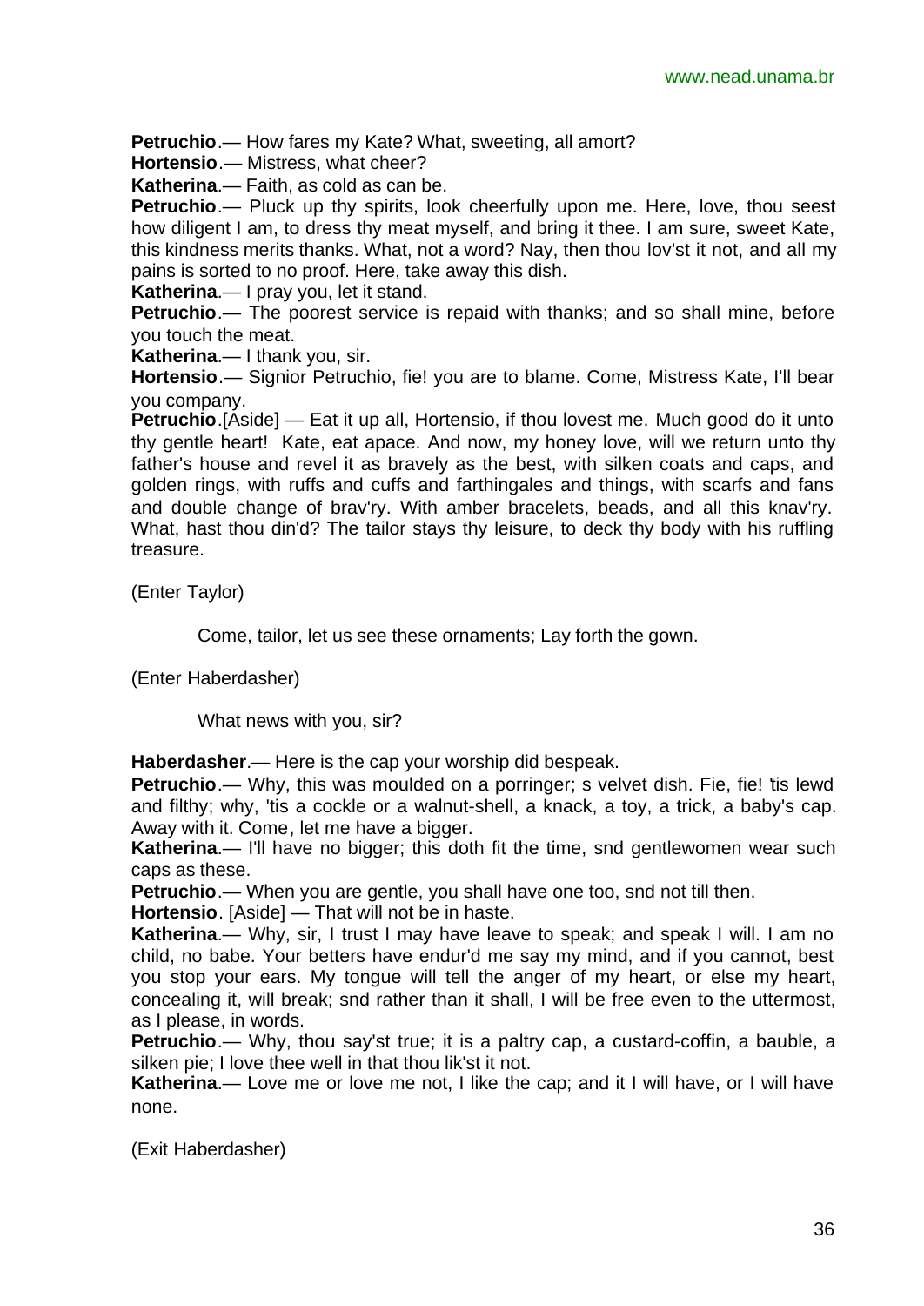**Petruchio**.— How fares my Kate? What, sweeting, all amort?

**Hortensio**.— Mistress, what cheer?

**Katherina**.— Faith, as cold as can be.

**Petruchio**.— Pluck up thy spirits, look cheerfully upon me. Here, love, thou seest how diligent I am, to dress thy meat myself, and bring it thee. I am sure, sweet Kate, this kindness merits thanks. What, not a word? Nay, then thou lov'st it not, and all my pains is sorted to no proof. Here, take away this dish.

**Katherina**.— I pray you, let it stand.

**Petruchio**.— The poorest service is repaid with thanks; and so shall mine, before you touch the meat.

**Katherina**.— I thank you, sir.

**Hortensio**.— Signior Petruchio, fie! you are to blame. Come, Mistress Kate, I'll bear you company.

**Petruchio**.[Aside] — Eat it up all, Hortensio, if thou lovest me. Much good do it unto thy gentle heart! Kate, eat apace. And now, my honey love, will we return unto thy father's house and revel it as bravely as the best, with silken coats and caps, and golden rings, with ruffs and cuffs and farthingales and things, with scarfs and fans and double change of brav'ry. With amber bracelets, beads, and all this knav'ry. What, hast thou din'd? The tailor stays thy leisure, to deck thy body with his ruffling treasure.

(Enter Taylor)

Come, tailor, let us see these ornaments; Lay forth the gown.

(Enter Haberdasher)

What news with you, sir?

**Haberdasher**.— Here is the cap your worship did bespeak.

**Petruchio**.— Why, this was moulded on a porringer; s velvet dish. Fie, fie! 'tis lewd and filthy; why, 'tis a cockle or a walnut-shell, a knack, a toy, a trick, a baby's cap. Away with it. Come, let me have a bigger.

**Katherina**.— I'll have no bigger; this doth fit the time, snd gentlewomen wear such caps as these.

**Petruchio**.— When you are gentle, you shall have one too, snd not till then.

**Hortensio**. [Aside] — That will not be in haste.

**Katherina**.— Why, sir, I trust I may have leave to speak; and speak I will. I am no child, no babe. Your betters have endur'd me say my mind, and if you cannot, best you stop your ears. My tongue will tell the anger of my heart, or else my heart, concealing it, will break; snd rather than it shall, I will be free even to the uttermost, as I please, in words.

**Petruchio**.— Why, thou say'st true; it is a paltry cap, a custard-coffin, a bauble, a silken pie; I love thee well in that thou lik'st it not.

**Katherina**.— Love me or love me not, I like the cap; and it I will have, or I will have none.

(Exit Haberdasher)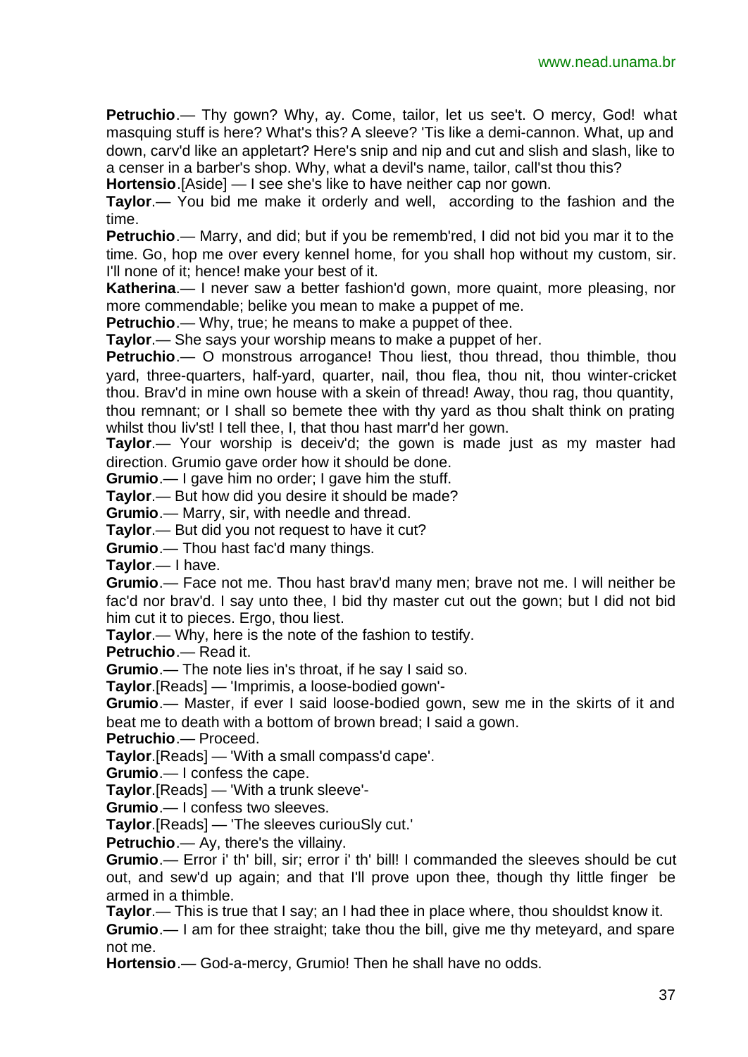**Petruchio**.— Thy gown? Why, ay. Come, tailor, let us see't. O mercy, God! what masquing stuff is here? What's this? A sleeve? 'Tis like a demi-cannon. What, up and down, carv'd like an appletart? Here's snip and nip and cut and slish and slash, like to a censer in a barber's shop. Why, what a devil's name, tailor, call'st thou this?

**Hortensio**.[Aside] — I see she's like to have neither cap nor gown.

**Taylor**.— You bid me make it orderly and well, according to the fashion and the time.

**Petruchio**.— Marry, and did; but if you be remember'd, I did not bid you mar it to the time. Go, hop me over every kennel home, for you shall hop without my custom, sir. I'll none of it; hence! make your best of it.

**Katherina**.— I never saw a better fashion'd gown, more quaint, more pleasing, nor more commendable; belike you mean to make a puppet of me.

**Petruchio**.— Why, true; he means to make a puppet of thee.

**Taylor**.— She says your worship means to make a puppet of her.

**Petruchio**.— O monstrous arrogance! Thou liest, thou thread, thou thimble, thou yard, three-quarters, half-yard, quarter, nail, thou flea, thou nit, thou winter-cricket thou. Brav'd in mine own house with a skein of thread! Away, thou rag, thou quantity, thou remnant; or I shall so bemete thee with thy yard as thou shalt think on prating whilst thou liv'st! I tell thee, I, that thou hast marr'd her gown.

**Taylor**.— Your worship is deceiv'd; the gown is made just as my master had direction. Grumio gave order how it should be done.

**Grumio**.— I gave him no order; I gave him the stuff.

**Taylor**.— But how did you desire it should be made?

**Grumio**.— Marry, sir, with needle and thread.

**Taylor**.— But did you not request to have it cut?

**Grumio**.— Thou hast fac'd many things.

**Taylor**.— I have.

**Grumio**.— Face not me. Thou hast brav'd many men; brave not me. I will neither be fac'd nor brav'd. I say unto thee, I bid thy master cut out the gown; but I did not bid him cut it to pieces. Ergo, thou liest.

**Taylor**.— Why, here is the note of the fashion to testify.

**Petruchio**.— Read it.

**Grumio**.— The note lies in's throat, if he say I said so.

**Taylor**.[Reads] — 'Imprimis, a loose-bodied gown'-

**Grumio**.— Master, if ever I said loose-bodied gown, sew me in the skirts of it and beat me to death with a bottom of brown bread; I said a gown.

**Petruchio**.— Proceed.

**Taylor**.[Reads] — 'With a small compass'd cape'.

**Grumio**.— I confess the cape.

**Taylor**.[Reads] — 'With a trunk sleeve'-

**Grumio**.— I confess two sleeves.

**Taylor**.[Reads] — 'The sleeves curiouSly cut.'

**Petruchio**.— Ay, there's the villainy.

**Grumio**.— Error i' th' bill, sir; error i' th' bill! I commanded the sleeves should be cut out, and sew'd up again; and that I'll prove upon thee, though thy little finger be armed in a thimble.

**Taylor**.— This is true that I say; an I had thee in place where, thou shouldst know it.

**Grumio**.— I am for thee straight; take thou the bill, give me thy meteyard, and spare not me.

**Hortensio**.— God-a-mercy, Grumio! Then he shall have no odds.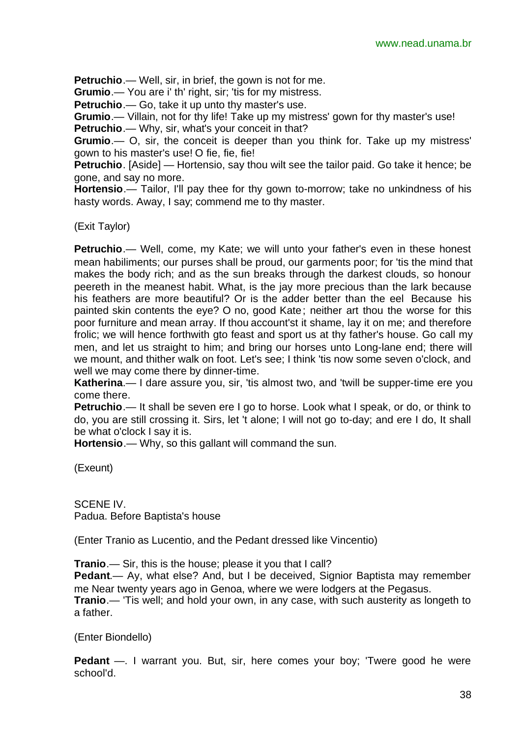**Petruchio**.— Well, sir, in brief, the gown is not for me.

**Grumio**.— You are i' th' right, sir; 'tis for my mistress.

**Petruchio**.— Go, take it up unto thy master's use.

**Grumio**.— Villain, not for thy life! Take up my mistress' gown for thy master's use!

**Petruchio**.— Why, sir, what's your conceit in that?

**Grumio**.— O, sir, the conceit is deeper than you think for. Take up my mistress' gown to his master's use! O fie, fie, fie!

**Petruchio**. [Aside] — Hortensio, say thou wilt see the tailor paid. Go take it hence; be gone, and say no more.

**Hortensio**.— Tailor, I'll pay thee for thy gown to-morrow; take no unkindness of his hasty words. Away, I say; commend me to thy master.

(Exit Taylor)

**Petruchio**.— Well, come, my Kate; we will unto your father's even in these honest mean habiliments; our purses shall be proud, our garments poor; for 'tis the mind that makes the body rich; and as the sun breaks through the darkest clouds, so honour peereth in the meanest habit. What, is the jay more precious than the lark because his feathers are more beautiful? Or is the adder better than the eel Because his painted skin contents the eye? O no, good Kate; neither art thou the worse for this poor furniture and mean array. If thou account'st it shame, lay it on me; and therefore frolic; we will hence forthwith gto feast and sport us at thy father's house. Go call my men, and let us straight to him; and bring our horses unto Long-lane end; there will we mount, and thither walk on foot. Let's see; I think 'tis now some seven o'clock, and well we may come there by dinner-time.

**Katherina**.— I dare assure you, sir, 'tis almost two, and 'twill be supper-time ere you come there.

**Petruchio**.— It shall be seven ere I go to horse. Look what I speak, or do, or think to do, you are still crossing it. Sirs, let 't alone; I will not go to-day; and ere I do, It shall be what o'clock I say it is.

**Hortensio**.— Why, so this gallant will command the sun.

(Exeunt)

SCENE IV.
Padua. Before Baptista's house

(Enter Tranio as Lucentio, and the Pedant dressed like Vincentio)

**Tranio**.— Sir, this is the house; please it you that I call?

**Pedant**.— Ay, what else? And, but I be deceived, Signior Baptista may remember me Near twenty years ago in Genoa, where we were lodgers at the Pegasus.

**Tranio**.— 'Tis well; and hold your own, in any case, with such austerity as longeth to a father.

(Enter Biondello)

**Pedant** —. I warrant you. But, sir, here comes your boy; 'Twere good he were school'd.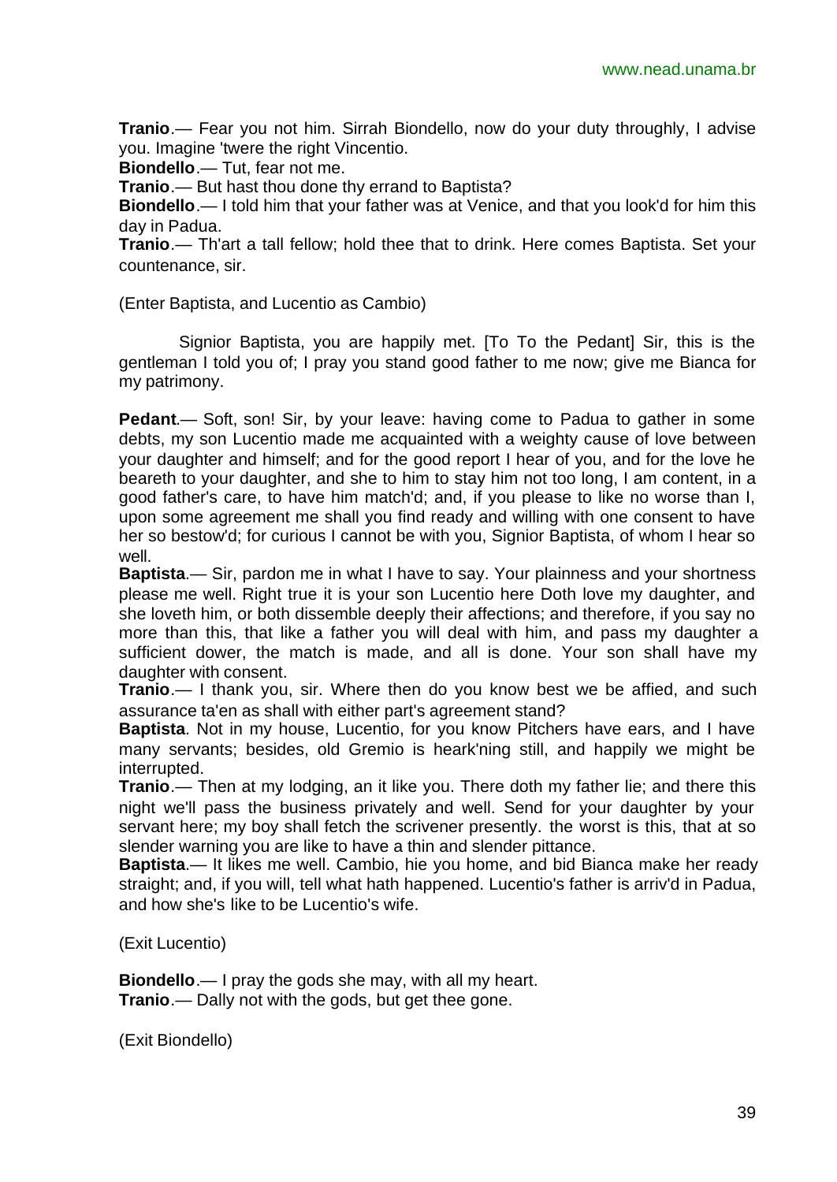**Tranio**.— Fear you not him. Sirrah Biondello, now do your duty throughly, I advise you. Imagine 'twere the right Vincentio.

**Biondello**.— Tut, fear not me.

**Tranio**.— But hast thou done thy errand to Baptista?

**Biondello**.— I told him that your father was at Venice, and that you look'd for him this day in Padua.

**Tranio**.— Th'art a tall fellow; hold thee that to drink. Here comes Baptista. Set your countenance, sir.

(Enter Baptista, and Lucentio as Cambio)

Signior Baptista, you are happily met. [To To the Pedant] Sir, this is the gentleman I told you of; I pray you stand good father to me now; give me Bianca for my patrimony.

**Pedant**.— Soft, son! Sir, by your leave: having come to Padua to gather in some debts, my son Lucentio made me acquainted with a weighty cause of love between your daughter and himself; and for the good report I hear of you, and for the love he beareth to your daughter, and she to him to stay him not too long, I am content, in a good father's care, to have him match'd; and, if you please to like no worse than I, upon some agreement me shall you find ready and willing with one consent to have her so bestow'd; for curious I cannot be with you, Signior Baptista, of whom I hear so well.

**Baptista**.— Sir, pardon me in what I have to say. Your plainness and your shortness please me well. Right true it is your son Lucentio here Doth love my daughter, and she loveth him, or both dissemble deeply their affections; and therefore, if you say no more than this, that like a father you will deal with him, and pass my daughter a sufficient dower, the match is made, and all is done. Your son shall have my daughter with consent.

**Tranio**.— I thank you, sir. Where then do you know best we be affied, and such assurance ta'en as shall with either part's agreement stand?

**Baptista**. Not in my house, Lucentio, for you know Pitchers have ears, and I have many servants; besides, old Gremio is heark'ning still, and happily we might be interrupted.

**Tranio**.— Then at my lodging, an it like you. There doth my father lie; and there this night we'll pass the business privately and well. Send for your daughter by your servant here; my boy shall fetch the scrivener presently. the worst is this, that at so slender warning you are like to have a thin and slender pittance.

**Baptista**.— It likes me well. Cambio, hie you home, and bid Bianca make her ready straight; and, if you will, tell what hath happened. Lucentio's father is arriv'd in Padua, and how she's like to be Lucentio's wife.

(Exit Lucentio)

**Biondello**.— I pray the gods she may, with all my heart.

**Tranio**.— Dally not with the gods, but get thee gone.

(Exit Biondello)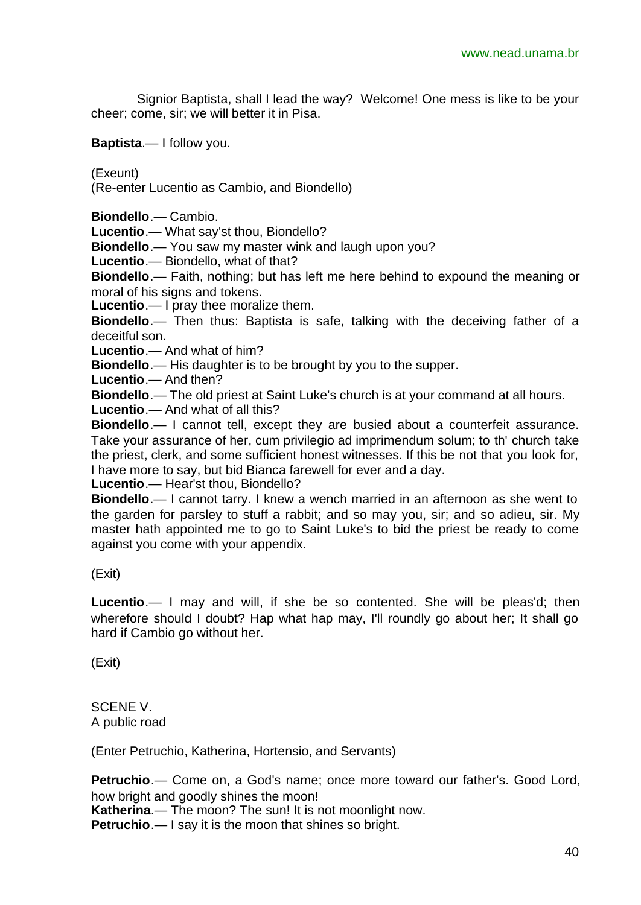Signior Baptista, shall I lead the way? Welcome! One mess is like to be your cheer; come, sir; we will better it in Pisa.

**Baptista**.— I follow you.

(Exeunt)
(Re-enter Lucentio as Cambio, and Biondello)

**Biondello**.— Cambio.
**Lucentio**.— What say'st thou, Biondello?
**Biondello**.— You saw my master wink and laugh upon you?
**Lucentio**.— Biondello, what of that?
**Biondello**.— Faith, nothing; but has left me here behind to expound the meaning or moral of his signs and tokens.
**Lucentio**.— I pray thee moralize them.
**Biondello**.— Then thus: Baptista is safe, talking with the deceiving father of a deceitful son.
**Lucentio**.— And what of him?
**Biondello**.— His daughter is to be brought by you to the supper.
**Lucentio**.— And then?
**Biondello**.— The old priest at Saint Luke's church is at your command at all hours.
**Lucentio**.— And what of all this?
**Biondello**.— I cannot tell, except they are busied about a counterfeit assurance. Take your assurance of her, cum privilegio ad imprimendum solum; to th' church take the priest, clerk, and some sufficient honest witnesses. If this be not that you look for, I have more to say, but bid Bianca farewell for ever and a day.
**Lucentio**.— Hear'st thou, Biondello?
**Biondello**.— I cannot tarry. I knew a wench married in an afternoon as she went to the garden for parsley to stuff a rabbit; and so may you, sir; and so adieu, sir. My master hath appointed me to go to Saint Luke's to bid the priest be ready to come against you come with your appendix.

(Exit)

**Lucentio**.— I may and will, if she be so contented. She will be pleas'd; then wherefore should I doubt? Hap what hap may, I'll roundly go about her; It shall go hard if Cambio go without her.

(Exit)

SCENE V.
A public road

(Enter Petruchio, Katherina, Hortensio, and Servants)

**Petruchio**.— Come on, a God's name; once more toward our father's. Good Lord, how bright and goodly shines the moon!
**Katherina**.— The moon? The sun! It is not moonlight now.
**Petruchio**.— I say it is the moon that shines so bright.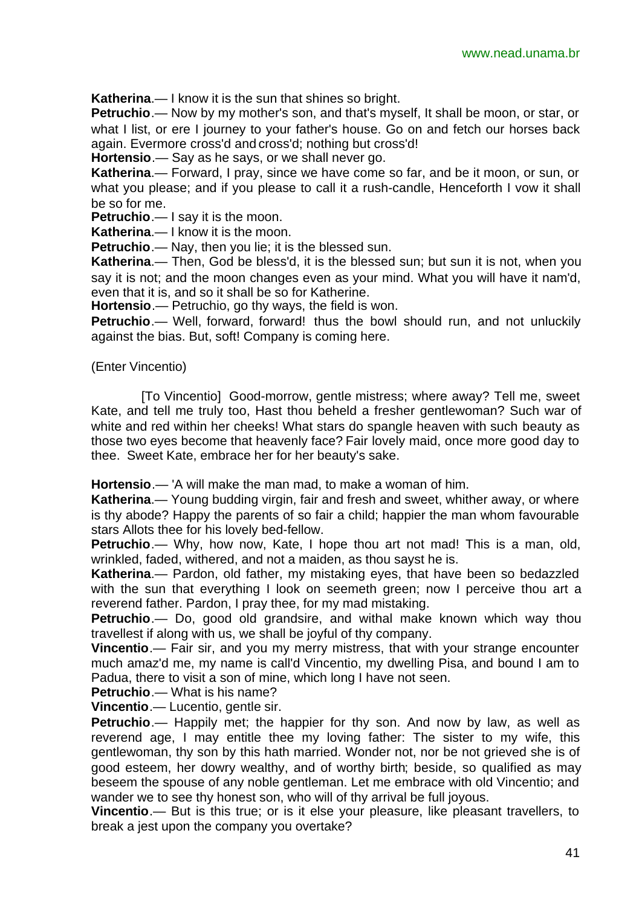**Katherina**.— I know it is the sun that shines so bright.

**Petruchio**.— Now by my mother's son, and that's myself, It shall be moon, or star, or what I list, or ere I journey to your father's house. Go on and fetch our horses back again. Evermore cross'd and cross'd; nothing but cross'd!

**Hortensio**.— Say as he says, or we shall never go.

**Katherina**.— Forward, I pray, since we have come so far, and be it moon, or sun, or what you please; and if you please to call it a rush-candle, Henceforth I vow it shall be so for me.

**Petruchio**.— I say it is the moon.

**Katherina**.— I know it is the moon.

**Petruchio**.— Nay, then you lie; it is the blessed sun.

**Katherina**.— Then, God be bless'd, it is the blessed sun; but sun it is not, when you say it is not; and the moon changes even as your mind. What you will have it nam'd, even that it is, and so it shall be so for Katherine.

**Hortensio**.— Petruchio, go thy ways, the field is won.

**Petruchio**.— Well, forward, forward! thus the bowl should run, and not unluckily against the bias. But, soft! Company is coming here.

(Enter Vincentio)

[To Vincentio] Good-morrow, gentle mistress; where away? Tell me, sweet Kate, and tell me truly too, Hast thou beheld a fresher gentlewoman? Such war of white and red within her cheeks! What stars do spangle heaven with such beauty as those two eyes become that heavenly face? Fair lovely maid, once more good day to thee. Sweet Kate, embrace her for her beauty's sake.

**Hortensio**.— 'A will make the man mad, to make a woman of him.

**Katherina**.— Young budding virgin, fair and fresh and sweet, whither away, or where is thy abode? Happy the parents of so fair a child; happier the man whom favourable stars Allots thee for his lovely bed-fellow.

**Petruchio**.— Why, how now, Kate, I hope thou art not mad! This is a man, old, wrinkled, faded, withered, and not a maiden, as thou sayst he is.

**Katherina**.— Pardon, old father, my mistaking eyes, that have been so bedazzled with the sun that everything I look on seemeth green; now I perceive thou art a reverend father. Pardon, I pray thee, for my mad mistaking.

**Petruchio**.— Do, good old grandsire, and withal make known which way thou travellest if along with us, we shall be joyful of thy company.

**Vincentio**.— Fair sir, and you my merry mistress, that with your strange encounter much amaz'd me, my name is call'd Vincentio, my dwelling Pisa, and bound I am to Padua, there to visit a son of mine, which long I have not seen.

**Petruchio**.— What is his name?

**Vincentio**.— Lucentio, gentle sir.

**Petruchio**.— Happily met; the happier for thy son. And now by law, as well as reverend age, I may entitle thee my loving father: The sister to my wife, this gentlewoman, thy son by this hath married. Wonder not, nor be not grieved she is of good esteem, her dowry wealthy, and of worthy birth; beside, so qualified as may beseem the spouse of any noble gentleman. Let me embrace with old Vincentio; and wander we to see thy honest son, who will of thy arrival be full joyous.

**Vincentio**.— But is this true; or is it else your pleasure, like pleasant travellers, to break a jest upon the company you overtake?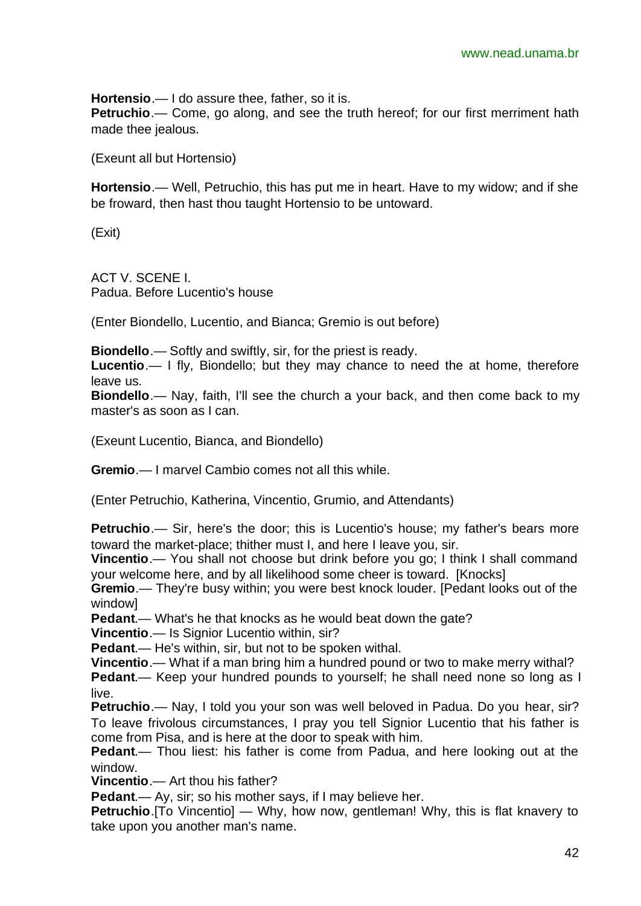**Hortensio**.— I do assure thee, father, so it is.
**Petruchio**.— Come, go along, and see the truth hereof; for our first merriment hath made thee jealous.

(Exeunt all but Hortensio)

**Hortensio**.— Well, Petruchio, this has put me in heart. Have to my widow; and if she be froward, then hast thou taught Hortensio to be untoward.

(Exit)

ACT V. SCENE I.
Padua. Before Lucentio's house

(Enter Biondello, Lucentio, and Bianca; Gremio is out before)

**Biondello**.— Softly and swiftly, sir, for the priest is ready.
**Lucentio**.— I fly, Biondello; but they may chance to need the at home, therefore leave us.
**Biondello**.— Nay, faith, I'll see the church a your back, and then come back to my master's as soon as I can.

(Exeunt Lucentio, Bianca, and Biondello)

**Gremio**.— I marvel Cambio comes not all this while.

(Enter Petruchio, Katherina, Vincentio, Grumio, and Attendants)

**Petruchio**.— Sir, here's the door; this is Lucentio's house; my father's bears more toward the market-place; thither must I, and here I leave you, sir.
**Vincentio**.— You shall not choose but drink before you go; I think I shall command your welcome here, and by all likelihood some cheer is toward. [Knocks]
**Gremio**.— They're busy within; you were best knock louder. [Pedant looks out of the window]
**Pedant**.— What's he that knocks as he would beat down the gate?
**Vincentio**.— Is Signior Lucentio within, sir?
**Pedant**.— He's within, sir, but not to be spoken withal.
**Vincentio**.— What if a man bring him a hundred pound or two to make merry withal?
**Pedant**.— Keep your hundred pounds to yourself; he shall need none so long as I live.
**Petruchio**.— Nay, I told you your son was well beloved in Padua. Do you hear, sir? To leave frivolous circumstances, I pray you tell Signior Lucentio that his father is come from Pisa, and is here at the door to speak with him.
**Pedant**.— Thou liest: his father is come from Padua, and here looking out at the window.
**Vincentio**.— Art thou his father?
**Pedant**.— Ay, sir; so his mother says, if I may believe her.
**Petruchio**.[To Vincentio] — Why, how now, gentleman! Why, this is flat knavery to take upon you another man's name.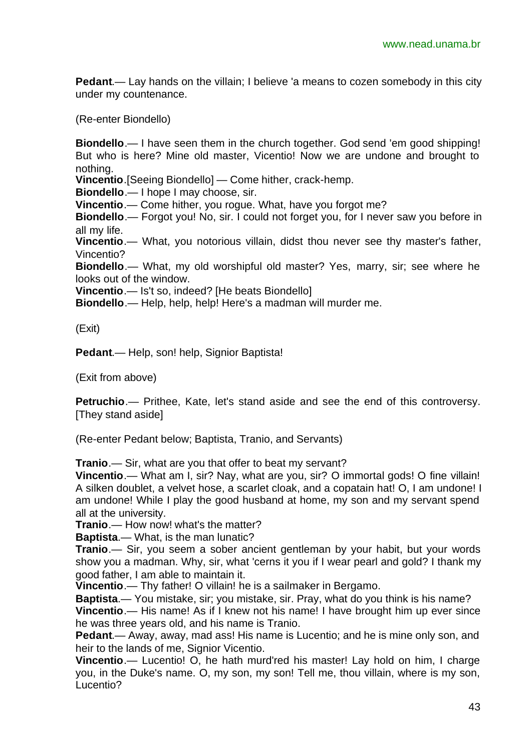**Pedant**.— Lay hands on the villain; I believe 'a means to cozen somebody in this city under my countenance.

(Re-enter Biondello)

**Biondello**.— I have seen them in the church together. God send 'em good shipping! But who is here? Mine old master, Vicentio! Now we are undone and brought to nothing.
**Vincentio**.[Seeing Biondello] — Come hither, crack-hemp.
**Biondello**.— I hope I may choose, sir.
**Vincentio**.— Come hither, you rogue. What, have you forgot me?
**Biondello**.— Forgot you! No, sir. I could not forget you, for I never saw you before in all my life.
**Vincentio**.— What, you notorious villain, didst thou never see thy master's father, Vincentio?
**Biondello**.— What, my old worshipful old master? Yes, marry, sir; see where he looks out of the window.
**Vincentio**.— Is't so, indeed? [He beats Biondello]
**Biondello**.— Help, help, help! Here's a madman will murder me.

(Exit)

**Pedant**.— Help, son! help, Signior Baptista!

(Exit from above)

**Petruchio**.— Prithee, Kate, let's stand aside and see the end of this controversy. [They stand aside]

(Re-enter Pedant below; Baptista, Tranio, and Servants)

**Tranio**.— Sir, what are you that offer to beat my servant?
**Vincentio**.— What am I, sir? Nay, what are you, sir? O immortal gods! O fine villain! A silken doublet, a velvet hose, a scarlet cloak, and a copatain hat! O, I am undone! I am undone! While I play the good husband at home, my son and my servant spend all at the university.
**Tranio**.— How now! what's the matter?
**Baptista**.— What, is the man lunatic?
**Tranio**.— Sir, you seem a sober ancient gentleman by your habit, but your words show you a madman. Why, sir, what 'cerns it you if I wear pearl and gold? I thank my good father, I am able to maintain it.
**Vincentio**.— Thy father! O villain! he is a sailmaker in Bergamo.
**Baptista**.— You mistake, sir; you mistake, sir. Pray, what do you think is his name?
**Vincentio**.— His name! As if I knew not his name! I have brought him up ever since he was three years old, and his name is Tranio.
**Pedant**.— Away, away, mad ass! His name is Lucentio; and he is mine only son, and heir to the lands of me, Signior Vicentio.
**Vincentio**.— Lucentio! O, he hath murd'red his master! Lay hold on him, I charge you, in the Duke's name. O, my son, my son! Tell me, thou villain, where is my son, Lucentio?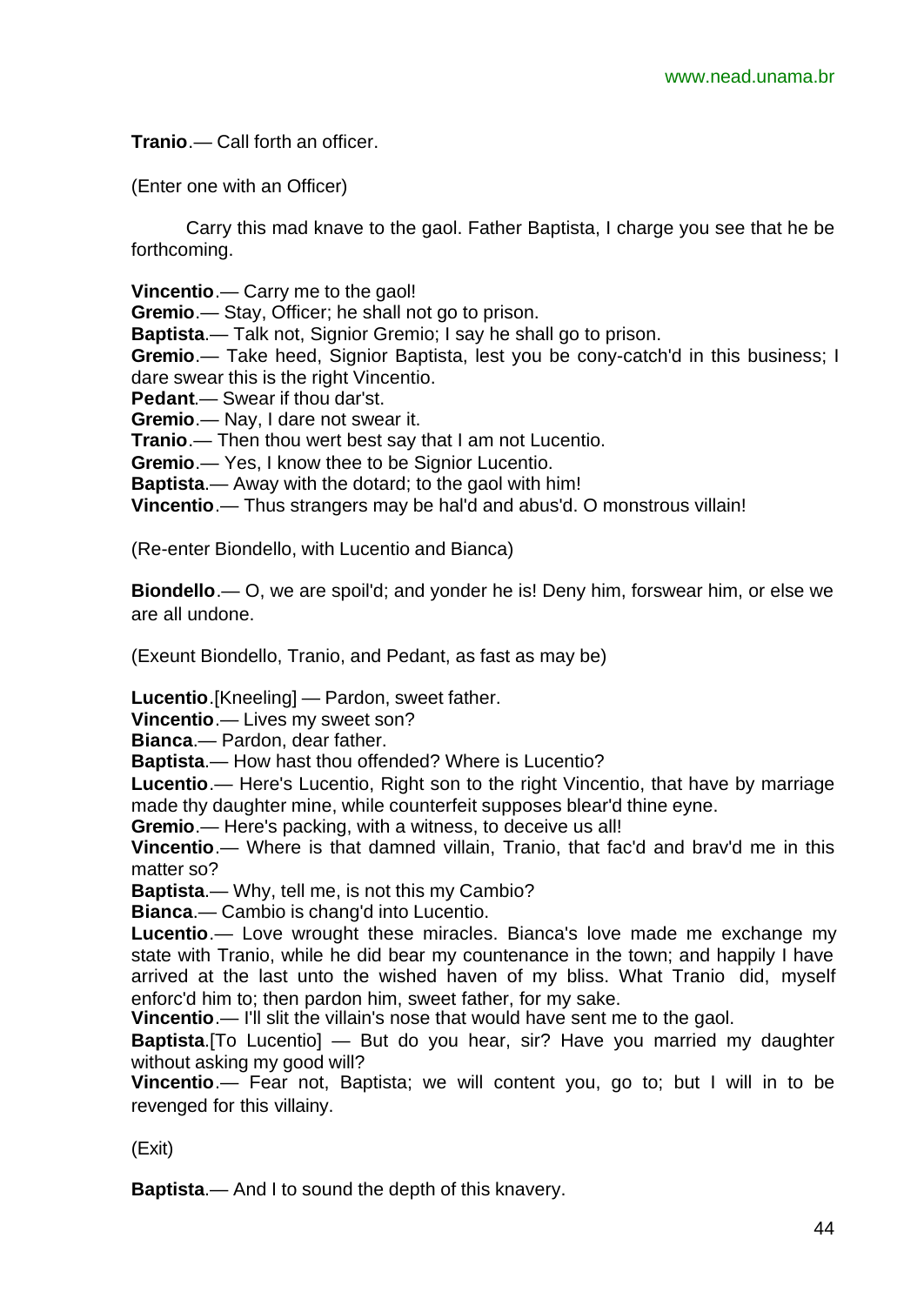**Tranio**.— Call forth an officer.

(Enter one with an Officer)

Carry this mad knave to the gaol. Father Baptista, I charge you see that he be forthcoming.

**Vincentio**.— Carry me to the gaol!
**Gremio**.— Stay, Officer; he shall not go to prison.
**Baptista**.— Talk not, Signior Gremio; I say he shall go to prison.
**Gremio**.— Take heed, Signior Baptista, lest you be cony-catch'd in this business; I dare swear this is the right Vincentio.
**Pedant**.— Swear if thou dar'st.
**Gremio**.— Nay, I dare not swear it.
**Tranio**.— Then thou wert best say that I am not Lucentio.
**Gremio**.— Yes, I know thee to be Signior Lucentio.
**Baptista**.— Away with the dotard; to the gaol with him!
**Vincentio**.— Thus strangers may be hal'd and abus'd. O monstrous villain!

(Re-enter Biondello, with Lucentio and Bianca)

**Biondello**.— O, we are spoil'd; and yonder he is! Deny him, forswear him, or else we are all undone.

(Exeunt Biondello, Tranio, and Pedant, as fast as may be)

**Lucentio**.[Kneeling] — Pardon, sweet father.
**Vincentio**.— Lives my sweet son?
**Bianca**.— Pardon, dear father.
**Baptista**.— How hast thou offended? Where is Lucentio?
**Lucentio**.— Here's Lucentio, Right son to the right Vincentio, that have by marriage made thy daughter mine, while counterfeit supposes blear'd thine eyne.
**Gremio**.— Here's packing, with a witness, to deceive us all!
**Vincentio**.— Where is that damned villain, Tranio, that fac'd and brav'd me in this matter so?
**Baptista**.— Why, tell me, is not this my Cambio?
**Bianca**.— Cambio is chang'd into Lucentio.
**Lucentio**.— Love wrought these miracles. Bianca's love made me exchange my state with Tranio, while he did bear my countenance in the town; and happily I have arrived at the last unto the wished haven of my bliss. What Tranio did, myself enforc'd him to; then pardon him, sweet father, for my sake.
**Vincentio**.— I'll slit the villain's nose that would have sent me to the gaol.
**Baptista**.[To Lucentio] — But do you hear, sir? Have you married my daughter without asking my good will?
**Vincentio**.— Fear not, Baptista; we will content you, go to; but I will in to be revenged for this villainy.

(Exit)

**Baptista**.— And I to sound the depth of this knavery.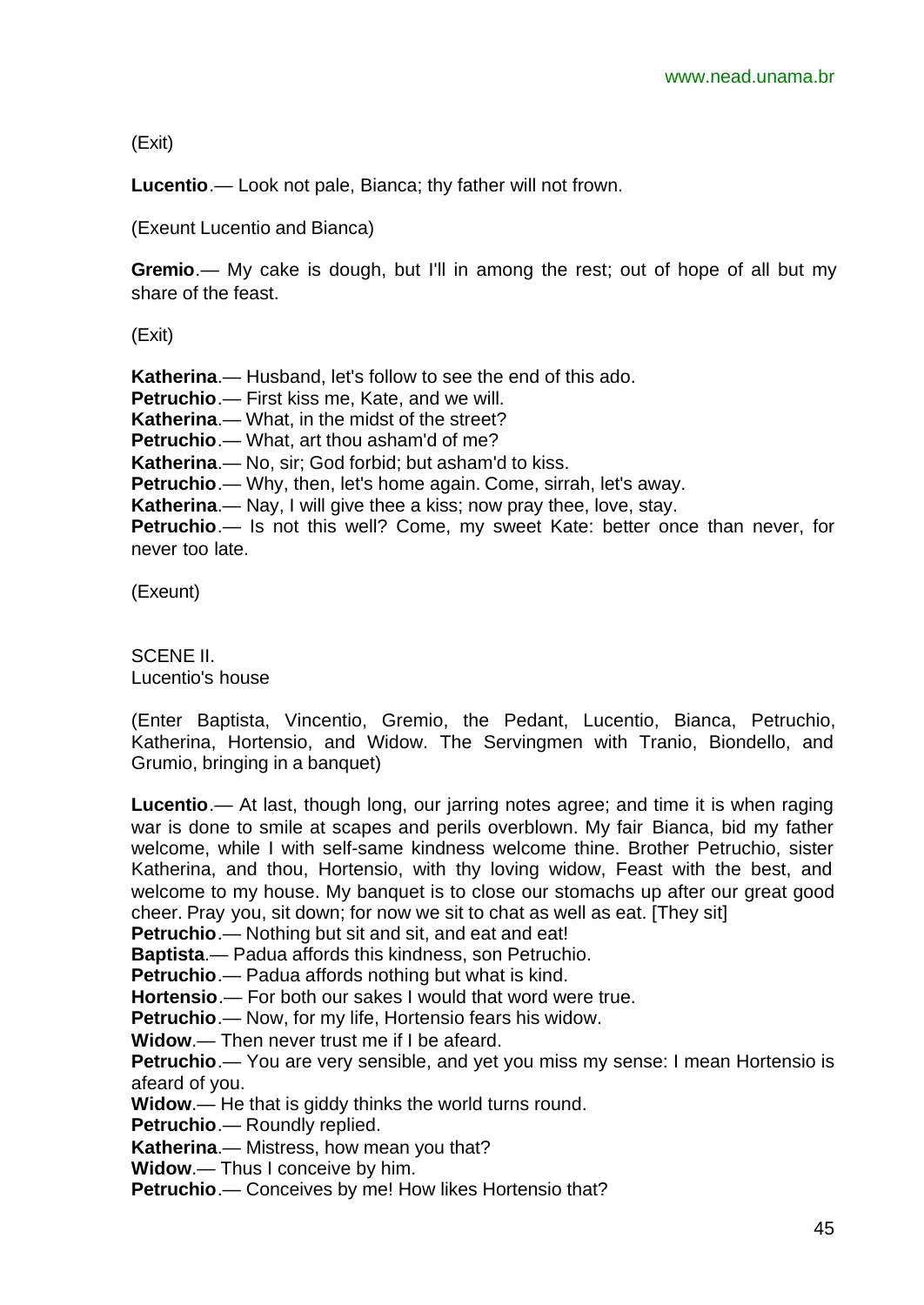(Exit)

**Lucentio**.— Look not pale, Bianca; thy father will not frown.

(Exeunt Lucentio and Bianca)

**Gremio**.— My cake is dough, but I'll in among the rest; out of hope of all but my share of the feast.

(Exit)

**Katherina**.— Husband, let's follow to see the end of this ado.
**Petruchio**.— First kiss me, Kate, and we will.
**Katherina**.— What, in the midst of the street?
**Petruchio**.— What, art thou asham'd of me?
**Katherina**.— No, sir; God forbid; but asham'd to kiss.
**Petruchio**.— Why, then, let's home again. Come, sirrah, let's away.
**Katherina**.— Nay, I will give thee a kiss; now pray thee, love, stay.
**Petruchio**.— Is not this well? Come, my sweet Kate: better once than never, for never too late.

(Exeunt)

SCENE II.
Lucentio's house

(Enter Baptista, Vincentio, Gremio, the Pedant, Lucentio, Bianca, Petruchio, Katherina, Hortensio, and Widow. The Servingmen with Tranio, Biondello, and Grumio, bringing in a banquet)

**Lucentio**.— At last, though long, our jarring notes agree; and time it is when raging war is done to smile at scapes and perils overblown. My fair Bianca, bid my father welcome, while I with self-same kindness welcome thine. Brother Petruchio, sister Katherina, and thou, Hortensio, with thy loving widow, Feast with the best, and welcome to my house. My banquet is to close our stomachs up after our great good cheer. Pray you, sit down; for now we sit to chat as well as eat. [They sit]
**Petruchio**.— Nothing but sit and sit, and eat and eat!
**Baptista**.— Padua affords this kindness, son Petruchio.
**Petruchio**.— Padua affords nothing but what is kind.
**Hortensio**.— For both our sakes I would that word were true.
**Petruchio**.— Now, for my life, Hortensio fears his widow.
**Widow**.— Then never trust me if I be afeard.
**Petruchio**.— You are very sensible, and yet you miss my sense: I mean Hortensio is afeard of you.
**Widow**.— He that is giddy thinks the world turns round.
**Petruchio**.— Roundly replied.
**Katherina**.— Mistress, how mean you that?
**Widow**.— Thus I conceive by him.
**Petruchio**.— Conceives by me! How likes Hortensio that?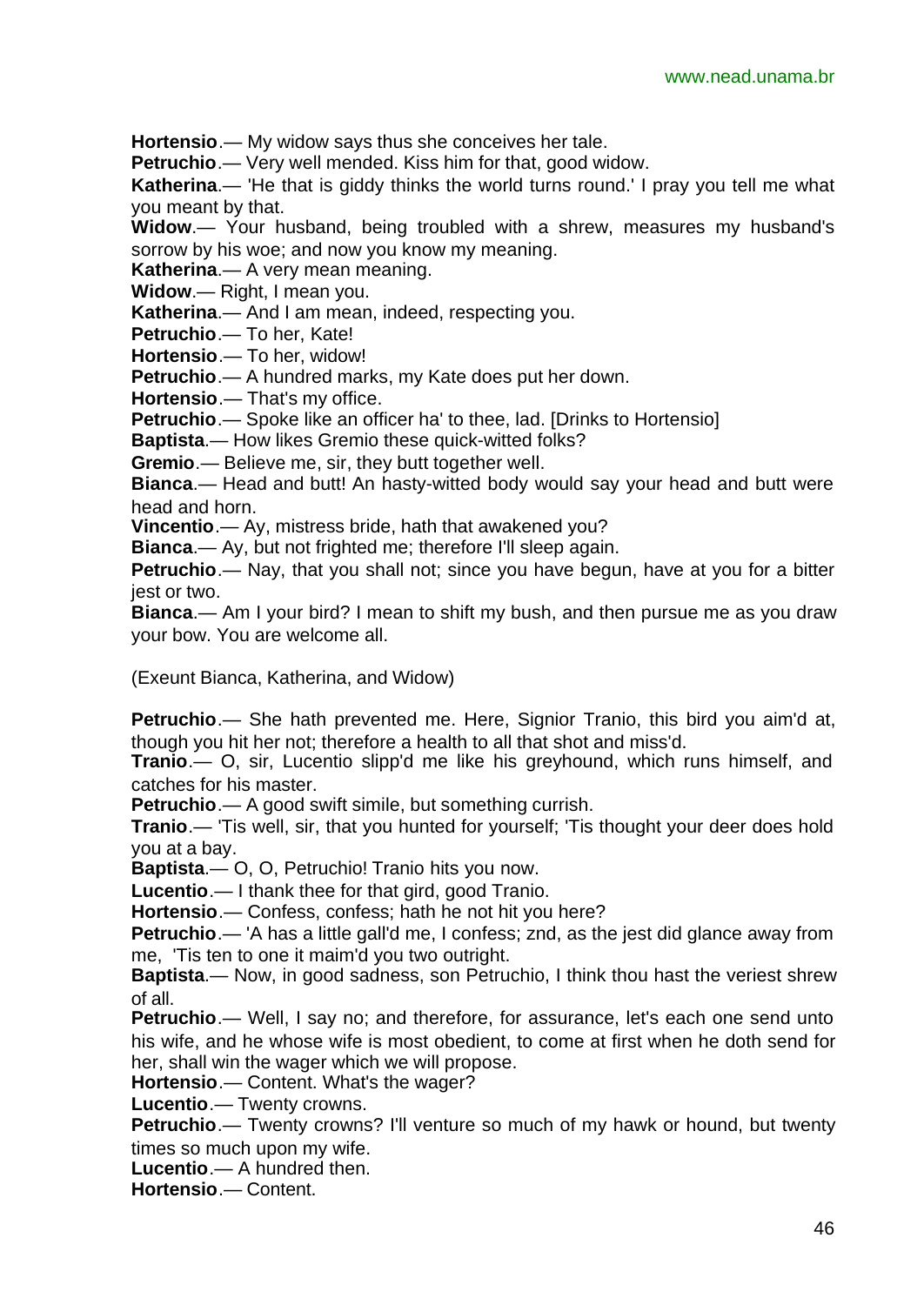**Hortensio**.— My widow says thus she conceives her tale.

**Petruchio**.— Very well mended. Kiss him for that, good widow.

**Katherina**.— 'He that is giddy thinks the world turns round.' I pray you tell me what you meant by that.

**Widow**.— Your husband, being troubled with a shrew, measures my husband's sorrow by his woe; and now you know my meaning.

**Katherina**.— A very mean meaning.

**Widow**.— Right, I mean you.

**Katherina**.— And I am mean, indeed, respecting you.

**Petruchio**.— To her, Kate!

**Hortensio**.— To her, widow!

**Petruchio**.— A hundred marks, my Kate does put her down.

**Hortensio**.— That's my office.

**Petruchio**.— Spoke like an officer ha' to thee, lad. [Drinks to Hortensio]

**Baptista**.— How likes Gremio these quick-witted folks?

**Gremio**.— Believe me, sir, they butt together well.

**Bianca**.— Head and butt! An hasty-witted body would say your head and butt were head and horn.

**Vincentio**.— Ay, mistress bride, hath that awakened you?

**Bianca**.— Ay, but not frighted me; therefore I'll sleep again.

**Petruchio**.— Nay, that you shall not; since you have begun, have at you for a bitter jest or two.

**Bianca**.— Am I your bird? I mean to shift my bush, and then pursue me as you draw your bow. You are welcome all.

(Exeunt Bianca, Katherina, and Widow)

**Petruchio**.— She hath prevented me. Here, Signior Tranio, this bird you aim'd at, though you hit her not; therefore a health to all that shot and miss'd.

**Tranio**.— O, sir, Lucentio slipp'd me like his greyhound, which runs himself, and catches for his master.

**Petruchio**.— A good swift simile, but something currish.

**Tranio**.— 'Tis well, sir, that you hunted for yourself; 'Tis thought your deer does hold you at a bay.

**Baptista**.— O, O, Petruchio! Tranio hits you now.

**Lucentio**.— I thank thee for that gird, good Tranio.

**Hortensio**.— Confess, confess; hath he not hit you here?

**Petruchio**.— 'A has a little gall'd me, I confess; znd, as the jest did glance away from me, 'Tis ten to one it maim'd you two outright.

**Baptista**.— Now, in good sadness, son Petruchio, I think thou hast the veriest shrew of all.

**Petruchio**.— Well, I say no; and therefore, for assurance, let's each one send unto his wife, and he whose wife is most obedient, to come at first when he doth send for her, shall win the wager which we will propose.

**Hortensio**.— Content. What's the wager?

**Lucentio**.— Twenty crowns.

**Petruchio**.— Twenty crowns? I'll venture so much of my hawk or hound, but twenty times so much upon my wife.

**Lucentio**.— A hundred then.

**Hortensio**.— Content.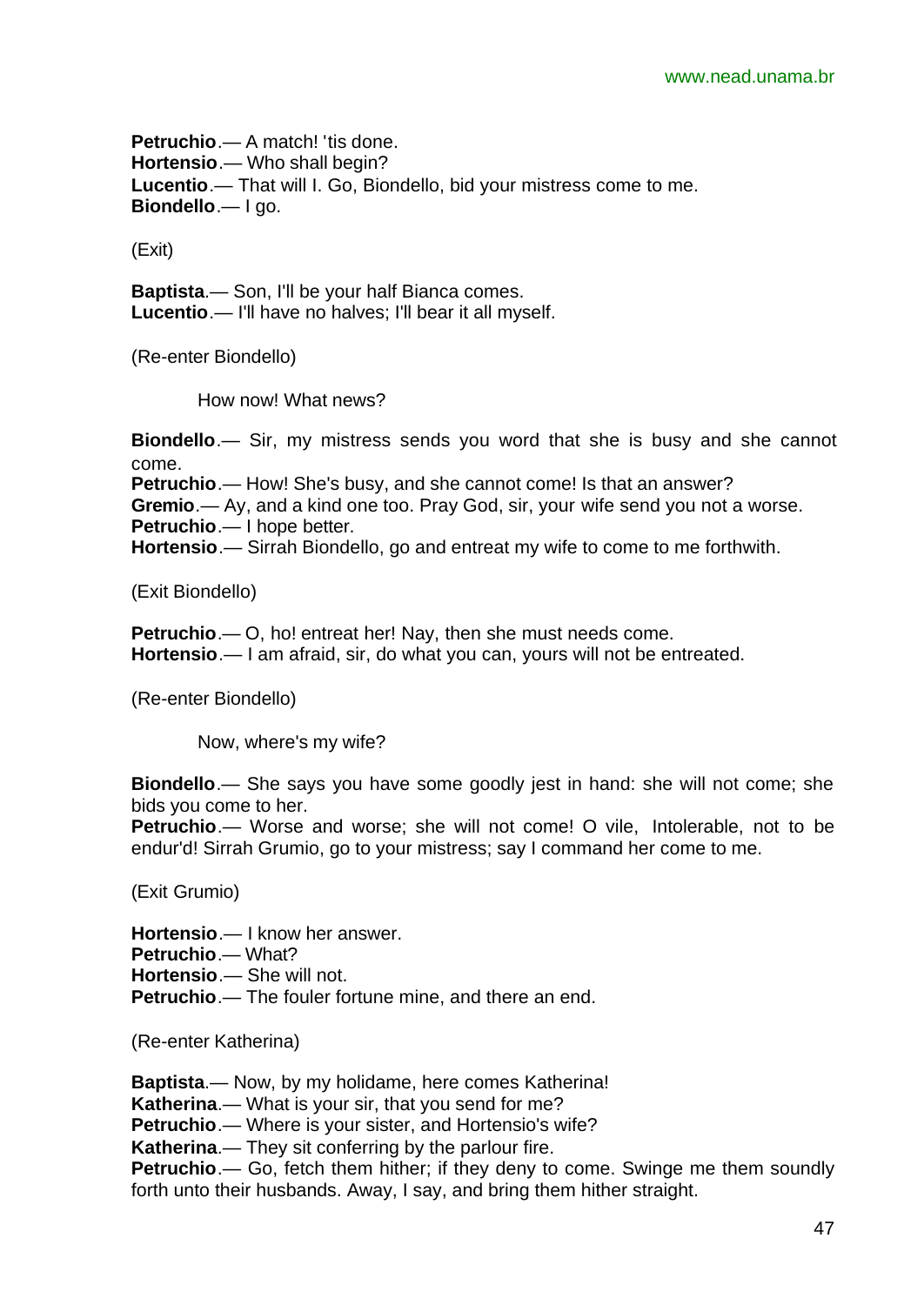**Petruchio**.— A match! 'tis done.
**Hortensio**.— Who shall begin?
**Lucentio**.— That will I. Go, Biondello, bid your mistress come to me.
**Biondello**.— I go.

(Exit)

**Baptista**.— Son, I'll be your half Bianca comes.
**Lucentio**.— I'll have no halves; I'll bear it all myself.

(Re-enter Biondello)

How now! What news?

**Biondello**.— Sir, my mistress sends you word that she is busy and she cannot come.
**Petruchio**.— How! She's busy, and she cannot come! Is that an answer?
**Gremio**.— Ay, and a kind one too. Pray God, sir, your wife send you not a worse.
**Petruchio**.— I hope better.
**Hortensio**.— Sirrah Biondello, go and entreat my wife to come to me forthwith.

(Exit Biondello)

**Petruchio**.— O, ho! entreat her! Nay, then she must needs come.
**Hortensio**.— I am afraid, sir, do what you can, yours will not be entreated.

(Re-enter Biondello)

Now, where's my wife?

**Biondello**.— She says you have some goodly jest in hand: she will not come; she bids you come to her.
**Petruchio**.— Worse and worse; she will not come! O vile, Intolerable, not to be endur'd! Sirrah Grumio, go to your mistress; say I command her come to me.

(Exit Grumio)

**Hortensio**.— I know her answer.
**Petruchio**.— What?
**Hortensio**.— She will not.
**Petruchio**.— The fouler fortune mine, and there an end.

(Re-enter Katherina)

**Baptista**.— Now, by my holidame, here comes Katherina!
**Katherina**.— What is your sir, that you send for me?
**Petruchio**.— Where is your sister, and Hortensio's wife?
**Katherina**.— They sit conferring by the parlour fire.
**Petruchio**.— Go, fetch them hither; if they deny to come. Swinge me them soundly forth unto their husbands. Away, I say, and bring them hither straight.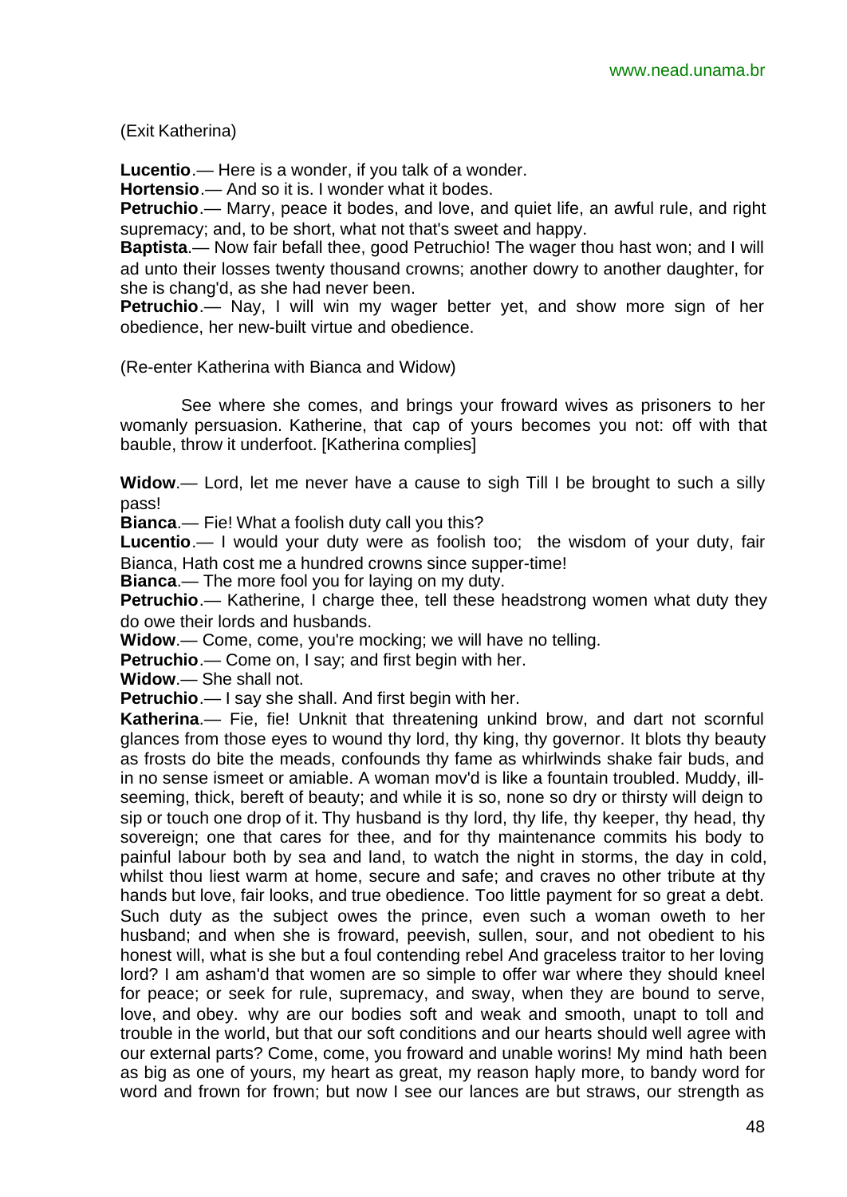(Exit Katherina)

**Lucentio**.— Here is a wonder, if you talk of a wonder.

**Hortensio**.— And so it is. I wonder what it bodes.

**Petruchio**.— Marry, peace it bodes, and love, and quiet life, an awful rule, and right supremacy; and, to be short, what not that's sweet and happy.

**Baptista**.— Now fair befall thee, good Petruchio! The wager thou hast won; and I will ad unto their losses twenty thousand crowns; another dowry to another daughter, for she is chang'd, as she had never been.

**Petruchio**.— Nay, I will win my wager better yet, and show more sign of her obedience, her new-built virtue and obedience.

(Re-enter Katherina with Bianca and Widow)

See where she comes, and brings your froward wives as prisoners to her womanly persuasion. Katherine, that cap of yours becomes you not: off with that bauble, throw it underfoot. [Katherina complies]

**Widow**.— Lord, let me never have a cause to sigh Till I be brought to such a silly pass!

**Bianca**.— Fie! What a foolish duty call you this?

**Lucentio**.— I would your duty were as foolish too; the wisdom of your duty, fair Bianca, Hath cost me a hundred crowns since supper-time!

**Bianca**.— The more fool you for laying on my duty.

**Petruchio**.— Katherine, I charge thee, tell these headstrong women what duty they do owe their lords and husbands.

**Widow**.— Come, come, you're mocking; we will have no telling.

**Petruchio**.— Come on, I say; and first begin with her.

**Widow**.— She shall not.

**Petruchio**.— I say she shall. And first begin with her.

**Katherina**.— Fie, fie! Unknit that threatening unkind brow, and dart not scornful glances from those eyes to wound thy lord, thy king, thy governor. It blots thy beauty as frosts do bite the meads, confounds thy fame as whirlwinds shake fair buds, and in no sense ismeet or amiable. A woman mov'd is like a fountain troubled. Muddy, ill-seeming, thick, bereft of beauty; and while it is so, none so dry or thirsty will deign to sip or touch one drop of it. Thy husband is thy lord, thy life, thy keeper, thy head, thy sovereign; one that cares for thee, and for thy maintenance commits his body to painful labour both by sea and land, to watch the night in storms, the day in cold, whilst thou liest warm at home, secure and safe; and craves no other tribute at thy hands but love, fair looks, and true obedience. Too little payment for so great a debt. Such duty as the subject owes the prince, even such a woman oweth to her husband; and when she is froward, peevish, sullen, sour, and not obedient to his honest will, what is she but a foul contending rebel And graceless traitor to her loving lord? I am asham'd that women are so simple to offer war where they should kneel for peace; or seek for rule, supremacy, and sway, when they are bound to serve, love, and obey. why are our bodies soft and weak and smooth, unapt to toll and trouble in the world, but that our soft conditions and our hearts should well agree with our external parts? Come, come, you froward and unable worins! My mind hath been as big as one of yours, my heart as great, my reason haply more, to bandy word for word and frown for frown; but now I see our lances are but straws, our strength as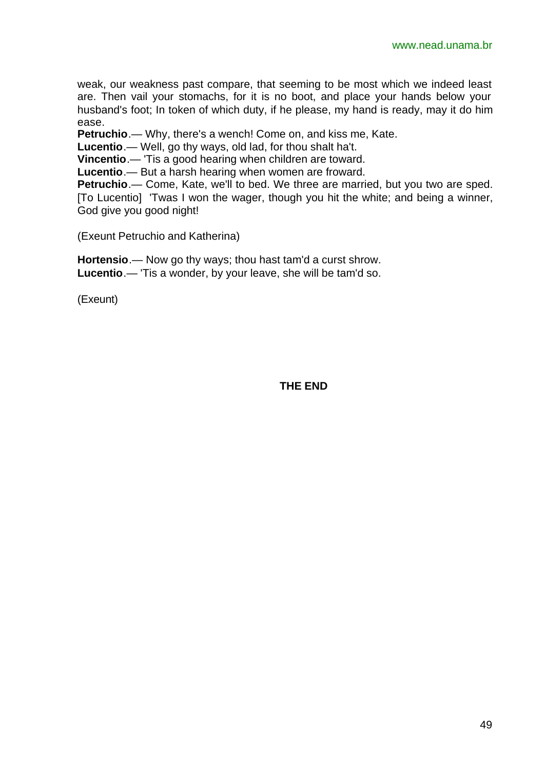weak, our weakness past compare, that seeming to be most which we indeed least are. Then vail your stomachs, for it is no boot, and place your hands below your husband's foot; In token of which duty, if he please, my hand is ready, may it do him ease.

**Petruchio**.— Why, there's a wench! Come on, and kiss me, Kate.

**Lucentio**.— Well, go thy ways, old lad, for thou shalt ha't.

**Vincentio**.— 'Tis a good hearing when children are toward.

**Lucentio**.— But a harsh hearing when women are froward.

**Petruchio**.— Come, Kate, we'll to bed. We three are married, but you two are sped. [To Lucentio] 'Twas I won the wager, though you hit the white; and being a winner, God give you good night!

(Exeunt Petruchio and Katherina)

**Hortensio**.— Now go thy ways; thou hast tam'd a curst shrow.

**Lucentio**.— 'Tis a wonder, by your leave, she will be tam'd so.

(Exeunt)

**THE END**